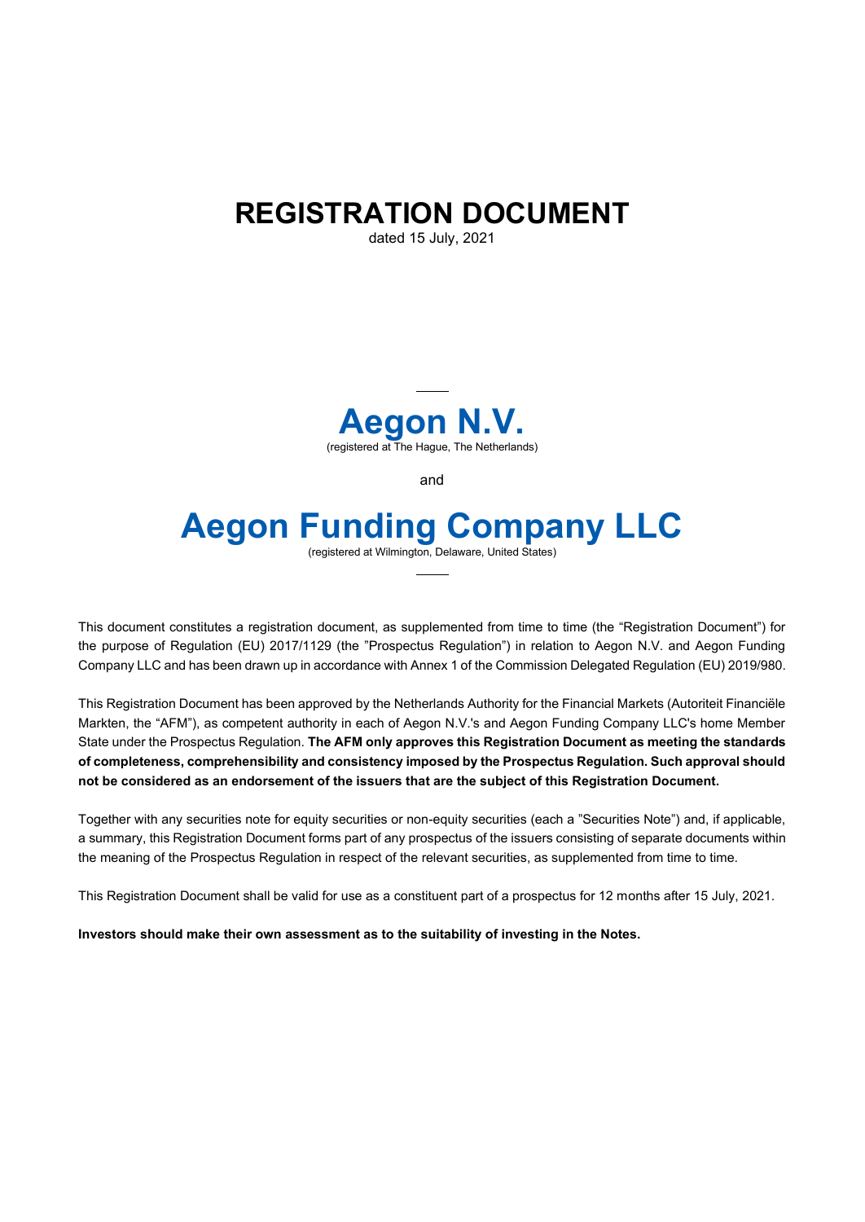# REGISTRATION DOCUMENT

dated 15 July, 2021

---

# Aegon N.V.

(registered at The Hague, The Netherlands)

and

# Aegon Funding Company LLC

(registered at Wilmington, Delaware, United States)

---

This document constitutes a registration document, as supplemented from time to time (the "Registration Document") for the purpose of Regulation (EU) 2017/1129 (the "Prospectus Regulation") in relation to Aegon N.V. and Aegon Funding Company LLC and has been drawn up in accordance with Annex 1 of the Commission Delegated Regulation (EU) 2019/980.

This Registration Document has been approved by the Netherlands Authority for the Financial Markets (Autoriteit Financiële Markten, the "AFM"), as competent authority in each of Aegon N.V.'s and Aegon Funding Company LLC's home Member State under the Prospectus Regulation. **The AFM only approves this Registration Document as meeting the standards of completeness, comprehensibility and consistency imposed by the Prospectus Regulation. Such approval should not be considered as an endorsement of the issuers that are the subject of this Registration Document.**

Together with any securities note for equity securities or non-equity securities (each a "Securities Note") and, if applicable, a summary, this Registration Document forms part of any prospectus of the issuers consisting of separate documents within the meaning of the Prospectus Regulation in respect of the relevant securities, as supplemented from time to time.

This Registration Document shall be valid for use as a constituent part of a prospectus for 12 months after 15 July, 2021.

**Investors should make their own assessment as to the suitability of investing in the Notes.**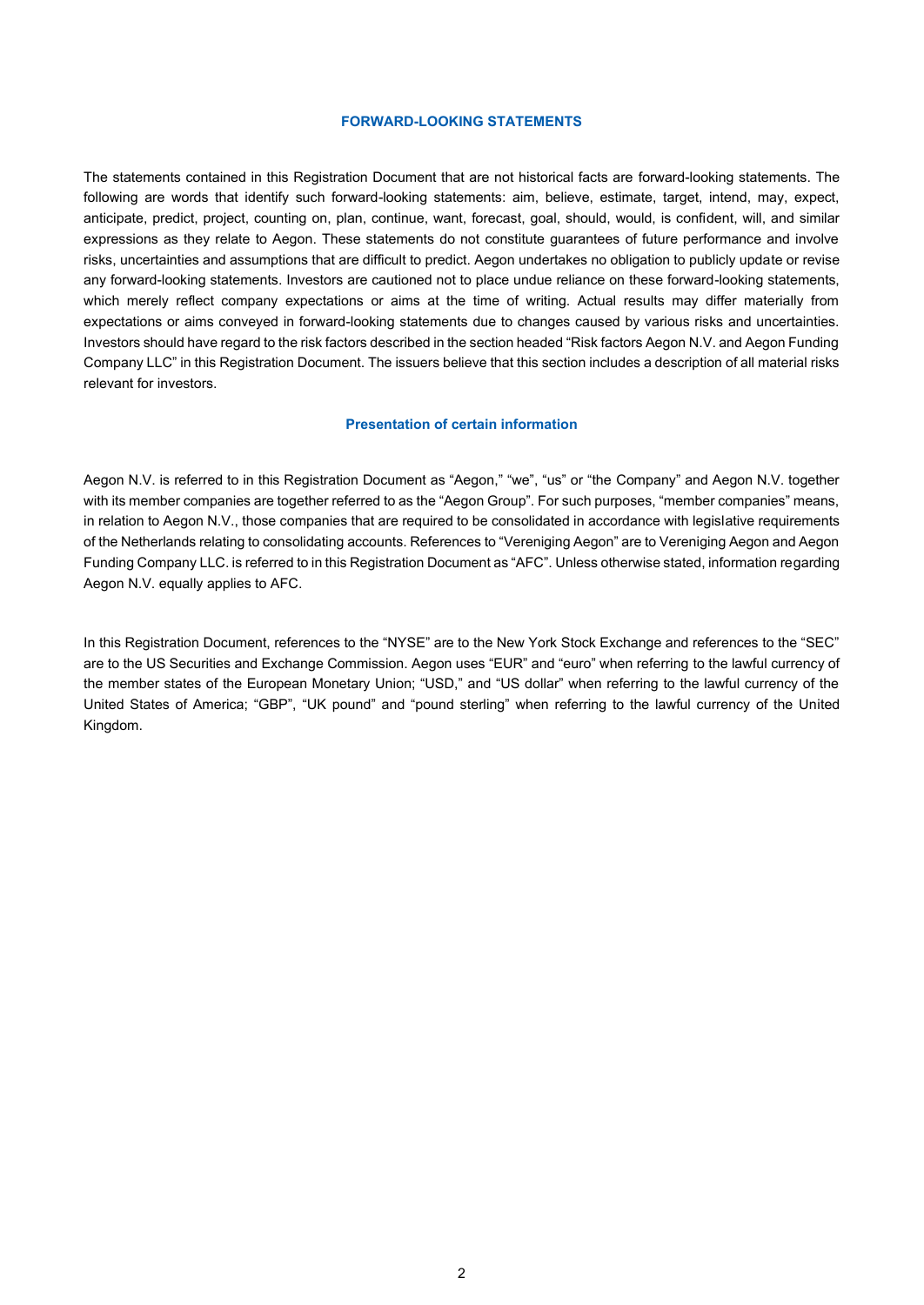## FORWARD-LOOKING STATEMENTS

The statements contained in this Registration Document that are not historical facts are forward-looking statements. The following are words that identify such forward-looking statements: aim, believe, estimate, target, intend, may, expect, anticipate, predict, project, counting on, plan, continue, want, forecast, goal, should, would, is confident, will, and similar expressions as they relate to Aegon. These statements do not constitute guarantees of future performance and involve risks, uncertainties and assumptions that are difficult to predict. Aegon undertakes no obligation to publicly update or revise any forward-looking statements. Investors are cautioned not to place undue reliance on these forward-looking statements, which merely reflect company expectations or aims at the time of writing. Actual results may differ materially from expectations or aims conveyed in forward-looking statements due to changes caused by various risks and uncertainties. Investors should have regard to the risk factors described in the section headed "Risk factors Aegon N.V. and Aegon Funding Company LLC" in this Registration Document. The issuers believe that this section includes a description of all material risks relevant for investors.

## Presentation of certain information

Aegon N.V. is referred to in this Registration Document as "Aegon," "we", "us" or "the Company" and Aegon N.V. together with its member companies are together referred to as the "Aegon Group". For such purposes, "member companies" means, in relation to Aegon N.V., those companies that are required to be consolidated in accordance with legislative requirements of the Netherlands relating to consolidating accounts. References to "Vereniging Aegon" are to Vereniging Aegon and Aegon Funding Company LLC. is referred to in this Registration Document as "AFC". Unless otherwise stated, information regarding Aegon N.V. equally applies to AFC.

In this Registration Document, references to the "NYSE" are to the New York Stock Exchange and references to the "SEC" are to the US Securities and Exchange Commission. Aegon uses "EUR" and "euro" when referring to the lawful currency of the member states of the European Monetary Union; "USD," and "US dollar" when referring to the lawful currency of the United States of America; "GBP", "UK pound" and "pound sterling" when referring to the lawful currency of the United Kingdom.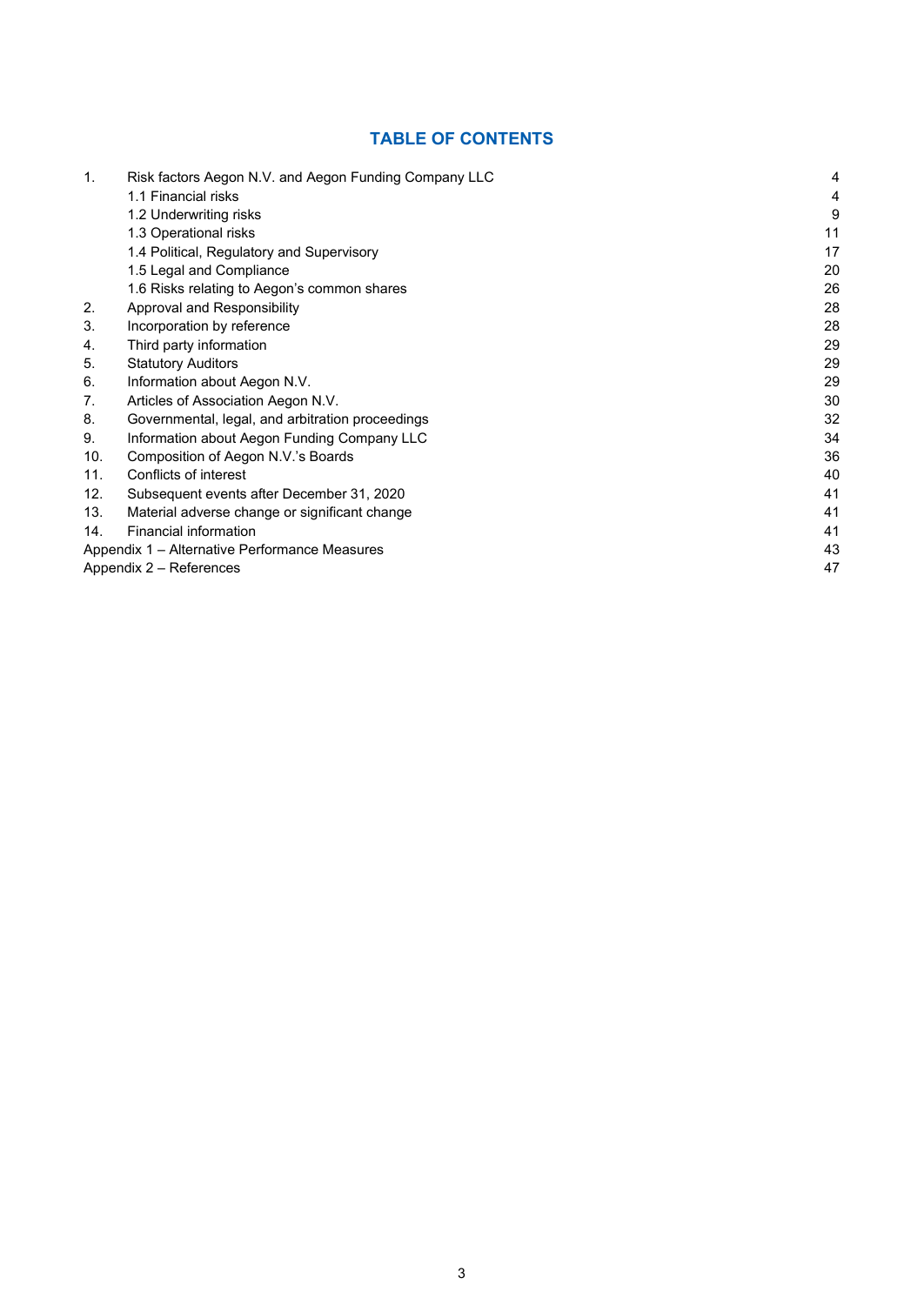# TABLE OF CONTENTS

| | | |
|---|---|---|
| 1. | Risk factors Aegon N.V. and Aegon Funding Company LLC | 4 |
| | 1.1 Financial risks | 4 |
| | 1.2 Underwriting risks | 9 |
| | 1.3 Operational risks | 11 |
| | 1.4 Political, Regulatory and Supervisory | 17 |
| | 1.5 Legal and Compliance | 20 |
| | 1.6 Risks relating to Aegon's common shares | 26 |
| 2. | Approval and Responsibility | 28 |
| 3. | Incorporation by reference | 28 |
| 4. | Third party information | 29 |
| 5. | Statutory Auditors | 29 |
| 6. | Information about Aegon N.V. | 29 |
| 7. | Articles of Association Aegon N.V. | 30 |
| 8. | Governmental, legal, and arbitration proceedings | 32 |
| 9. | Information about Aegon Funding Company LLC | 34 |
| 10. | Composition of Aegon N.V.'s Boards | 36 |
| 11. | Conflicts of interest | 40 |
| 12. | Subsequent events after December 31, 2020 | 41 |
| 13. | Material adverse change or significant change | 41 |
| 14. | Financial information | 41 |
| Appendix 1 – Alternative Performance Measures | | 43 |
| Appendix 2 – References | | 47 |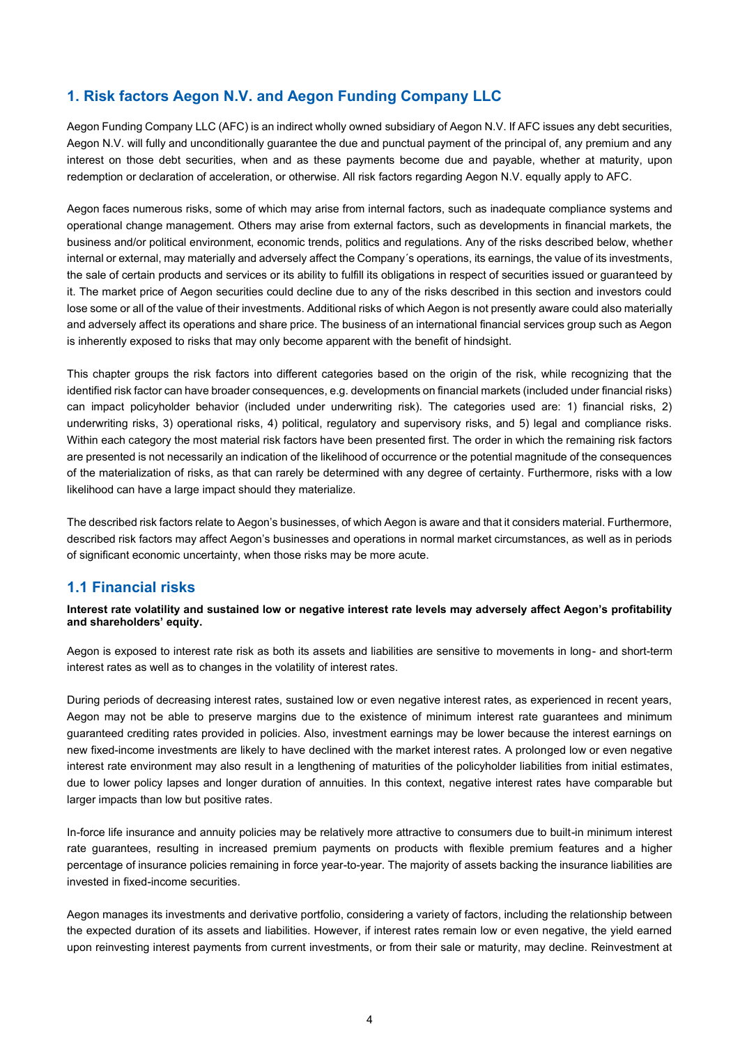## 1. Risk factors Aegon N.V. and Aegon Funding Company LLC

Aegon Funding Company LLC (AFC) is an indirect wholly owned subsidiary of Aegon N.V. If AFC issues any debt securities, Aegon N.V. will fully and unconditionally guarantee the due and punctual payment of the principal of, any premium and any interest on those debt securities, when and as these payments become due and payable, whether at maturity, upon redemption or declaration of acceleration, or otherwise. All risk factors regarding Aegon N.V. equally apply to AFC.

Aegon faces numerous risks, some of which may arise from internal factors, such as inadequate compliance systems and operational change management. Others may arise from external factors, such as developments in financial markets, the business and/or political environment, economic trends, politics and regulations. Any of the risks described below, whether internal or external, may materially and adversely affect the Company´s operations, its earnings, the value of its investments, the sale of certain products and services or its ability to fulfill its obligations in respect of securities issued or guaranteed by it. The market price of Aegon securities could decline due to any of the risks described in this section and investors could lose some or all of the value of their investments. Additional risks of which Aegon is not presently aware could also materially and adversely affect its operations and share price. The business of an international financial services group such as Aegon is inherently exposed to risks that may only become apparent with the benefit of hindsight.

This chapter groups the risk factors into different categories based on the origin of the risk, while recognizing that the identified risk factor can have broader consequences, e.g. developments on financial markets (included under financial risks) can impact policyholder behavior (included under underwriting risk). The categories used are: 1) financial risks, 2) underwriting risks, 3) operational risks, 4) political, regulatory and supervisory risks, and 5) legal and compliance risks. Within each category the most material risk factors have been presented first. The order in which the remaining risk factors are presented is not necessarily an indication of the likelihood of occurrence or the potential magnitude of the consequences of the materialization of risks, as that can rarely be determined with any degree of certainty. Furthermore, risks with a low likelihood can have a large impact should they materialize.

The described risk factors relate to Aegon's businesses, of which Aegon is aware and that it considers material. Furthermore, described risk factors may affect Aegon's businesses and operations in normal market circumstances, as well as in periods of significant economic uncertainty, when those risks may be more acute.

### 1.1 Financial risks

**Interest rate volatility and sustained low or negative interest rate levels may adversely affect Aegon's profitability and shareholders' equity.**

Aegon is exposed to interest rate risk as both its assets and liabilities are sensitive to movements in long- and short-term interest rates as well as to changes in the volatility of interest rates.

During periods of decreasing interest rates, sustained low or even negative interest rates, as experienced in recent years, Aegon may not be able to preserve margins due to the existence of minimum interest rate guarantees and minimum guaranteed crediting rates provided in policies. Also, investment earnings may be lower because the interest earnings on new fixed-income investments are likely to have declined with the market interest rates. A prolonged low or even negative interest rate environment may also result in a lengthening of maturities of the policyholder liabilities from initial estimates, due to lower policy lapses and longer duration of annuities. In this context, negative interest rates have comparable but larger impacts than low but positive rates.

In-force life insurance and annuity policies may be relatively more attractive to consumers due to built-in minimum interest rate guarantees, resulting in increased premium payments on products with flexible premium features and a higher percentage of insurance policies remaining in force year-to-year. The majority of assets backing the insurance liabilities are invested in fixed-income securities.

Aegon manages its investments and derivative portfolio, considering a variety of factors, including the relationship between the expected duration of its assets and liabilities. However, if interest rates remain low or even negative, the yield earned upon reinvesting interest payments from current investments, or from their sale or maturity, may decline. Reinvestment at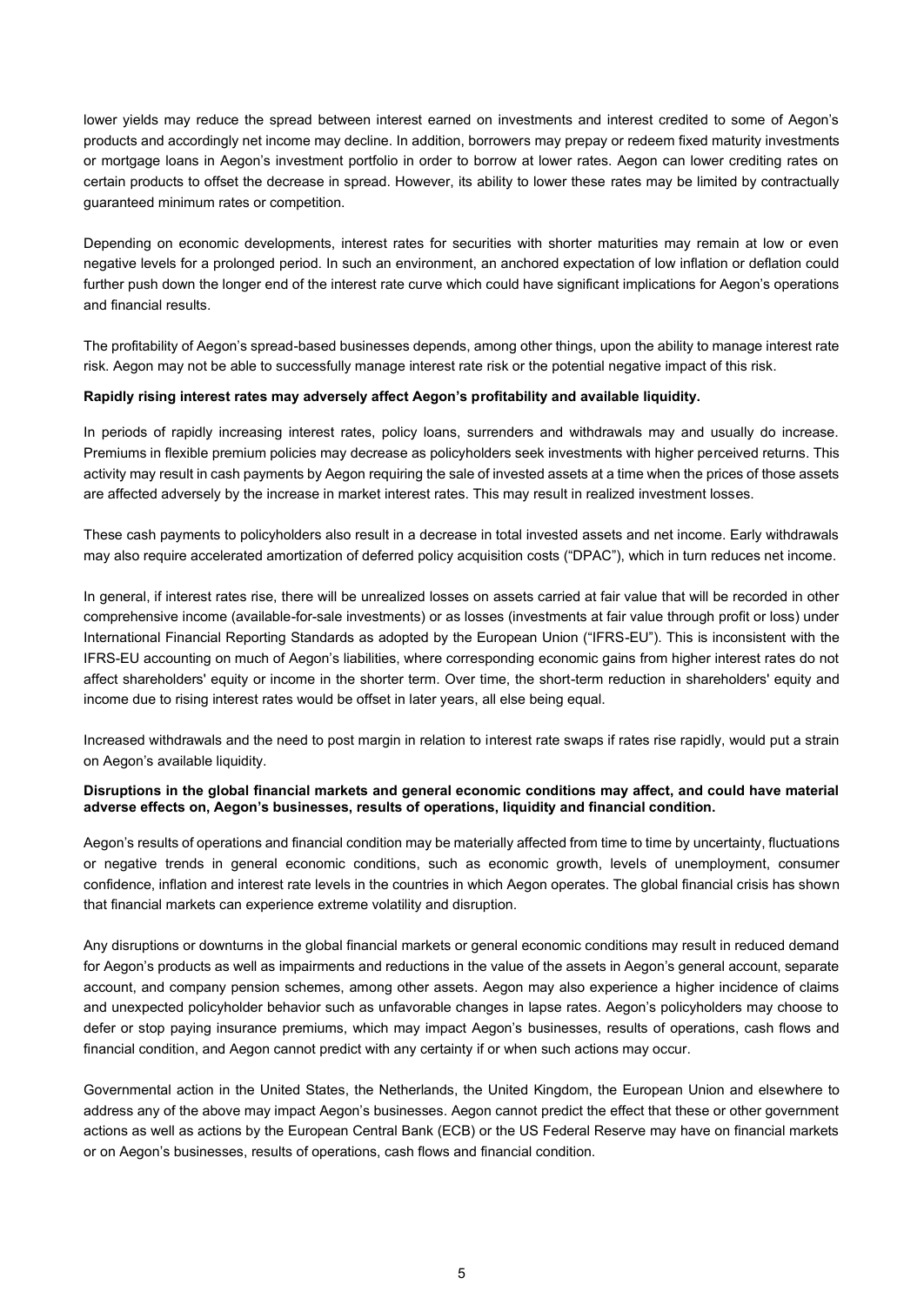lower yields may reduce the spread between interest earned on investments and interest credited to some of Aegon's products and accordingly net income may decline. In addition, borrowers may prepay or redeem fixed maturity investments or mortgage loans in Aegon's investment portfolio in order to borrow at lower rates. Aegon can lower crediting rates on certain products to offset the decrease in spread. However, its ability to lower these rates may be limited by contractually guaranteed minimum rates or competition.

Depending on economic developments, interest rates for securities with shorter maturities may remain at low or even negative levels for a prolonged period. In such an environment, an anchored expectation of low inflation or deflation could further push down the longer end of the interest rate curve which could have significant implications for Aegon's operations and financial results.

The profitability of Aegon's spread-based businesses depends, among other things, upon the ability to manage interest rate risk. Aegon may not be able to successfully manage interest rate risk or the potential negative impact of this risk.

**Rapidly rising interest rates may adversely affect Aegon's profitability and available liquidity.**

In periods of rapidly increasing interest rates, policy loans, surrenders and withdrawals may and usually do increase. Premiums in flexible premium policies may decrease as policyholders seek investments with higher perceived returns. This activity may result in cash payments by Aegon requiring the sale of invested assets at a time when the prices of those assets are affected adversely by the increase in market interest rates. This may result in realized investment losses.

These cash payments to policyholders also result in a decrease in total invested assets and net income. Early withdrawals may also require accelerated amortization of deferred policy acquisition costs ("DPAC"), which in turn reduces net income.

In general, if interest rates rise, there will be unrealized losses on assets carried at fair value that will be recorded in other comprehensive income (available-for-sale investments) or as losses (investments at fair value through profit or loss) under International Financial Reporting Standards as adopted by the European Union ("IFRS-EU"). This is inconsistent with the IFRS-EU accounting on much of Aegon's liabilities, where corresponding economic gains from higher interest rates do not affect shareholders' equity or income in the shorter term. Over time, the short-term reduction in shareholders' equity and income due to rising interest rates would be offset in later years, all else being equal.

Increased withdrawals and the need to post margin in relation to interest rate swaps if rates rise rapidly, would put a strain on Aegon's available liquidity.

**Disruptions in the global financial markets and general economic conditions may affect, and could have material adverse effects on, Aegon's businesses, results of operations, liquidity and financial condition.**

Aegon's results of operations and financial condition may be materially affected from time to time by uncertainty, fluctuations or negative trends in general economic conditions, such as economic growth, levels of unemployment, consumer confidence, inflation and interest rate levels in the countries in which Aegon operates. The global financial crisis has shown that financial markets can experience extreme volatility and disruption.

Any disruptions or downturns in the global financial markets or general economic conditions may result in reduced demand for Aegon's products as well as impairments and reductions in the value of the assets in Aegon's general account, separate account, and company pension schemes, among other assets. Aegon may also experience a higher incidence of claims and unexpected policyholder behavior such as unfavorable changes in lapse rates. Aegon's policyholders may choose to defer or stop paying insurance premiums, which may impact Aegon's businesses, results of operations, cash flows and financial condition, and Aegon cannot predict with any certainty if or when such actions may occur.

Governmental action in the United States, the Netherlands, the United Kingdom, the European Union and elsewhere to address any of the above may impact Aegon's businesses. Aegon cannot predict the effect that these or other government actions as well as actions by the European Central Bank (ECB) or the US Federal Reserve may have on financial markets or on Aegon's businesses, results of operations, cash flows and financial condition.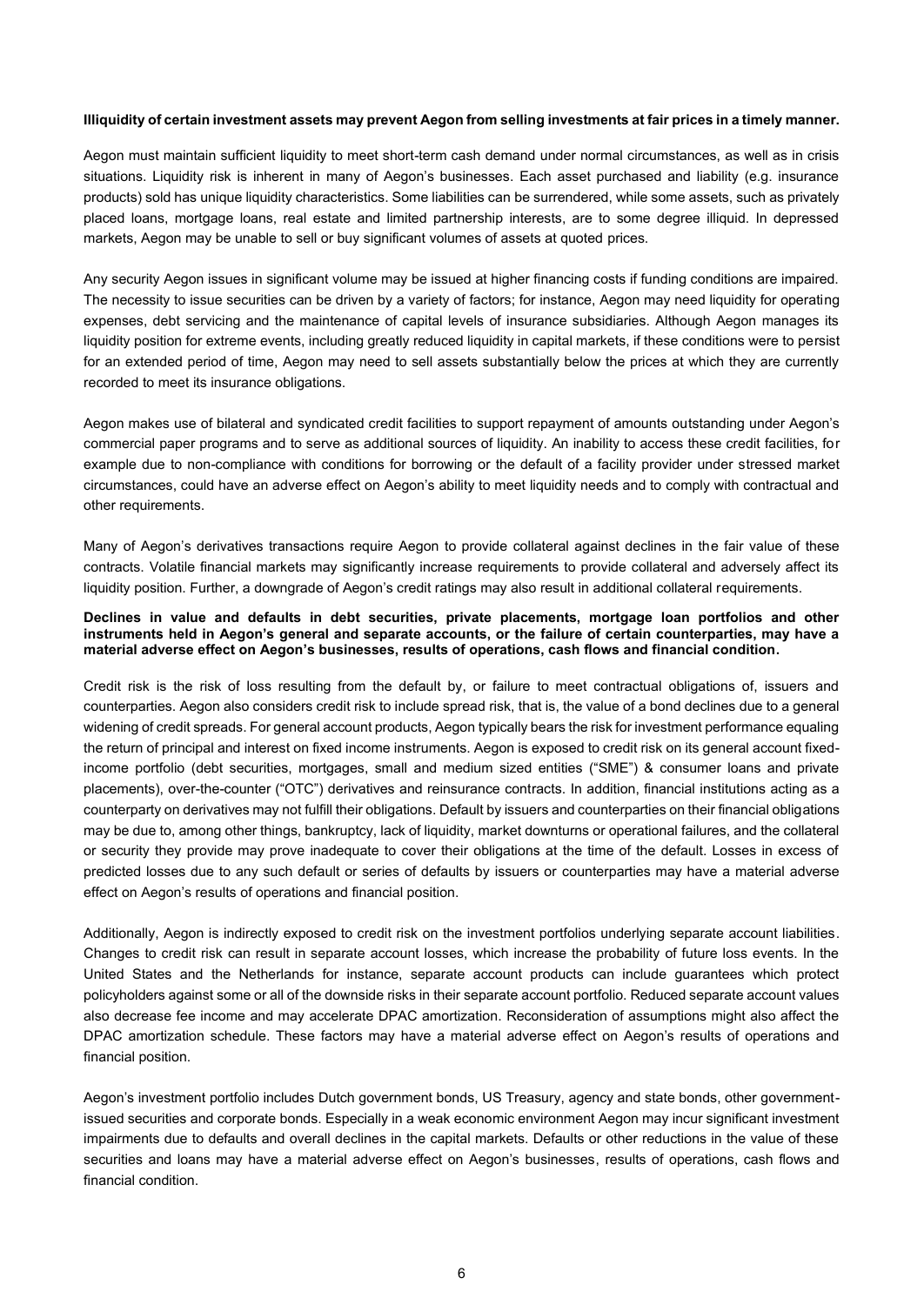**Illiquidity of certain investment assets may prevent Aegon from selling investments at fair prices in a timely manner.**

Aegon must maintain sufficient liquidity to meet short-term cash demand under normal circumstances, as well as in crisis situations. Liquidity risk is inherent in many of Aegon's businesses. Each asset purchased and liability (e.g. insurance products) sold has unique liquidity characteristics. Some liabilities can be surrendered, while some assets, such as privately placed loans, mortgage loans, real estate and limited partnership interests, are to some degree illiquid. In depressed markets, Aegon may be unable to sell or buy significant volumes of assets at quoted prices.

Any security Aegon issues in significant volume may be issued at higher financing costs if funding conditions are impaired. The necessity to issue securities can be driven by a variety of factors; for instance, Aegon may need liquidity for operating expenses, debt servicing and the maintenance of capital levels of insurance subsidiaries. Although Aegon manages its liquidity position for extreme events, including greatly reduced liquidity in capital markets, if these conditions were to persist for an extended period of time, Aegon may need to sell assets substantially below the prices at which they are currently recorded to meet its insurance obligations.

Aegon makes use of bilateral and syndicated credit facilities to support repayment of amounts outstanding under Aegon's commercial paper programs and to serve as additional sources of liquidity. An inability to access these credit facilities, for example due to non-compliance with conditions for borrowing or the default of a facility provider under stressed market circumstances, could have an adverse effect on Aegon's ability to meet liquidity needs and to comply with contractual and other requirements.

Many of Aegon's derivatives transactions require Aegon to provide collateral against declines in the fair value of these contracts. Volatile financial markets may significantly increase requirements to provide collateral and adversely affect its liquidity position. Further, a downgrade of Aegon's credit ratings may also result in additional collateral requirements.

**Declines in value and defaults in debt securities, private placements, mortgage loan portfolios and other instruments held in Aegon's general and separate accounts, or the failure of certain counterparties, may have a material adverse effect on Aegon's businesses, results of operations, cash flows and financial condition.**

Credit risk is the risk of loss resulting from the default by, or failure to meet contractual obligations of, issuers and counterparties. Aegon also considers credit risk to include spread risk, that is, the value of a bond declines due to a general widening of credit spreads. For general account products, Aegon typically bears the risk for investment performance equaling the return of principal and interest on fixed income instruments. Aegon is exposed to credit risk on its general account fixed-income portfolio (debt securities, mortgages, small and medium sized entities ("SME") & consumer loans and private placements), over-the-counter ("OTC") derivatives and reinsurance contracts. In addition, financial institutions acting as a counterparty on derivatives may not fulfill their obligations. Default by issuers and counterparties on their financial obligations may be due to, among other things, bankruptcy, lack of liquidity, market downturns or operational failures, and the collateral or security they provide may prove inadequate to cover their obligations at the time of the default. Losses in excess of predicted losses due to any such default or series of defaults by issuers or counterparties may have a material adverse effect on Aegon's results of operations and financial position.

Additionally, Aegon is indirectly exposed to credit risk on the investment portfolios underlying separate account liabilities. Changes to credit risk can result in separate account losses, which increase the probability of future loss events. In the United States and the Netherlands for instance, separate account products can include guarantees which protect policyholders against some or all of the downside risks in their separate account portfolio. Reduced separate account values also decrease fee income and may accelerate DPAC amortization. Reconsideration of assumptions might also affect the DPAC amortization schedule. These factors may have a material adverse effect on Aegon's results of operations and financial position.

Aegon's investment portfolio includes Dutch government bonds, US Treasury, agency and state bonds, other government-issued securities and corporate bonds. Especially in a weak economic environment Aegon may incur significant investment impairments due to defaults and overall declines in the capital markets. Defaults or other reductions in the value of these securities and loans may have a material adverse effect on Aegon's businesses, results of operations, cash flows and financial condition.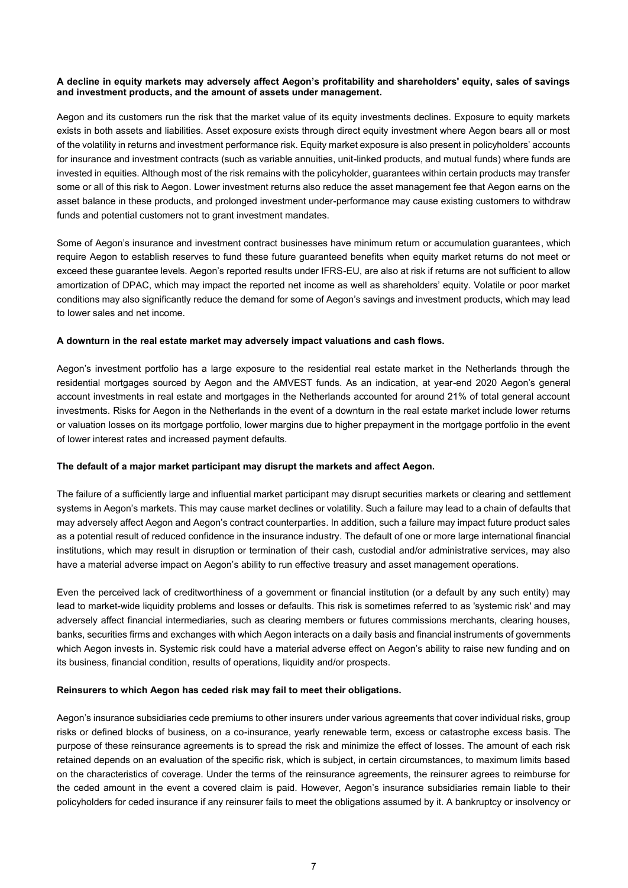**A decline in equity markets may adversely affect Aegon's profitability and shareholders' equity, sales of savings and investment products, and the amount of assets under management.**

Aegon and its customers run the risk that the market value of its equity investments declines. Exposure to equity markets exists in both assets and liabilities. Asset exposure exists through direct equity investment where Aegon bears all or most of the volatility in returns and investment performance risk. Equity market exposure is also present in policyholders' accounts for insurance and investment contracts (such as variable annuities, unit-linked products, and mutual funds) where funds are invested in equities. Although most of the risk remains with the policyholder, guarantees within certain products may transfer some or all of this risk to Aegon. Lower investment returns also reduce the asset management fee that Aegon earns on the asset balance in these products, and prolonged investment under-performance may cause existing customers to withdraw funds and potential customers not to grant investment mandates.

Some of Aegon's insurance and investment contract businesses have minimum return or accumulation guarantees, which require Aegon to establish reserves to fund these future guaranteed benefits when equity market returns do not meet or exceed these guarantee levels. Aegon's reported results under IFRS-EU, are also at risk if returns are not sufficient to allow amortization of DPAC, which may impact the reported net income as well as shareholders' equity. Volatile or poor market conditions may also significantly reduce the demand for some of Aegon's savings and investment products, which may lead to lower sales and net income.

**A downturn in the real estate market may adversely impact valuations and cash flows.**

Aegon's investment portfolio has a large exposure to the residential real estate market in the Netherlands through the residential mortgages sourced by Aegon and the AMVEST funds. As an indication, at year-end 2020 Aegon's general account investments in real estate and mortgages in the Netherlands accounted for around 21% of total general account investments. Risks for Aegon in the Netherlands in the event of a downturn in the real estate market include lower returns or valuation losses on its mortgage portfolio, lower margins due to higher prepayment in the mortgage portfolio in the event of lower interest rates and increased payment defaults.

**The default of a major market participant may disrupt the markets and affect Aegon.**

The failure of a sufficiently large and influential market participant may disrupt securities markets or clearing and settlement systems in Aegon's markets. This may cause market declines or volatility. Such a failure may lead to a chain of defaults that may adversely affect Aegon and Aegon's contract counterparties. In addition, such a failure may impact future product sales as a potential result of reduced confidence in the insurance industry. The default of one or more large international financial institutions, which may result in disruption or termination of their cash, custodial and/or administrative services, may also have a material adverse impact on Aegon's ability to run effective treasury and asset management operations.

Even the perceived lack of creditworthiness of a government or financial institution (or a default by any such entity) may lead to market-wide liquidity problems and losses or defaults. This risk is sometimes referred to as 'systemic risk' and may adversely affect financial intermediaries, such as clearing members or futures commissions merchants, clearing houses, banks, securities firms and exchanges with which Aegon interacts on a daily basis and financial instruments of governments which Aegon invests in. Systemic risk could have a material adverse effect on Aegon's ability to raise new funding and on its business, financial condition, results of operations, liquidity and/or prospects.

**Reinsurers to which Aegon has ceded risk may fail to meet their obligations.**

Aegon's insurance subsidiaries cede premiums to other insurers under various agreements that cover individual risks, group risks or defined blocks of business, on a co-insurance, yearly renewable term, excess or catastrophe excess basis. The purpose of these reinsurance agreements is to spread the risk and minimize the effect of losses. The amount of each risk retained depends on an evaluation of the specific risk, which is subject, in certain circumstances, to maximum limits based on the characteristics of coverage. Under the terms of the reinsurance agreements, the reinsurer agrees to reimburse for the ceded amount in the event a covered claim is paid. However, Aegon's insurance subsidiaries remain liable to their policyholders for ceded insurance if any reinsurer fails to meet the obligations assumed by it. A bankruptcy or insolvency or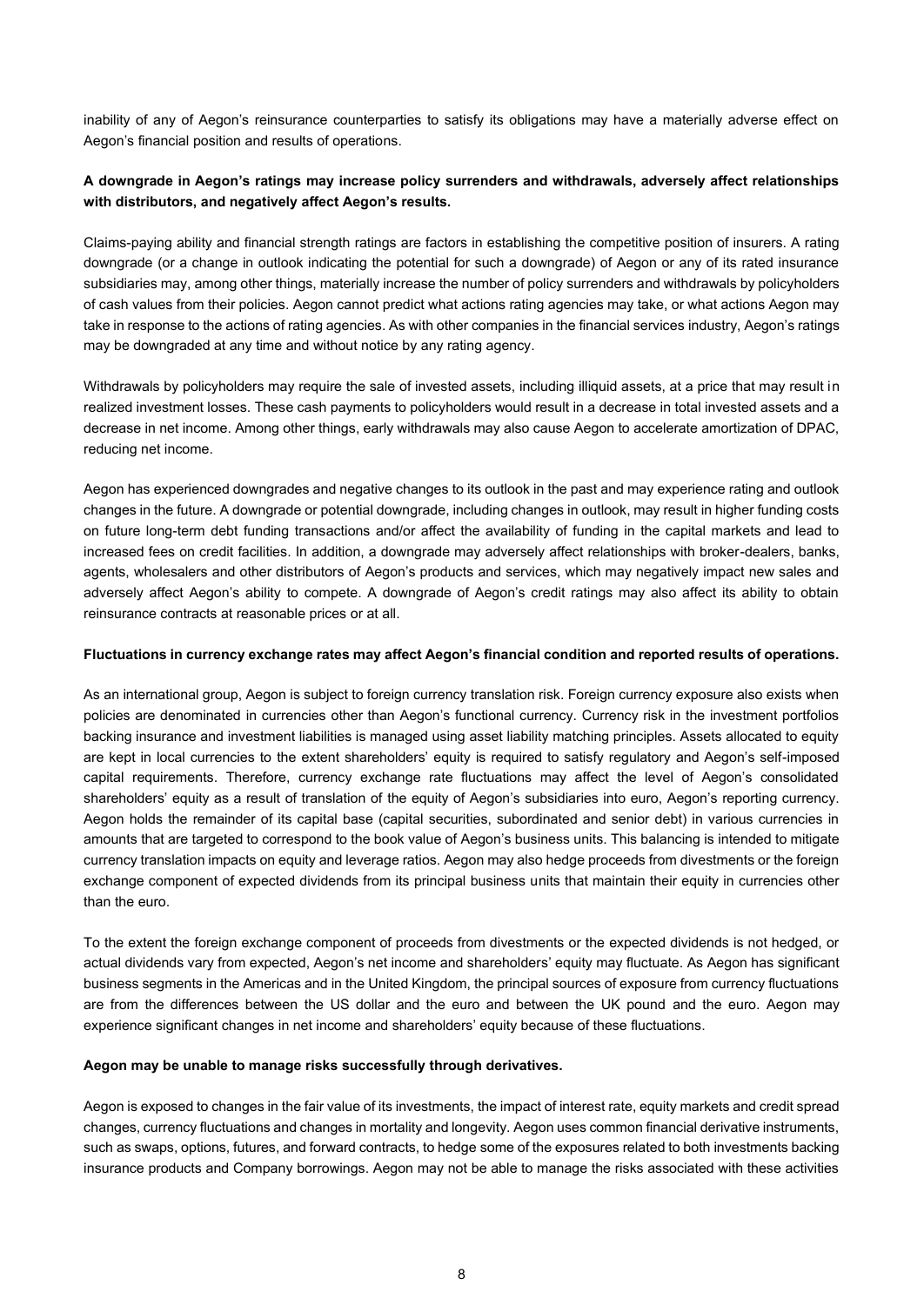inability of any of Aegon's reinsurance counterparties to satisfy its obligations may have a materially adverse effect on Aegon's financial position and results of operations.

**A downgrade in Aegon's ratings may increase policy surrenders and withdrawals, adversely affect relationships with distributors, and negatively affect Aegon's results.**

Claims-paying ability and financial strength ratings are factors in establishing the competitive position of insurers. A rating downgrade (or a change in outlook indicating the potential for such a downgrade) of Aegon or any of its rated insurance subsidiaries may, among other things, materially increase the number of policy surrenders and withdrawals by policyholders of cash values from their policies. Aegon cannot predict what actions rating agencies may take, or what actions Aegon may take in response to the actions of rating agencies. As with other companies in the financial services industry, Aegon's ratings may be downgraded at any time and without notice by any rating agency.

Withdrawals by policyholders may require the sale of invested assets, including illiquid assets, at a price that may result in realized investment losses. These cash payments to policyholders would result in a decrease in total invested assets and a decrease in net income. Among other things, early withdrawals may also cause Aegon to accelerate amortization of DPAC, reducing net income.

Aegon has experienced downgrades and negative changes to its outlook in the past and may experience rating and outlook changes in the future. A downgrade or potential downgrade, including changes in outlook, may result in higher funding costs on future long-term debt funding transactions and/or affect the availability of funding in the capital markets and lead to increased fees on credit facilities. In addition, a downgrade may adversely affect relationships with broker-dealers, banks, agents, wholesalers and other distributors of Aegon's products and services, which may negatively impact new sales and adversely affect Aegon's ability to compete. A downgrade of Aegon's credit ratings may also affect its ability to obtain reinsurance contracts at reasonable prices or at all.

**Fluctuations in currency exchange rates may affect Aegon's financial condition and reported results of operations.**

As an international group, Aegon is subject to foreign currency translation risk. Foreign currency exposure also exists when policies are denominated in currencies other than Aegon's functional currency. Currency risk in the investment portfolios backing insurance and investment liabilities is managed using asset liability matching principles. Assets allocated to equity are kept in local currencies to the extent shareholders' equity is required to satisfy regulatory and Aegon's self-imposed capital requirements. Therefore, currency exchange rate fluctuations may affect the level of Aegon's consolidated shareholders' equity as a result of translation of the equity of Aegon's subsidiaries into euro, Aegon's reporting currency. Aegon holds the remainder of its capital base (capital securities, subordinated and senior debt) in various currencies in amounts that are targeted to correspond to the book value of Aegon's business units. This balancing is intended to mitigate currency translation impacts on equity and leverage ratios. Aegon may also hedge proceeds from divestments or the foreign exchange component of expected dividends from its principal business units that maintain their equity in currencies other than the euro.

To the extent the foreign exchange component of proceeds from divestments or the expected dividends is not hedged, or actual dividends vary from expected, Aegon's net income and shareholders' equity may fluctuate. As Aegon has significant business segments in the Americas and in the United Kingdom, the principal sources of exposure from currency fluctuations are from the differences between the US dollar and the euro and between the UK pound and the euro. Aegon may experience significant changes in net income and shareholders' equity because of these fluctuations.

**Aegon may be unable to manage risks successfully through derivatives.**

Aegon is exposed to changes in the fair value of its investments, the impact of interest rate, equity markets and credit spread changes, currency fluctuations and changes in mortality and longevity. Aegon uses common financial derivative instruments, such as swaps, options, futures, and forward contracts, to hedge some of the exposures related to both investments backing insurance products and Company borrowings. Aegon may not be able to manage the risks associated with these activities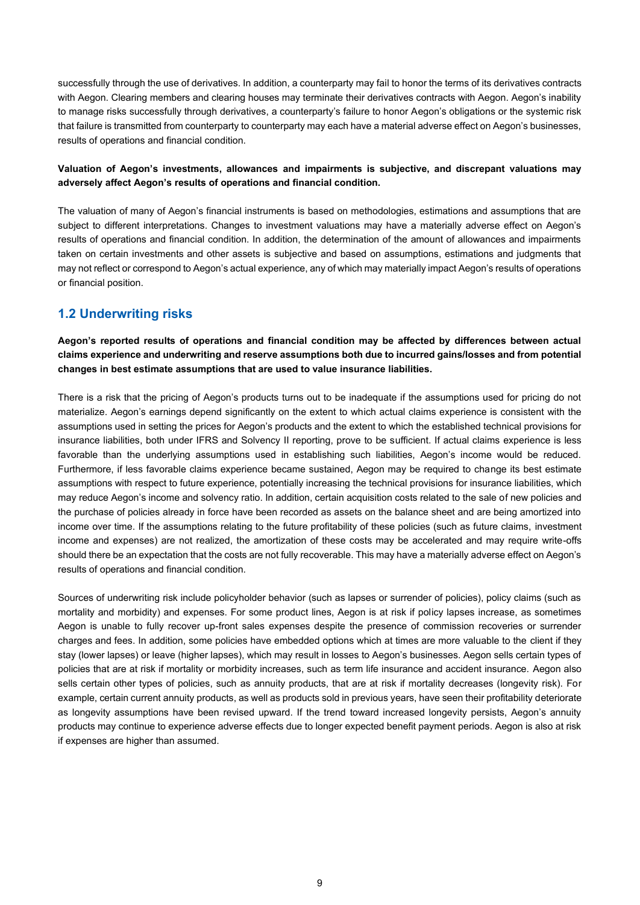successfully through the use of derivatives. In addition, a counterparty may fail to honor the terms of its derivatives contracts with Aegon. Clearing members and clearing houses may terminate their derivatives contracts with Aegon. Aegon's inability to manage risks successfully through derivatives, a counterparty's failure to honor Aegon's obligations or the systemic risk that failure is transmitted from counterparty to counterparty may each have a material adverse effect on Aegon's businesses, results of operations and financial condition.

**Valuation of Aegon's investments, allowances and impairments is subjective, and discrepant valuations may adversely affect Aegon's results of operations and financial condition.**

The valuation of many of Aegon's financial instruments is based on methodologies, estimations and assumptions that are subject to different interpretations. Changes to investment valuations may have a materially adverse effect on Aegon's results of operations and financial condition. In addition, the determination of the amount of allowances and impairments taken on certain investments and other assets is subjective and based on assumptions, estimations and judgments that may not reflect or correspond to Aegon's actual experience, any of which may materially impact Aegon's results of operations or financial position.

## 1.2 Underwriting risks

**Aegon's reported results of operations and financial condition may be affected by differences between actual claims experience and underwriting and reserve assumptions both due to incurred gains/losses and from potential changes in best estimate assumptions that are used to value insurance liabilities.**

There is a risk that the pricing of Aegon's products turns out to be inadequate if the assumptions used for pricing do not materialize. Aegon's earnings depend significantly on the extent to which actual claims experience is consistent with the assumptions used in setting the prices for Aegon's products and the extent to which the established technical provisions for insurance liabilities, both under IFRS and Solvency II reporting, prove to be sufficient. If actual claims experience is less favorable than the underlying assumptions used in establishing such liabilities, Aegon's income would be reduced. Furthermore, if less favorable claims experience became sustained, Aegon may be required to change its best estimate assumptions with respect to future experience, potentially increasing the technical provisions for insurance liabilities, which may reduce Aegon's income and solvency ratio. In addition, certain acquisition costs related to the sale of new policies and the purchase of policies already in force have been recorded as assets on the balance sheet and are being amortized into income over time. If the assumptions relating to the future profitability of these policies (such as future claims, investment income and expenses) are not realized, the amortization of these costs may be accelerated and may require write-offs should there be an expectation that the costs are not fully recoverable. This may have a materially adverse effect on Aegon's results of operations and financial condition.

Sources of underwriting risk include policyholder behavior (such as lapses or surrender of policies), policy claims (such as mortality and morbidity) and expenses. For some product lines, Aegon is at risk if policy lapses increase, as sometimes Aegon is unable to fully recover up-front sales expenses despite the presence of commission recoveries or surrender charges and fees. In addition, some policies have embedded options which at times are more valuable to the client if they stay (lower lapses) or leave (higher lapses), which may result in losses to Aegon's businesses. Aegon sells certain types of policies that are at risk if mortality or morbidity increases, such as term life insurance and accident insurance. Aegon also sells certain other types of policies, such as annuity products, that are at risk if mortality decreases (longevity risk). For example, certain current annuity products, as well as products sold in previous years, have seen their profitability deteriorate as longevity assumptions have been revised upward. If the trend toward increased longevity persists, Aegon's annuity products may continue to experience adverse effects due to longer expected benefit payment periods. Aegon is also at risk if expenses are higher than assumed.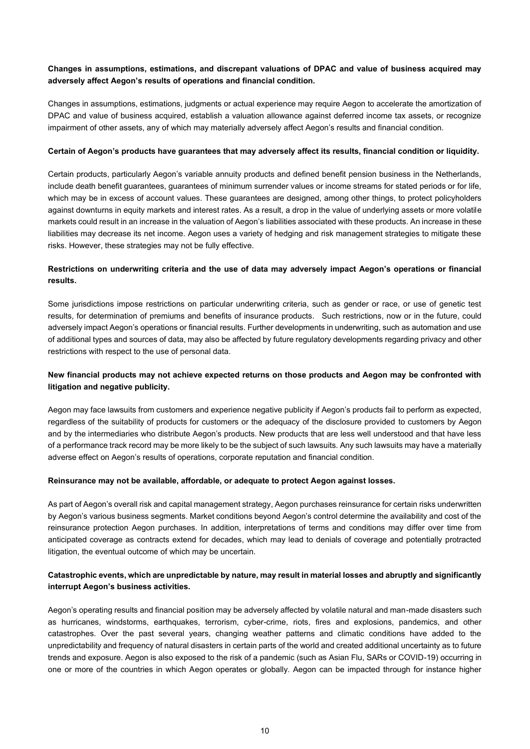**Changes in assumptions, estimations, and discrepant valuations of DPAC and value of business acquired may adversely affect Aegon's results of operations and financial condition.**

Changes in assumptions, estimations, judgments or actual experience may require Aegon to accelerate the amortization of DPAC and value of business acquired, establish a valuation allowance against deferred income tax assets, or recognize impairment of other assets, any of which may materially adversely affect Aegon's results and financial condition.

**Certain of Aegon's products have guarantees that may adversely affect its results, financial condition or liquidity.**

Certain products, particularly Aegon's variable annuity products and defined benefit pension business in the Netherlands, include death benefit guarantees, guarantees of minimum surrender values or income streams for stated periods or for life, which may be in excess of account values. These guarantees are designed, among other things, to protect policyholders against downturns in equity markets and interest rates. As a result, a drop in the value of underlying assets or more volatile markets could result in an increase in the valuation of Aegon's liabilities associated with these products. An increase in these liabilities may decrease its net income. Aegon uses a variety of hedging and risk management strategies to mitigate these risks. However, these strategies may not be fully effective.

**Restrictions on underwriting criteria and the use of data may adversely impact Aegon's operations or financial results.**

Some jurisdictions impose restrictions on particular underwriting criteria, such as gender or race, or use of genetic test results, for determination of premiums and benefits of insurance products. Such restrictions, now or in the future, could adversely impact Aegon's operations or financial results. Further developments in underwriting, such as automation and use of additional types and sources of data, may also be affected by future regulatory developments regarding privacy and other restrictions with respect to the use of personal data.

**New financial products may not achieve expected returns on those products and Aegon may be confronted with litigation and negative publicity.**

Aegon may face lawsuits from customers and experience negative publicity if Aegon's products fail to perform as expected, regardless of the suitability of products for customers or the adequacy of the disclosure provided to customers by Aegon and by the intermediaries who distribute Aegon's products. New products that are less well understood and that have less of a performance track record may be more likely to be the subject of such lawsuits. Any such lawsuits may have a materially adverse effect on Aegon's results of operations, corporate reputation and financial condition.

**Reinsurance may not be available, affordable, or adequate to protect Aegon against losses.**

As part of Aegon's overall risk and capital management strategy, Aegon purchases reinsurance for certain risks underwritten by Aegon's various business segments. Market conditions beyond Aegon's control determine the availability and cost of the reinsurance protection Aegon purchases. In addition, interpretations of terms and conditions may differ over time from anticipated coverage as contracts extend for decades, which may lead to denials of coverage and potentially protracted litigation, the eventual outcome of which may be uncertain.

**Catastrophic events, which are unpredictable by nature, may result in material losses and abruptly and significantly interrupt Aegon's business activities.**

Aegon's operating results and financial position may be adversely affected by volatile natural and man-made disasters such as hurricanes, windstorms, earthquakes, terrorism, cyber-crime, riots, fires and explosions, pandemics, and other catastrophes. Over the past several years, changing weather patterns and climatic conditions have added to the unpredictability and frequency of natural disasters in certain parts of the world and created additional uncertainty as to future trends and exposure. Aegon is also exposed to the risk of a pandemic (such as Asian Flu, SARs or COVID-19) occurring in one or more of the countries in which Aegon operates or globally. Aegon can be impacted through for instance higher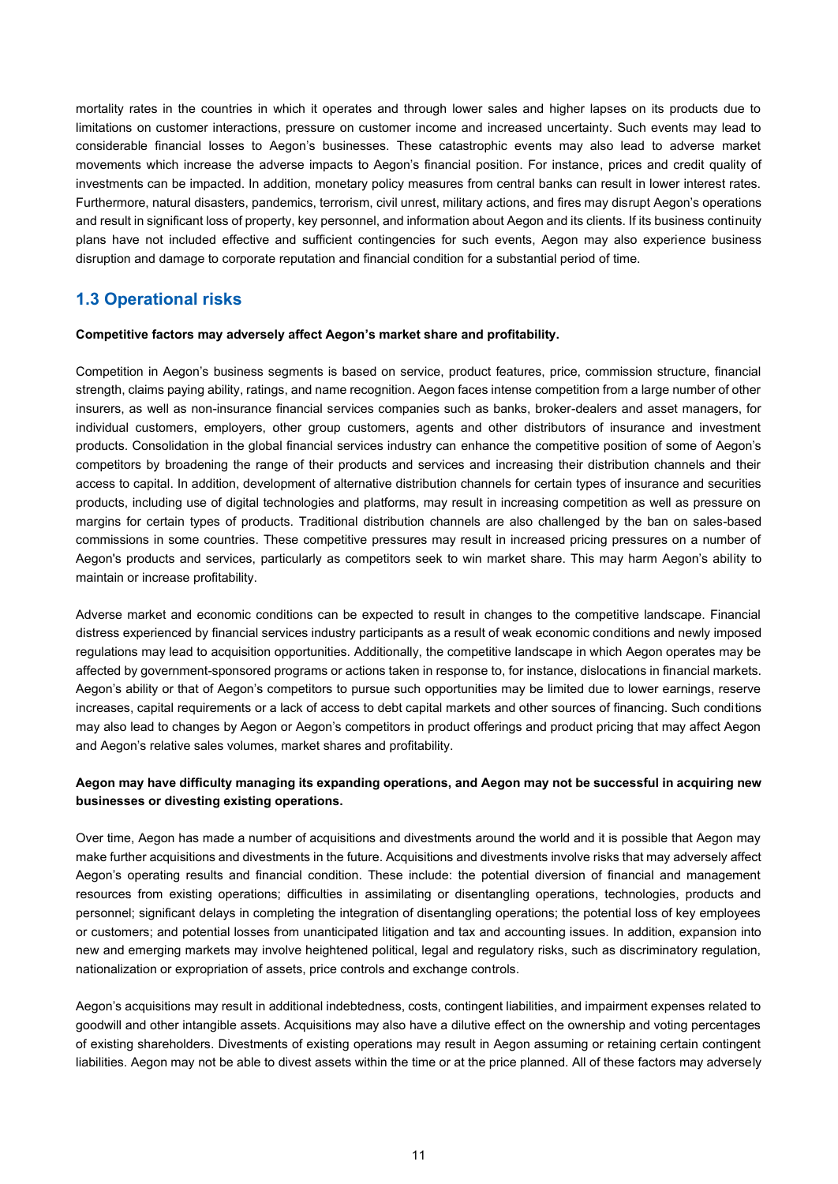mortality rates in the countries in which it operates and through lower sales and higher lapses on its products due to limitations on customer interactions, pressure on customer income and increased uncertainty. Such events may lead to considerable financial losses to Aegon's businesses. These catastrophic events may also lead to adverse market movements which increase the adverse impacts to Aegon's financial position. For instance, prices and credit quality of investments can be impacted. In addition, monetary policy measures from central banks can result in lower interest rates. Furthermore, natural disasters, pandemics, terrorism, civil unrest, military actions, and fires may disrupt Aegon's operations and result in significant loss of property, key personnel, and information about Aegon and its clients. If its business continuity plans have not included effective and sufficient contingencies for such events, Aegon may also experience business disruption and damage to corporate reputation and financial condition for a substantial period of time.

## 1.3 Operational risks

**Competitive factors may adversely affect Aegon's market share and profitability.**

Competition in Aegon's business segments is based on service, product features, price, commission structure, financial strength, claims paying ability, ratings, and name recognition. Aegon faces intense competition from a large number of other insurers, as well as non-insurance financial services companies such as banks, broker-dealers and asset managers, for individual customers, employers, other group customers, agents and other distributors of insurance and investment products. Consolidation in the global financial services industry can enhance the competitive position of some of Aegon's competitors by broadening the range of their products and services and increasing their distribution channels and their access to capital. In addition, development of alternative distribution channels for certain types of insurance and securities products, including use of digital technologies and platforms, may result in increasing competition as well as pressure on margins for certain types of products. Traditional distribution channels are also challenged by the ban on sales-based commissions in some countries. These competitive pressures may result in increased pricing pressures on a number of Aegon's products and services, particularly as competitors seek to win market share. This may harm Aegon's ability to maintain or increase profitability.

Adverse market and economic conditions can be expected to result in changes to the competitive landscape. Financial distress experienced by financial services industry participants as a result of weak economic conditions and newly imposed regulations may lead to acquisition opportunities. Additionally, the competitive landscape in which Aegon operates may be affected by government-sponsored programs or actions taken in response to, for instance, dislocations in financial markets. Aegon's ability or that of Aegon's competitors to pursue such opportunities may be limited due to lower earnings, reserve increases, capital requirements or a lack of access to debt capital markets and other sources of financing. Such conditions may also lead to changes by Aegon or Aegon's competitors in product offerings and product pricing that may affect Aegon and Aegon's relative sales volumes, market shares and profitability.

**Aegon may have difficulty managing its expanding operations, and Aegon may not be successful in acquiring new businesses or divesting existing operations.**

Over time, Aegon has made a number of acquisitions and divestments around the world and it is possible that Aegon may make further acquisitions and divestments in the future. Acquisitions and divestments involve risks that may adversely affect Aegon's operating results and financial condition. These include: the potential diversion of financial and management resources from existing operations; difficulties in assimilating or disentangling operations, technologies, products and personnel; significant delays in completing the integration of disentangling operations; the potential loss of key employees or customers; and potential losses from unanticipated litigation and tax and accounting issues. In addition, expansion into new and emerging markets may involve heightened political, legal and regulatory risks, such as discriminatory regulation, nationalization or expropriation of assets, price controls and exchange controls.

Aegon's acquisitions may result in additional indebtedness, costs, contingent liabilities, and impairment expenses related to goodwill and other intangible assets. Acquisitions may also have a dilutive effect on the ownership and voting percentages of existing shareholders. Divestments of existing operations may result in Aegon assuming or retaining certain contingent liabilities. Aegon may not be able to divest assets within the time or at the price planned. All of these factors may adversely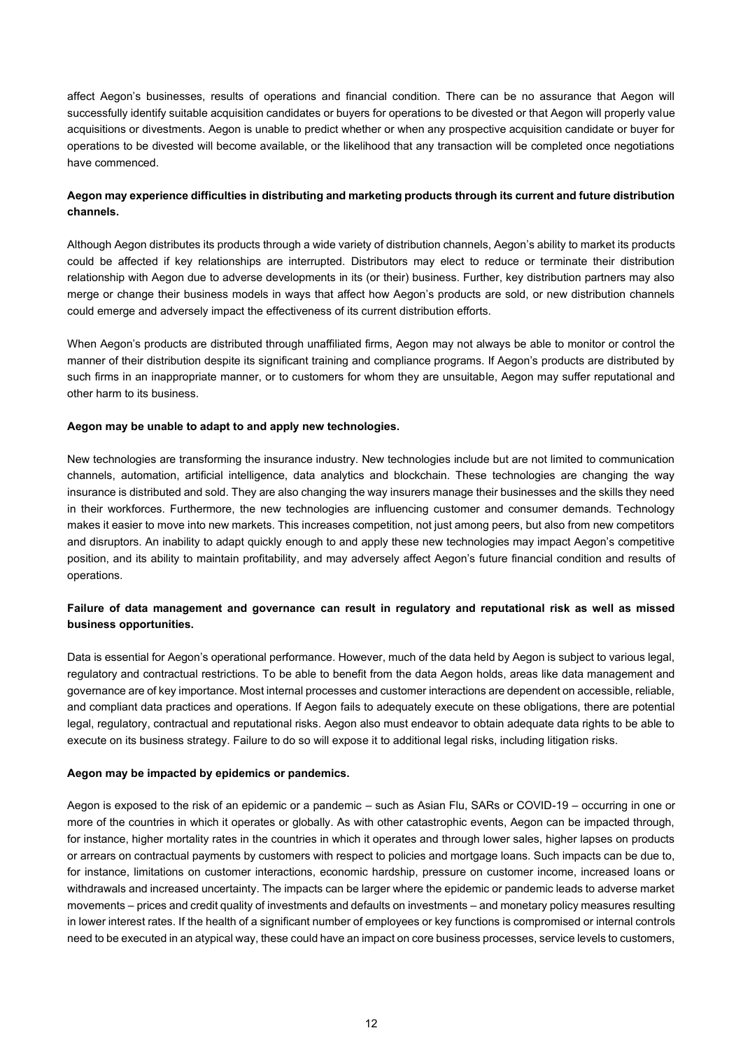affect Aegon's businesses, results of operations and financial condition. There can be no assurance that Aegon will successfully identify suitable acquisition candidates or buyers for operations to be divested or that Aegon will properly value acquisitions or divestments. Aegon is unable to predict whether or when any prospective acquisition candidate or buyer for operations to be divested will become available, or the likelihood that any transaction will be completed once negotiations have commenced.

**Aegon may experience difficulties in distributing and marketing products through its current and future distribution channels.**

Although Aegon distributes its products through a wide variety of distribution channels, Aegon's ability to market its products could be affected if key relationships are interrupted. Distributors may elect to reduce or terminate their distribution relationship with Aegon due to adverse developments in its (or their) business. Further, key distribution partners may also merge or change their business models in ways that affect how Aegon's products are sold, or new distribution channels could emerge and adversely impact the effectiveness of its current distribution efforts.

When Aegon's products are distributed through unaffiliated firms, Aegon may not always be able to monitor or control the manner of their distribution despite its significant training and compliance programs. If Aegon's products are distributed by such firms in an inappropriate manner, or to customers for whom they are unsuitable, Aegon may suffer reputational and other harm to its business.

**Aegon may be unable to adapt to and apply new technologies.**

New technologies are transforming the insurance industry. New technologies include but are not limited to communication channels, automation, artificial intelligence, data analytics and blockchain. These technologies are changing the way insurance is distributed and sold. They are also changing the way insurers manage their businesses and the skills they need in their workforces. Furthermore, the new technologies are influencing customer and consumer demands. Technology makes it easier to move into new markets. This increases competition, not just among peers, but also from new competitors and disruptors. An inability to adapt quickly enough to and apply these new technologies may impact Aegon's competitive position, and its ability to maintain profitability, and may adversely affect Aegon's future financial condition and results of operations.

**Failure of data management and governance can result in regulatory and reputational risk as well as missed business opportunities.**

Data is essential for Aegon's operational performance. However, much of the data held by Aegon is subject to various legal, regulatory and contractual restrictions. To be able to benefit from the data Aegon holds, areas like data management and governance are of key importance. Most internal processes and customer interactions are dependent on accessible, reliable, and compliant data practices and operations. If Aegon fails to adequately execute on these obligations, there are potential legal, regulatory, contractual and reputational risks. Aegon also must endeavor to obtain adequate data rights to be able to execute on its business strategy. Failure to do so will expose it to additional legal risks, including litigation risks.

**Aegon may be impacted by epidemics or pandemics.**

Aegon is exposed to the risk of an epidemic or a pandemic – such as Asian Flu, SARs or COVID-19 – occurring in one or more of the countries in which it operates or globally. As with other catastrophic events, Aegon can be impacted through, for instance, higher mortality rates in the countries in which it operates and through lower sales, higher lapses on products or arrears on contractual payments by customers with respect to policies and mortgage loans. Such impacts can be due to, for instance, limitations on customer interactions, economic hardship, pressure on customer income, increased loans or withdrawals and increased uncertainty. The impacts can be larger where the epidemic or pandemic leads to adverse market movements – prices and credit quality of investments and defaults on investments – and monetary policy measures resulting in lower interest rates. If the health of a significant number of employees or key functions is compromised or internal controls need to be executed in an atypical way, these could have an impact on core business processes, service levels to customers,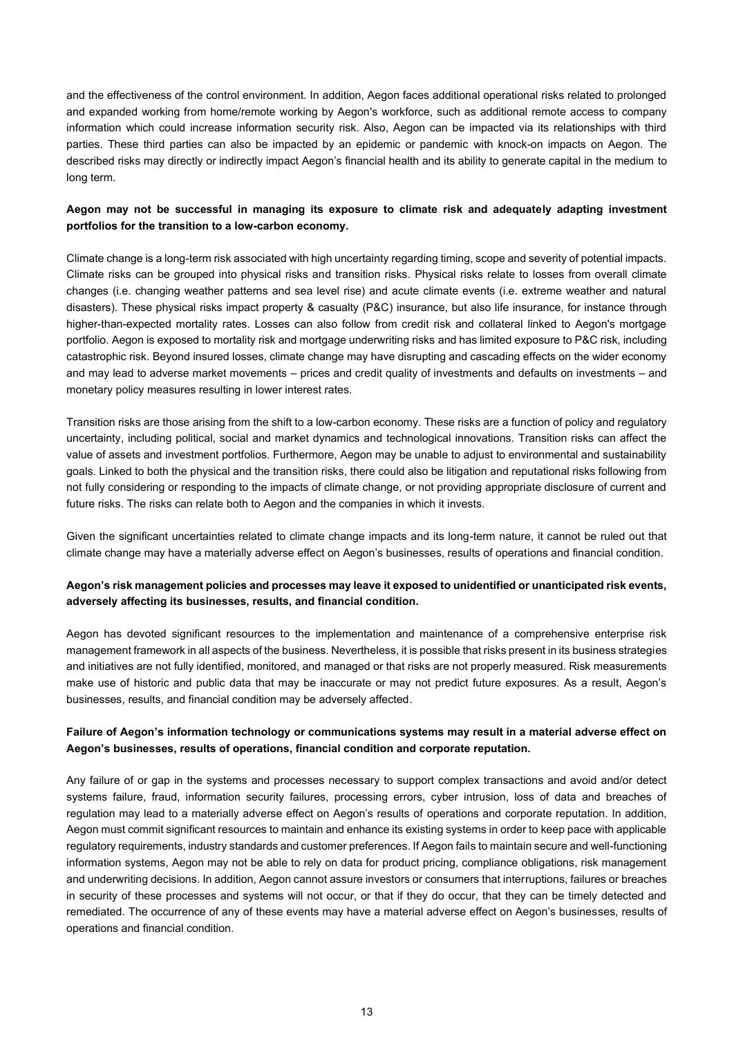and the effectiveness of the control environment. In addition, Aegon faces additional operational risks related to prolonged and expanded working from home/remote working by Aegon's workforce, such as additional remote access to company information which could increase information security risk. Also, Aegon can be impacted via its relationships with third parties. These third parties can also be impacted by an epidemic or pandemic with knock-on impacts on Aegon. The described risks may directly or indirectly impact Aegon's financial health and its ability to generate capital in the medium to long term.

**Aegon may not be successful in managing its exposure to climate risk and adequately adapting investment portfolios for the transition to a low-carbon economy.**

Climate change is a long-term risk associated with high uncertainty regarding timing, scope and severity of potential impacts. Climate risks can be grouped into physical risks and transition risks. Physical risks relate to losses from overall climate changes (i.e. changing weather patterns and sea level rise) and acute climate events (i.e. extreme weather and natural disasters). These physical risks impact property & casualty (P&C) insurance, but also life insurance, for instance through higher-than-expected mortality rates. Losses can also follow from credit risk and collateral linked to Aegon's mortgage portfolio. Aegon is exposed to mortality risk and mortgage underwriting risks and has limited exposure to P&C risk, including catastrophic risk. Beyond insured losses, climate change may have disrupting and cascading effects on the wider economy and may lead to adverse market movements – prices and credit quality of investments and defaults on investments – and monetary policy measures resulting in lower interest rates.

Transition risks are those arising from the shift to a low-carbon economy. These risks are a function of policy and regulatory uncertainty, including political, social and market dynamics and technological innovations. Transition risks can affect the value of assets and investment portfolios. Furthermore, Aegon may be unable to adjust to environmental and sustainability goals. Linked to both the physical and the transition risks, there could also be litigation and reputational risks following from not fully considering or responding to the impacts of climate change, or not providing appropriate disclosure of current and future risks. The risks can relate both to Aegon and the companies in which it invests.

Given the significant uncertainties related to climate change impacts and its long-term nature, it cannot be ruled out that climate change may have a materially adverse effect on Aegon's businesses, results of operations and financial condition.

**Aegon's risk management policies and processes may leave it exposed to unidentified or unanticipated risk events, adversely affecting its businesses, results, and financial condition.**

Aegon has devoted significant resources to the implementation and maintenance of a comprehensive enterprise risk management framework in all aspects of the business. Nevertheless, it is possible that risks present in its business strategies and initiatives are not fully identified, monitored, and managed or that risks are not properly measured. Risk measurements make use of historic and public data that may be inaccurate or may not predict future exposures. As a result, Aegon's businesses, results, and financial condition may be adversely affected.

**Failure of Aegon's information technology or communications systems may result in a material adverse effect on Aegon's businesses, results of operations, financial condition and corporate reputation.**

Any failure of or gap in the systems and processes necessary to support complex transactions and avoid and/or detect systems failure, fraud, information security failures, processing errors, cyber intrusion, loss of data and breaches of regulation may lead to a materially adverse effect on Aegon's results of operations and corporate reputation. In addition, Aegon must commit significant resources to maintain and enhance its existing systems in order to keep pace with applicable regulatory requirements, industry standards and customer preferences. If Aegon fails to maintain secure and well-functioning information systems, Aegon may not be able to rely on data for product pricing, compliance obligations, risk management and underwriting decisions. In addition, Aegon cannot assure investors or consumers that interruptions, failures or breaches in security of these processes and systems will not occur, or that if they do occur, that they can be timely detected and remediated. The occurrence of any of these events may have a material adverse effect on Aegon's businesses, results of operations and financial condition.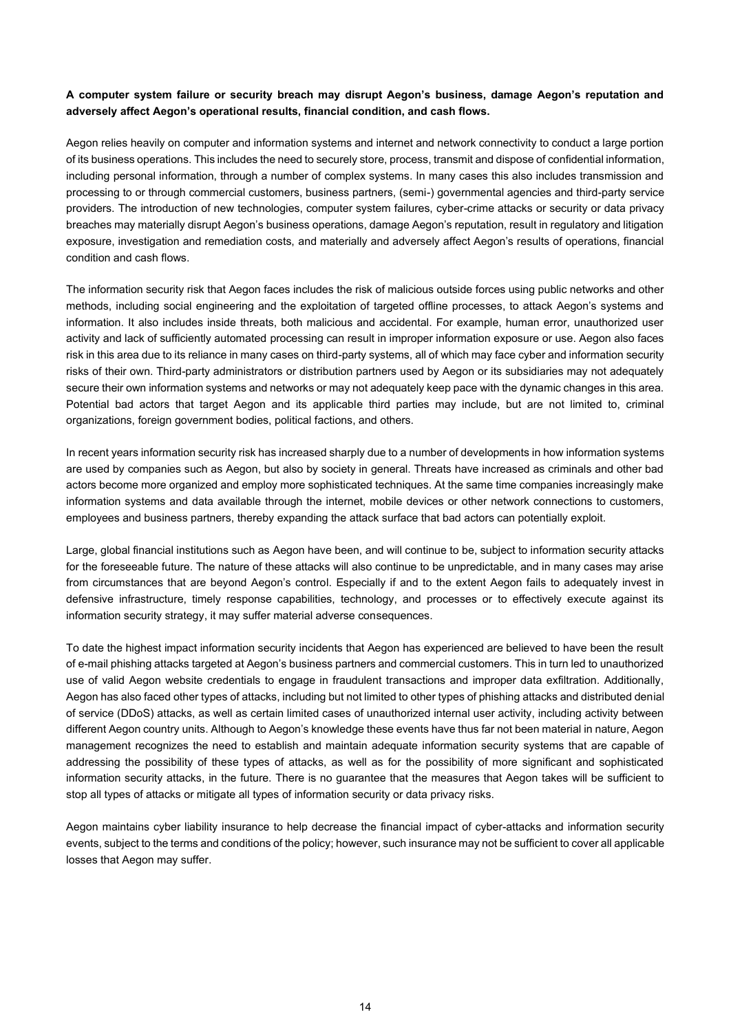**A computer system failure or security breach may disrupt Aegon's business, damage Aegon's reputation and adversely affect Aegon's operational results, financial condition, and cash flows.**

Aegon relies heavily on computer and information systems and internet and network connectivity to conduct a large portion of its business operations. This includes the need to securely store, process, transmit and dispose of confidential information, including personal information, through a number of complex systems. In many cases this also includes transmission and processing to or through commercial customers, business partners, (semi-) governmental agencies and third-party service providers. The introduction of new technologies, computer system failures, cyber-crime attacks or security or data privacy breaches may materially disrupt Aegon's business operations, damage Aegon's reputation, result in regulatory and litigation exposure, investigation and remediation costs, and materially and adversely affect Aegon's results of operations, financial condition and cash flows.

The information security risk that Aegon faces includes the risk of malicious outside forces using public networks and other methods, including social engineering and the exploitation of targeted offline processes, to attack Aegon's systems and information. It also includes inside threats, both malicious and accidental. For example, human error, unauthorized user activity and lack of sufficiently automated processing can result in improper information exposure or use. Aegon also faces risk in this area due to its reliance in many cases on third-party systems, all of which may face cyber and information security risks of their own. Third-party administrators or distribution partners used by Aegon or its subsidiaries may not adequately secure their own information systems and networks or may not adequately keep pace with the dynamic changes in this area. Potential bad actors that target Aegon and its applicable third parties may include, but are not limited to, criminal organizations, foreign government bodies, political factions, and others.

In recent years information security risk has increased sharply due to a number of developments in how information systems are used by companies such as Aegon, but also by society in general. Threats have increased as criminals and other bad actors become more organized and employ more sophisticated techniques. At the same time companies increasingly make information systems and data available through the internet, mobile devices or other network connections to customers, employees and business partners, thereby expanding the attack surface that bad actors can potentially exploit.

Large, global financial institutions such as Aegon have been, and will continue to be, subject to information security attacks for the foreseeable future. The nature of these attacks will also continue to be unpredictable, and in many cases may arise from circumstances that are beyond Aegon's control. Especially if and to the extent Aegon fails to adequately invest in defensive infrastructure, timely response capabilities, technology, and processes or to effectively execute against its information security strategy, it may suffer material adverse consequences.

To date the highest impact information security incidents that Aegon has experienced are believed to have been the result of e-mail phishing attacks targeted at Aegon's business partners and commercial customers. This in turn led to unauthorized use of valid Aegon website credentials to engage in fraudulent transactions and improper data exfiltration. Additionally, Aegon has also faced other types of attacks, including but not limited to other types of phishing attacks and distributed denial of service (DDoS) attacks, as well as certain limited cases of unauthorized internal user activity, including activity between different Aegon country units. Although to Aegon's knowledge these events have thus far not been material in nature, Aegon management recognizes the need to establish and maintain adequate information security systems that are capable of addressing the possibility of these types of attacks, as well as for the possibility of more significant and sophisticated information security attacks, in the future. There is no guarantee that the measures that Aegon takes will be sufficient to stop all types of attacks or mitigate all types of information security or data privacy risks.

Aegon maintains cyber liability insurance to help decrease the financial impact of cyber-attacks and information security events, subject to the terms and conditions of the policy; however, such insurance may not be sufficient to cover all applicable losses that Aegon may suffer.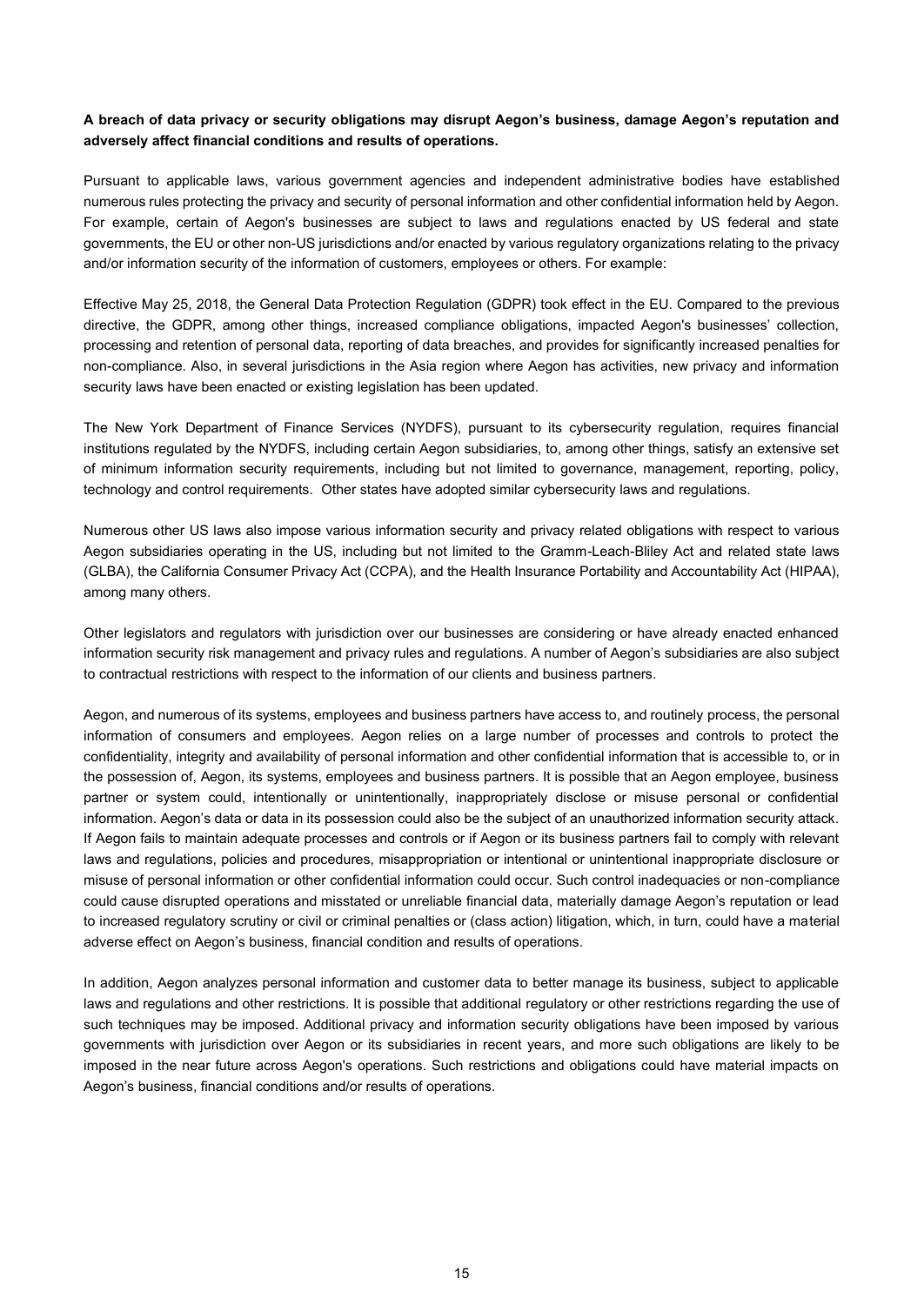**A breach of data privacy or security obligations may disrupt Aegon's business, damage Aegon's reputation and adversely affect financial conditions and results of operations.**

Pursuant to applicable laws, various government agencies and independent administrative bodies have established numerous rules protecting the privacy and security of personal information and other confidential information held by Aegon. For example, certain of Aegon's businesses are subject to laws and regulations enacted by US federal and state governments, the EU or other non-US jurisdictions and/or enacted by various regulatory organizations relating to the privacy and/or information security of the information of customers, employees or others. For example:

Effective May 25, 2018, the General Data Protection Regulation (GDPR) took effect in the EU. Compared to the previous directive, the GDPR, among other things, increased compliance obligations, impacted Aegon's businesses' collection, processing and retention of personal data, reporting of data breaches, and provides for significantly increased penalties for non-compliance. Also, in several jurisdictions in the Asia region where Aegon has activities, new privacy and information security laws have been enacted or existing legislation has been updated.

The New York Department of Finance Services (NYDFS), pursuant to its cybersecurity regulation, requires financial institutions regulated by the NYDFS, including certain Aegon subsidiaries, to, among other things, satisfy an extensive set of minimum information security requirements, including but not limited to governance, management, reporting, policy, technology and control requirements. Other states have adopted similar cybersecurity laws and regulations.

Numerous other US laws also impose various information security and privacy related obligations with respect to various Aegon subsidiaries operating in the US, including but not limited to the Gramm-Leach-Bliley Act and related state laws (GLBA), the California Consumer Privacy Act (CCPA), and the Health Insurance Portability and Accountability Act (HIPAA), among many others.

Other legislators and regulators with jurisdiction over our businesses are considering or have already enacted enhanced information security risk management and privacy rules and regulations. A number of Aegon's subsidiaries are also subject to contractual restrictions with respect to the information of our clients and business partners.

Aegon, and numerous of its systems, employees and business partners have access to, and routinely process, the personal information of consumers and employees. Aegon relies on a large number of processes and controls to protect the confidentiality, integrity and availability of personal information and other confidential information that is accessible to, or in the possession of, Aegon, its systems, employees and business partners. It is possible that an Aegon employee, business partner or system could, intentionally or unintentionally, inappropriately disclose or misuse personal or confidential information. Aegon's data or data in its possession could also be the subject of an unauthorized information security attack. If Aegon fails to maintain adequate processes and controls or if Aegon or its business partners fail to comply with relevant laws and regulations, policies and procedures, misappropriation or intentional or unintentional inappropriate disclosure or misuse of personal information or other confidential information could occur. Such control inadequacies or non-compliance could cause disrupted operations and misstated or unreliable financial data, materially damage Aegon's reputation or lead to increased regulatory scrutiny or civil or criminal penalties or (class action) litigation, which, in turn, could have a material adverse effect on Aegon's business, financial condition and results of operations.

In addition, Aegon analyzes personal information and customer data to better manage its business, subject to applicable laws and regulations and other restrictions. It is possible that additional regulatory or other restrictions regarding the use of such techniques may be imposed. Additional privacy and information security obligations have been imposed by various governments with jurisdiction over Aegon or its subsidiaries in recent years, and more such obligations are likely to be imposed in the near future across Aegon's operations. Such restrictions and obligations could have material impacts on Aegon's business, financial conditions and/or results of operations.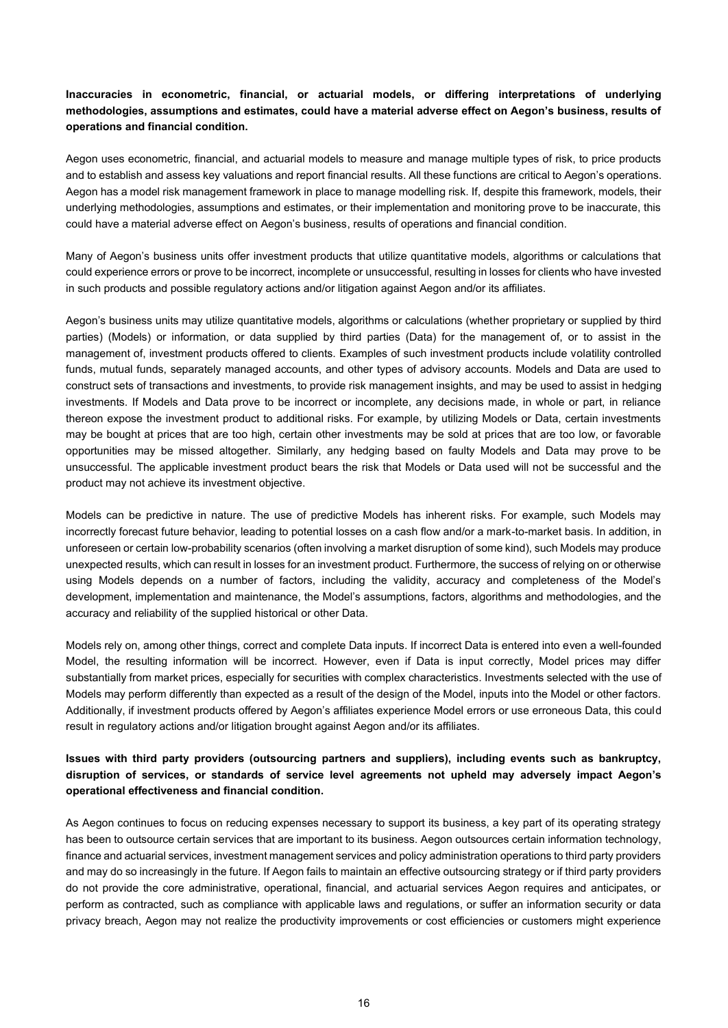**Inaccuracies in econometric, financial, or actuarial models, or differing interpretations of underlying methodologies, assumptions and estimates, could have a material adverse effect on Aegon's business, results of operations and financial condition.**

Aegon uses econometric, financial, and actuarial models to measure and manage multiple types of risk, to price products and to establish and assess key valuations and report financial results. All these functions are critical to Aegon's operations. Aegon has a model risk management framework in place to manage modelling risk. If, despite this framework, models, their underlying methodologies, assumptions and estimates, or their implementation and monitoring prove to be inaccurate, this could have a material adverse effect on Aegon's business, results of operations and financial condition.

Many of Aegon's business units offer investment products that utilize quantitative models, algorithms or calculations that could experience errors or prove to be incorrect, incomplete or unsuccessful, resulting in losses for clients who have invested in such products and possible regulatory actions and/or litigation against Aegon and/or its affiliates.

Aegon's business units may utilize quantitative models, algorithms or calculations (whether proprietary or supplied by third parties) (Models) or information, or data supplied by third parties (Data) for the management of, or to assist in the management of, investment products offered to clients. Examples of such investment products include volatility controlled funds, mutual funds, separately managed accounts, and other types of advisory accounts. Models and Data are used to construct sets of transactions and investments, to provide risk management insights, and may be used to assist in hedging investments. If Models and Data prove to be incorrect or incomplete, any decisions made, in whole or part, in reliance thereon expose the investment product to additional risks. For example, by utilizing Models or Data, certain investments may be bought at prices that are too high, certain other investments may be sold at prices that are too low, or favorable opportunities may be missed altogether. Similarly, any hedging based on faulty Models and Data may prove to be unsuccessful. The applicable investment product bears the risk that Models or Data used will not be successful and the product may not achieve its investment objective.

Models can be predictive in nature. The use of predictive Models has inherent risks. For example, such Models may incorrectly forecast future behavior, leading to potential losses on a cash flow and/or a mark-to-market basis. In addition, in unforeseen or certain low-probability scenarios (often involving a market disruption of some kind), such Models may produce unexpected results, which can result in losses for an investment product. Furthermore, the success of relying on or otherwise using Models depends on a number of factors, including the validity, accuracy and completeness of the Model's development, implementation and maintenance, the Model's assumptions, factors, algorithms and methodologies, and the accuracy and reliability of the supplied historical or other Data.

Models rely on, among other things, correct and complete Data inputs. If incorrect Data is entered into even a well-founded Model, the resulting information will be incorrect. However, even if Data is input correctly, Model prices may differ substantially from market prices, especially for securities with complex characteristics. Investments selected with the use of Models may perform differently than expected as a result of the design of the Model, inputs into the Model or other factors. Additionally, if investment products offered by Aegon's affiliates experience Model errors or use erroneous Data, this could result in regulatory actions and/or litigation brought against Aegon and/or its affiliates.

**Issues with third party providers (outsourcing partners and suppliers), including events such as bankruptcy, disruption of services, or standards of service level agreements not upheld may adversely impact Aegon's operational effectiveness and financial condition.**

As Aegon continues to focus on reducing expenses necessary to support its business, a key part of its operating strategy has been to outsource certain services that are important to its business. Aegon outsources certain information technology, finance and actuarial services, investment management services and policy administration operations to third party providers and may do so increasingly in the future. If Aegon fails to maintain an effective outsourcing strategy or if third party providers do not provide the core administrative, operational, financial, and actuarial services Aegon requires and anticipates, or perform as contracted, such as compliance with applicable laws and regulations, or suffer an information security or data privacy breach, Aegon may not realize the productivity improvements or cost efficiencies or customers might experience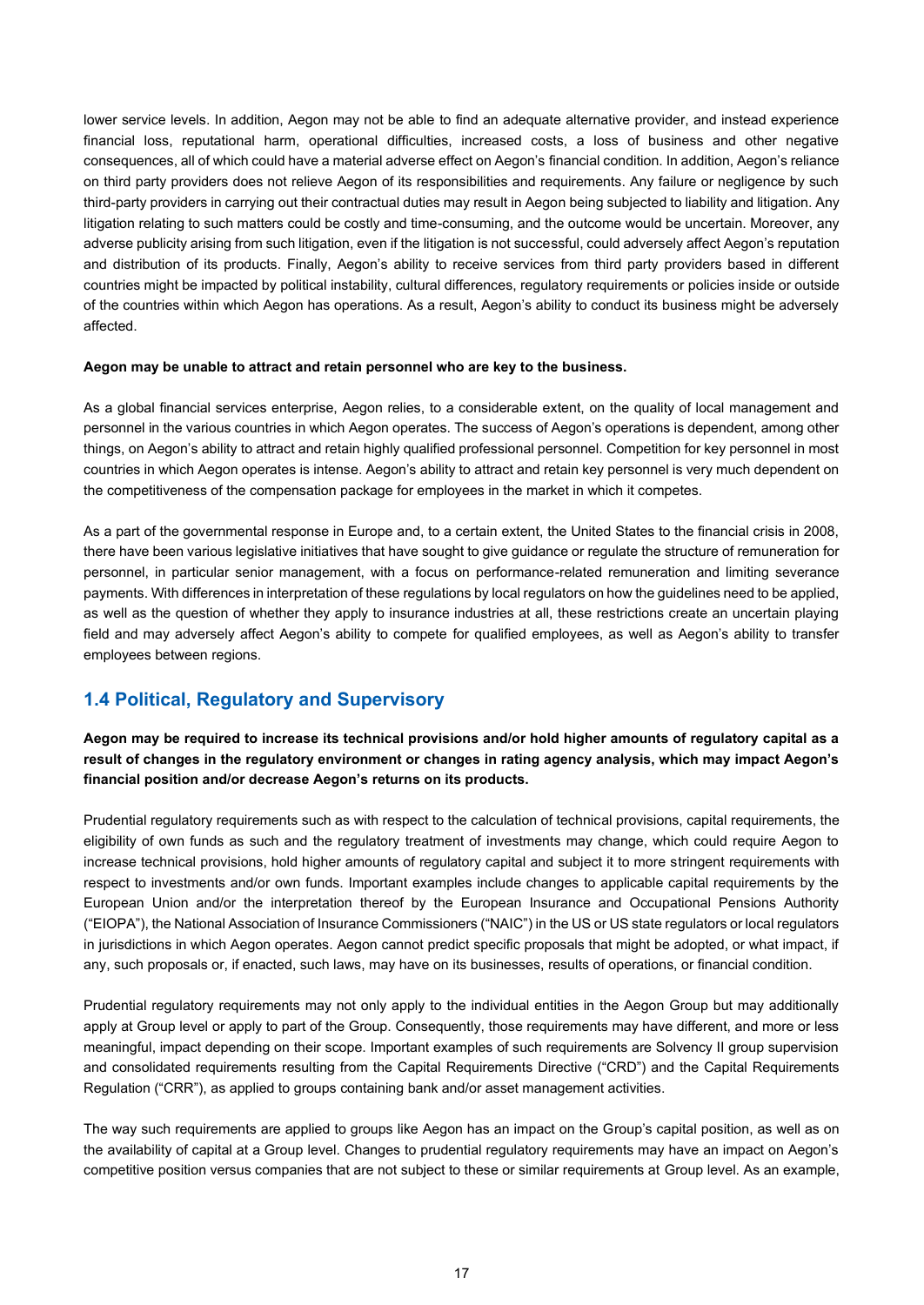lower service levels. In addition, Aegon may not be able to find an adequate alternative provider, and instead experience financial loss, reputational harm, operational difficulties, increased costs, a loss of business and other negative consequences, all of which could have a material adverse effect on Aegon's financial condition. In addition, Aegon's reliance on third party providers does not relieve Aegon of its responsibilities and requirements. Any failure or negligence by such third-party providers in carrying out their contractual duties may result in Aegon being subjected to liability and litigation. Any litigation relating to such matters could be costly and time-consuming, and the outcome would be uncertain. Moreover, any adverse publicity arising from such litigation, even if the litigation is not successful, could adversely affect Aegon's reputation and distribution of its products. Finally, Aegon's ability to receive services from third party providers based in different countries might be impacted by political instability, cultural differences, regulatory requirements or policies inside or outside of the countries within which Aegon has operations. As a result, Aegon's ability to conduct its business might be adversely affected.

**Aegon may be unable to attract and retain personnel who are key to the business.**

As a global financial services enterprise, Aegon relies, to a considerable extent, on the quality of local management and personnel in the various countries in which Aegon operates. The success of Aegon's operations is dependent, among other things, on Aegon's ability to attract and retain highly qualified professional personnel. Competition for key personnel in most countries in which Aegon operates is intense. Aegon's ability to attract and retain key personnel is very much dependent on the competitiveness of the compensation package for employees in the market in which it competes.

As a part of the governmental response in Europe and, to a certain extent, the United States to the financial crisis in 2008, there have been various legislative initiatives that have sought to give guidance or regulate the structure of remuneration for personnel, in particular senior management, with a focus on performance-related remuneration and limiting severance payments. With differences in interpretation of these regulations by local regulators on how the guidelines need to be applied, as well as the question of whether they apply to insurance industries at all, these restrictions create an uncertain playing field and may adversely affect Aegon's ability to compete for qualified employees, as well as Aegon's ability to transfer employees between regions.

## 1.4 Political, Regulatory and Supervisory

**Aegon may be required to increase its technical provisions and/or hold higher amounts of regulatory capital as a result of changes in the regulatory environment or changes in rating agency analysis, which may impact Aegon's financial position and/or decrease Aegon's returns on its products.**

Prudential regulatory requirements such as with respect to the calculation of technical provisions, capital requirements, the eligibility of own funds as such and the regulatory treatment of investments may change, which could require Aegon to increase technical provisions, hold higher amounts of regulatory capital and subject it to more stringent requirements with respect to investments and/or own funds. Important examples include changes to applicable capital requirements by the European Union and/or the interpretation thereof by the European Insurance and Occupational Pensions Authority ("EIOPA"), the National Association of Insurance Commissioners ("NAIC") in the US or US state regulators or local regulators in jurisdictions in which Aegon operates. Aegon cannot predict specific proposals that might be adopted, or what impact, if any, such proposals or, if enacted, such laws, may have on its businesses, results of operations, or financial condition.

Prudential regulatory requirements may not only apply to the individual entities in the Aegon Group but may additionally apply at Group level or apply to part of the Group. Consequently, those requirements may have different, and more or less meaningful, impact depending on their scope. Important examples of such requirements are Solvency II group supervision and consolidated requirements resulting from the Capital Requirements Directive ("CRD") and the Capital Requirements Regulation ("CRR"), as applied to groups containing bank and/or asset management activities.

The way such requirements are applied to groups like Aegon has an impact on the Group's capital position, as well as on the availability of capital at a Group level. Changes to prudential regulatory requirements may have an impact on Aegon's competitive position versus companies that are not subject to these or similar requirements at Group level. As an example,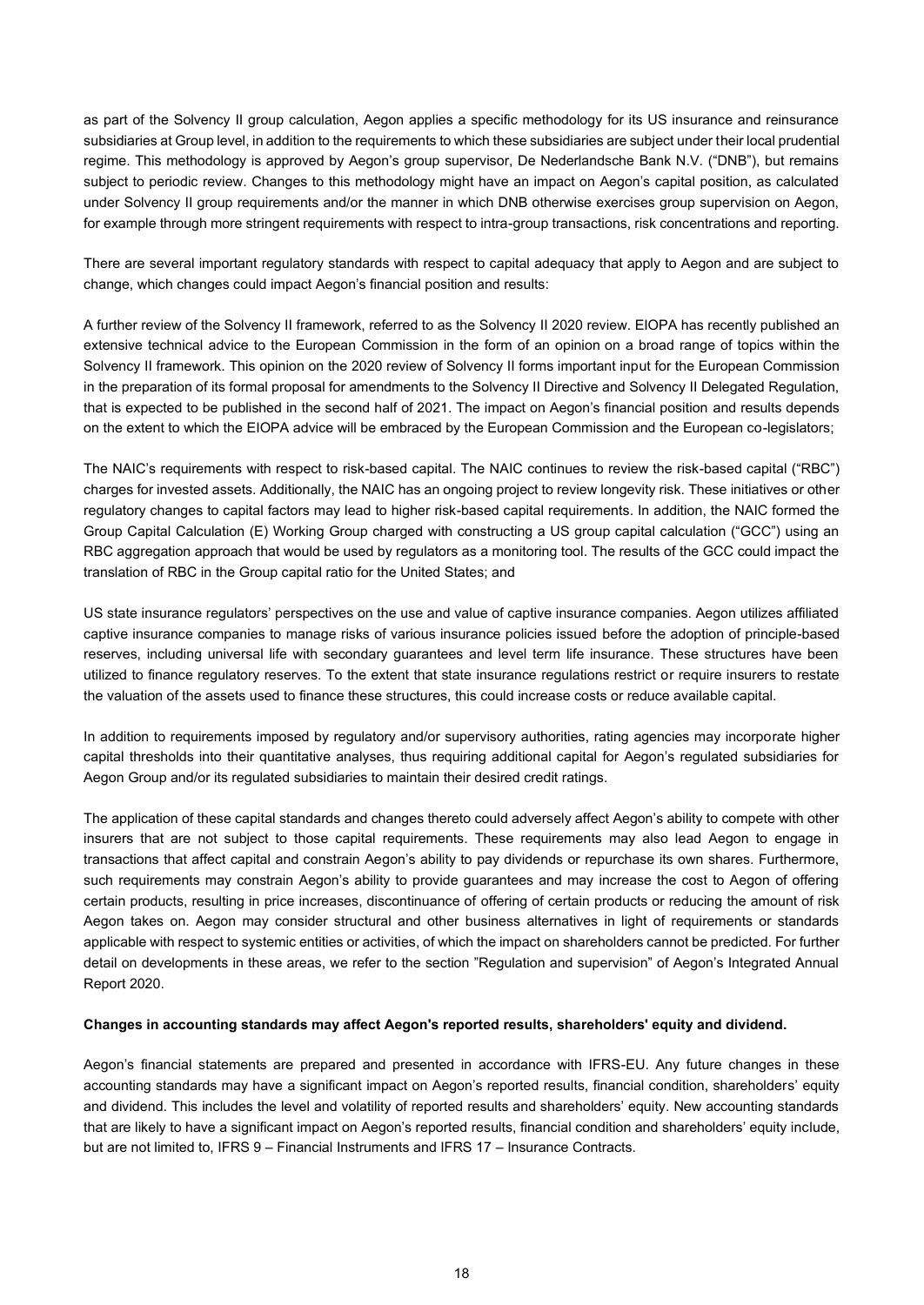as part of the Solvency II group calculation, Aegon applies a specific methodology for its US insurance and reinsurance subsidiaries at Group level, in addition to the requirements to which these subsidiaries are subject under their local prudential regime. This methodology is approved by Aegon's group supervisor, De Nederlandsche Bank N.V. ("DNB"), but remains subject to periodic review. Changes to this methodology might have an impact on Aegon's capital position, as calculated under Solvency II group requirements and/or the manner in which DNB otherwise exercises group supervision on Aegon, for example through more stringent requirements with respect to intra-group transactions, risk concentrations and reporting.

There are several important regulatory standards with respect to capital adequacy that apply to Aegon and are subject to change, which changes could impact Aegon's financial position and results:

A further review of the Solvency II framework, referred to as the Solvency II 2020 review. EIOPA has recently published an extensive technical advice to the European Commission in the form of an opinion on a broad range of topics within the Solvency II framework. This opinion on the 2020 review of Solvency II forms important input for the European Commission in the preparation of its formal proposal for amendments to the Solvency II Directive and Solvency II Delegated Regulation, that is expected to be published in the second half of 2021. The impact on Aegon's financial position and results depends on the extent to which the EIOPA advice will be embraced by the European Commission and the European co-legislators;

The NAIC's requirements with respect to risk-based capital. The NAIC continues to review the risk-based capital ("RBC") charges for invested assets. Additionally, the NAIC has an ongoing project to review longevity risk. These initiatives or other regulatory changes to capital factors may lead to higher risk-based capital requirements. In addition, the NAIC formed the Group Capital Calculation (E) Working Group charged with constructing a US group capital calculation ("GCC") using an RBC aggregation approach that would be used by regulators as a monitoring tool. The results of the GCC could impact the translation of RBC in the Group capital ratio for the United States; and

US state insurance regulators' perspectives on the use and value of captive insurance companies. Aegon utilizes affiliated captive insurance companies to manage risks of various insurance policies issued before the adoption of principle-based reserves, including universal life with secondary guarantees and level term life insurance. These structures have been utilized to finance regulatory reserves. To the extent that state insurance regulations restrict or require insurers to restate the valuation of the assets used to finance these structures, this could increase costs or reduce available capital.

In addition to requirements imposed by regulatory and/or supervisory authorities, rating agencies may incorporate higher capital thresholds into their quantitative analyses, thus requiring additional capital for Aegon's regulated subsidiaries for Aegon Group and/or its regulated subsidiaries to maintain their desired credit ratings.

The application of these capital standards and changes thereto could adversely affect Aegon's ability to compete with other insurers that are not subject to those capital requirements. These requirements may also lead Aegon to engage in transactions that affect capital and constrain Aegon's ability to pay dividends or repurchase its own shares. Furthermore, such requirements may constrain Aegon's ability to provide guarantees and may increase the cost to Aegon of offering certain products, resulting in price increases, discontinuance of offering of certain products or reducing the amount of risk Aegon takes on. Aegon may consider structural and other business alternatives in light of requirements or standards applicable with respect to systemic entities or activities, of which the impact on shareholders cannot be predicted. For further detail on developments in these areas, we refer to the section "Regulation and supervision" of Aegon's Integrated Annual Report 2020.

**Changes in accounting standards may affect Aegon's reported results, shareholders' equity and dividend.**

Aegon's financial statements are prepared and presented in accordance with IFRS-EU. Any future changes in these accounting standards may have a significant impact on Aegon's reported results, financial condition, shareholders' equity and dividend. This includes the level and volatility of reported results and shareholders' equity. New accounting standards that are likely to have a significant impact on Aegon's reported results, financial condition and shareholders' equity include, but are not limited to, IFRS 9 – Financial Instruments and IFRS 17 – Insurance Contracts.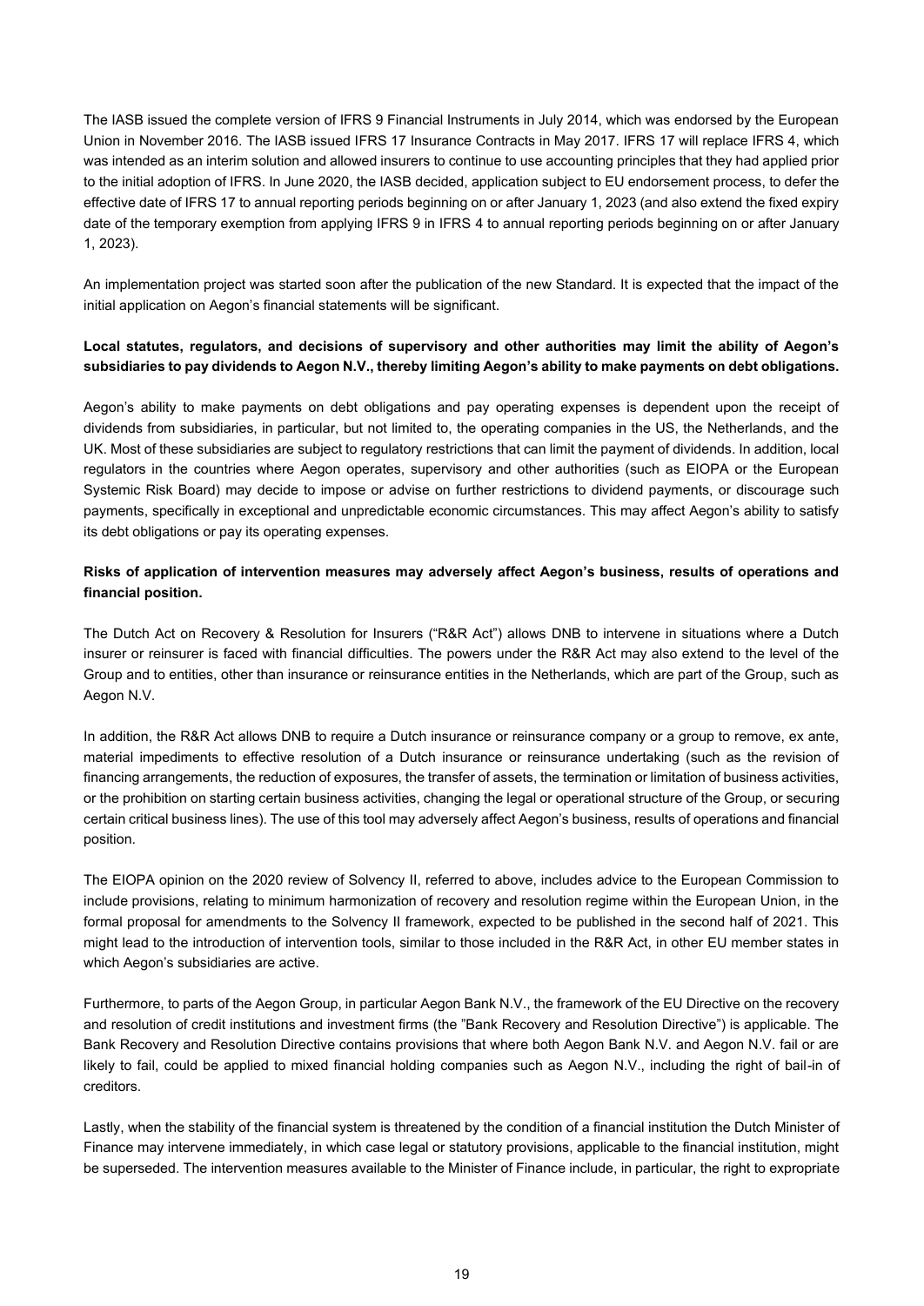The IASB issued the complete version of IFRS 9 Financial Instruments in July 2014, which was endorsed by the European Union in November 2016. The IASB issued IFRS 17 Insurance Contracts in May 2017. IFRS 17 will replace IFRS 4, which was intended as an interim solution and allowed insurers to continue to use accounting principles that they had applied prior to the initial adoption of IFRS. In June 2020, the IASB decided, application subject to EU endorsement process, to defer the effective date of IFRS 17 to annual reporting periods beginning on or after January 1, 2023 (and also extend the fixed expiry date of the temporary exemption from applying IFRS 9 in IFRS 4 to annual reporting periods beginning on or after January 1, 2023).

An implementation project was started soon after the publication of the new Standard. It is expected that the impact of the initial application on Aegon's financial statements will be significant.

**Local statutes, regulators, and decisions of supervisory and other authorities may limit the ability of Aegon's subsidiaries to pay dividends to Aegon N.V., thereby limiting Aegon's ability to make payments on debt obligations.**

Aegon's ability to make payments on debt obligations and pay operating expenses is dependent upon the receipt of dividends from subsidiaries, in particular, but not limited to, the operating companies in the US, the Netherlands, and the UK. Most of these subsidiaries are subject to regulatory restrictions that can limit the payment of dividends. In addition, local regulators in the countries where Aegon operates, supervisory and other authorities (such as EIOPA or the European Systemic Risk Board) may decide to impose or advise on further restrictions to dividend payments, or discourage such payments, specifically in exceptional and unpredictable economic circumstances. This may affect Aegon's ability to satisfy its debt obligations or pay its operating expenses.

**Risks of application of intervention measures may adversely affect Aegon's business, results of operations and financial position.**

The Dutch Act on Recovery & Resolution for Insurers ("R&R Act") allows DNB to intervene in situations where a Dutch insurer or reinsurer is faced with financial difficulties. The powers under the R&R Act may also extend to the level of the Group and to entities, other than insurance or reinsurance entities in the Netherlands, which are part of the Group, such as Aegon N.V.

In addition, the R&R Act allows DNB to require a Dutch insurance or reinsurance company or a group to remove, ex ante, material impediments to effective resolution of a Dutch insurance or reinsurance undertaking (such as the revision of financing arrangements, the reduction of exposures, the transfer of assets, the termination or limitation of business activities, or the prohibition on starting certain business activities, changing the legal or operational structure of the Group, or securing certain critical business lines). The use of this tool may adversely affect Aegon's business, results of operations and financial position.

The EIOPA opinion on the 2020 review of Solvency II, referred to above, includes advice to the European Commission to include provisions, relating to minimum harmonization of recovery and resolution regime within the European Union, in the formal proposal for amendments to the Solvency II framework, expected to be published in the second half of 2021. This might lead to the introduction of intervention tools, similar to those included in the R&R Act, in other EU member states in which Aegon's subsidiaries are active.

Furthermore, to parts of the Aegon Group, in particular Aegon Bank N.V., the framework of the EU Directive on the recovery and resolution of credit institutions and investment firms (the "Bank Recovery and Resolution Directive") is applicable. The Bank Recovery and Resolution Directive contains provisions that where both Aegon Bank N.V. and Aegon N.V. fail or are likely to fail, could be applied to mixed financial holding companies such as Aegon N.V., including the right of bail-in of creditors.

Lastly, when the stability of the financial system is threatened by the condition of a financial institution the Dutch Minister of Finance may intervene immediately, in which case legal or statutory provisions, applicable to the financial institution, might be superseded. The intervention measures available to the Minister of Finance include, in particular, the right to expropriate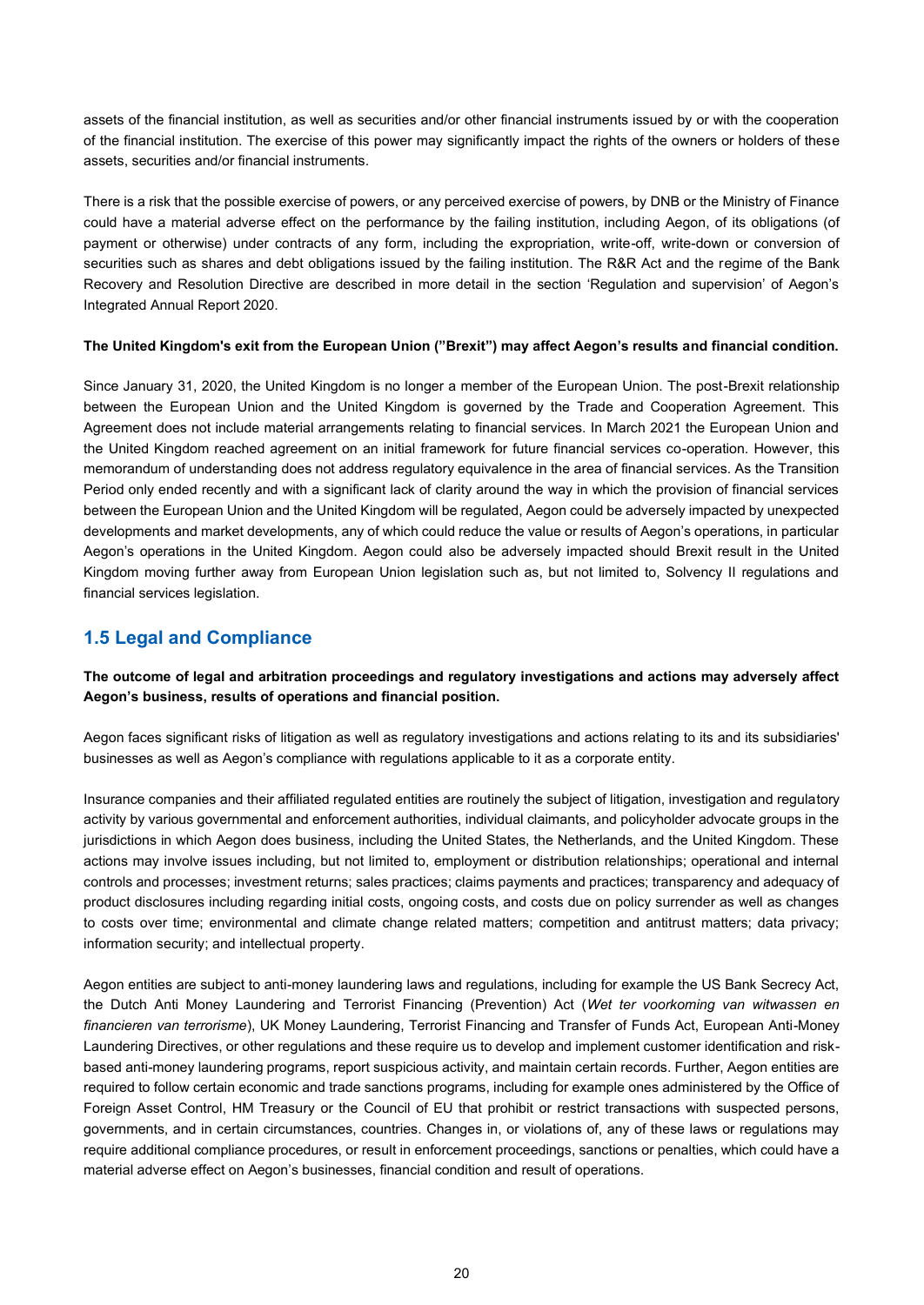assets of the financial institution, as well as securities and/or other financial instruments issued by or with the cooperation of the financial institution. The exercise of this power may significantly impact the rights of the owners or holders of these assets, securities and/or financial instruments.

There is a risk that the possible exercise of powers, or any perceived exercise of powers, by DNB or the Ministry of Finance could have a material adverse effect on the performance by the failing institution, including Aegon, of its obligations (of payment or otherwise) under contracts of any form, including the expropriation, write-off, write-down or conversion of securities such as shares and debt obligations issued by the failing institution. The R&R Act and the regime of the Bank Recovery and Resolution Directive are described in more detail in the section 'Regulation and supervision' of Aegon's Integrated Annual Report 2020.

**The United Kingdom's exit from the European Union ("Brexit") may affect Aegon's results and financial condition.**

Since January 31, 2020, the United Kingdom is no longer a member of the European Union. The post-Brexit relationship between the European Union and the United Kingdom is governed by the Trade and Cooperation Agreement. This Agreement does not include material arrangements relating to financial services. In March 2021 the European Union and the United Kingdom reached agreement on an initial framework for future financial services co-operation. However, this memorandum of understanding does not address regulatory equivalence in the area of financial services. As the Transition Period only ended recently and with a significant lack of clarity around the way in which the provision of financial services between the European Union and the United Kingdom will be regulated, Aegon could be adversely impacted by unexpected developments and market developments, any of which could reduce the value or results of Aegon's operations, in particular Aegon's operations in the United Kingdom. Aegon could also be adversely impacted should Brexit result in the United Kingdom moving further away from European Union legislation such as, but not limited to, Solvency II regulations and financial services legislation.

## 1.5 Legal and Compliance

**The outcome of legal and arbitration proceedings and regulatory investigations and actions may adversely affect Aegon's business, results of operations and financial position.**

Aegon faces significant risks of litigation as well as regulatory investigations and actions relating to its and its subsidiaries' businesses as well as Aegon's compliance with regulations applicable to it as a corporate entity.

Insurance companies and their affiliated regulated entities are routinely the subject of litigation, investigation and regulatory activity by various governmental and enforcement authorities, individual claimants, and policyholder advocate groups in the jurisdictions in which Aegon does business, including the United States, the Netherlands, and the United Kingdom. These actions may involve issues including, but not limited to, employment or distribution relationships; operational and internal controls and processes; investment returns; sales practices; claims payments and practices; transparency and adequacy of product disclosures including regarding initial costs, ongoing costs, and costs due on policy surrender as well as changes to costs over time; environmental and climate change related matters; competition and antitrust matters; data privacy; information security; and intellectual property.

Aegon entities are subject to anti-money laundering laws and regulations, including for example the US Bank Secrecy Act, the Dutch Anti Money Laundering and Terrorist Financing (Prevention) Act (*Wet ter voorkoming van witwassen en financieren van terrorisme*), UK Money Laundering, Terrorist Financing and Transfer of Funds Act, European Anti-Money Laundering Directives, or other regulations and these require us to develop and implement customer identification and risk-based anti-money laundering programs, report suspicious activity, and maintain certain records. Further, Aegon entities are required to follow certain economic and trade sanctions programs, including for example ones administered by the Office of Foreign Asset Control, HM Treasury or the Council of EU that prohibit or restrict transactions with suspected persons, governments, and in certain circumstances, countries. Changes in, or violations of, any of these laws or regulations may require additional compliance procedures, or result in enforcement proceedings, sanctions or penalties, which could have a material adverse effect on Aegon's businesses, financial condition and result of operations.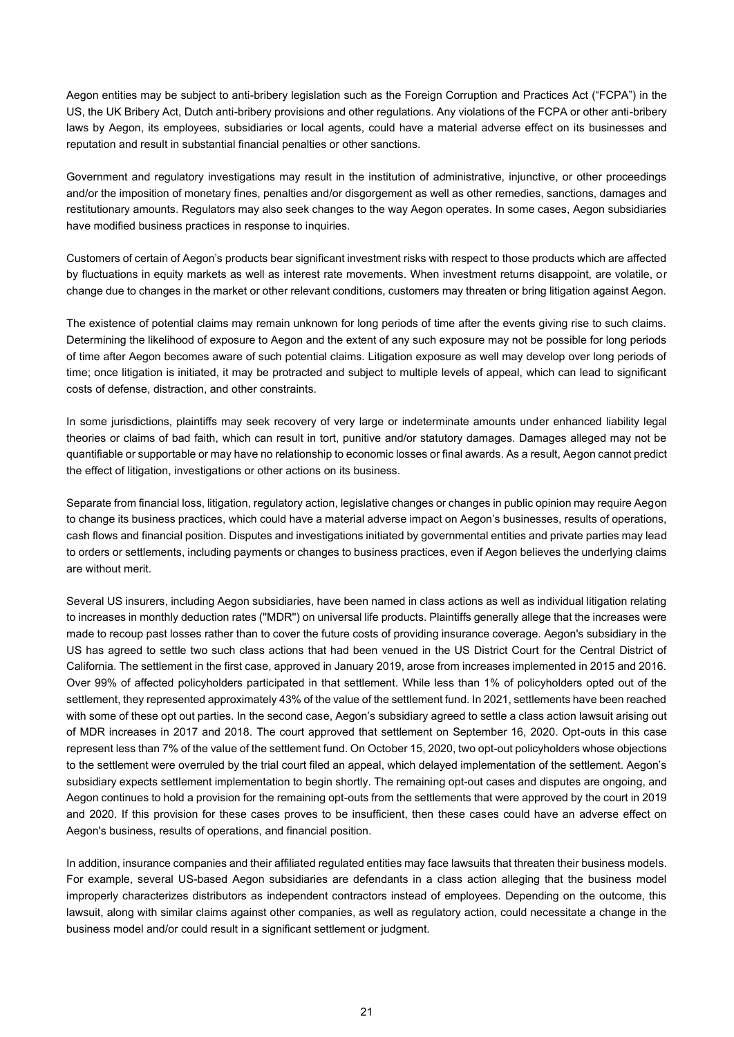Aegon entities may be subject to anti-bribery legislation such as the Foreign Corruption and Practices Act ("FCPA") in the US, the UK Bribery Act, Dutch anti-bribery provisions and other regulations. Any violations of the FCPA or other anti-bribery laws by Aegon, its employees, subsidiaries or local agents, could have a material adverse effect on its businesses and reputation and result in substantial financial penalties or other sanctions.

Government and regulatory investigations may result in the institution of administrative, injunctive, or other proceedings and/or the imposition of monetary fines, penalties and/or disgorgement as well as other remedies, sanctions, damages and restitutionary amounts. Regulators may also seek changes to the way Aegon operates. In some cases, Aegon subsidiaries have modified business practices in response to inquiries.

Customers of certain of Aegon's products bear significant investment risks with respect to those products which are affected by fluctuations in equity markets as well as interest rate movements. When investment returns disappoint, are volatile, or change due to changes in the market or other relevant conditions, customers may threaten or bring litigation against Aegon.

The existence of potential claims may remain unknown for long periods of time after the events giving rise to such claims. Determining the likelihood of exposure to Aegon and the extent of any such exposure may not be possible for long periods of time after Aegon becomes aware of such potential claims. Litigation exposure as well may develop over long periods of time; once litigation is initiated, it may be protracted and subject to multiple levels of appeal, which can lead to significant costs of defense, distraction, and other constraints.

In some jurisdictions, plaintiffs may seek recovery of very large or indeterminate amounts under enhanced liability legal theories or claims of bad faith, which can result in tort, punitive and/or statutory damages. Damages alleged may not be quantifiable or supportable or may have no relationship to economic losses or final awards. As a result, Aegon cannot predict the effect of litigation, investigations or other actions on its business.

Separate from financial loss, litigation, regulatory action, legislative changes or changes in public opinion may require Aegon to change its business practices, which could have a material adverse impact on Aegon's businesses, results of operations, cash flows and financial position. Disputes and investigations initiated by governmental entities and private parties may lead to orders or settlements, including payments or changes to business practices, even if Aegon believes the underlying claims are without merit.

Several US insurers, including Aegon subsidiaries, have been named in class actions as well as individual litigation relating to increases in monthly deduction rates ("MDR") on universal life products. Plaintiffs generally allege that the increases were made to recoup past losses rather than to cover the future costs of providing insurance coverage. Aegon's subsidiary in the US has agreed to settle two such class actions that had been venued in the US District Court for the Central District of California. The settlement in the first case, approved in January 2019, arose from increases implemented in 2015 and 2016. Over 99% of affected policyholders participated in that settlement. While less than 1% of policyholders opted out of the settlement, they represented approximately 43% of the value of the settlement fund. In 2021, settlements have been reached with some of these opt out parties. In the second case, Aegon's subsidiary agreed to settle a class action lawsuit arising out of MDR increases in 2017 and 2018. The court approved that settlement on September 16, 2020. Opt-outs in this case represent less than 7% of the value of the settlement fund. On October 15, 2020, two opt-out policyholders whose objections to the settlement were overruled by the trial court filed an appeal, which delayed implementation of the settlement. Aegon's subsidiary expects settlement implementation to begin shortly. The remaining opt-out cases and disputes are ongoing, and Aegon continues to hold a provision for the remaining opt-outs from the settlements that were approved by the court in 2019 and 2020. If this provision for these cases proves to be insufficient, then these cases could have an adverse effect on Aegon's business, results of operations, and financial position.

In addition, insurance companies and their affiliated regulated entities may face lawsuits that threaten their business models. For example, several US-based Aegon subsidiaries are defendants in a class action alleging that the business model improperly characterizes distributors as independent contractors instead of employees. Depending on the outcome, this lawsuit, along with similar claims against other companies, as well as regulatory action, could necessitate a change in the business model and/or could result in a significant settlement or judgment.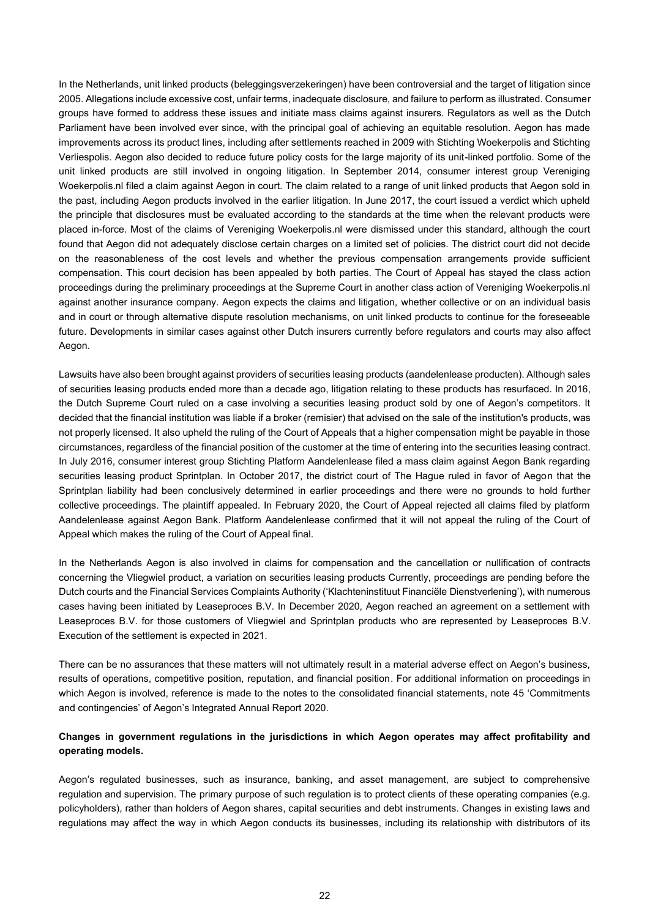In the Netherlands, unit linked products (beleggingsverzekeringen) have been controversial and the target of litigation since 2005. Allegations include excessive cost, unfair terms, inadequate disclosure, and failure to perform as illustrated. Consumer groups have formed to address these issues and initiate mass claims against insurers. Regulators as well as the Dutch Parliament have been involved ever since, with the principal goal of achieving an equitable resolution. Aegon has made improvements across its product lines, including after settlements reached in 2009 with Stichting Woekerpolis and Stichting Verliespolis. Aegon also decided to reduce future policy costs for the large majority of its unit-linked portfolio. Some of the unit linked products are still involved in ongoing litigation. In September 2014, consumer interest group Vereniging Woekerpolis.nl filed a claim against Aegon in court. The claim related to a range of unit linked products that Aegon sold in the past, including Aegon products involved in the earlier litigation. In June 2017, the court issued a verdict which upheld the principle that disclosures must be evaluated according to the standards at the time when the relevant products were placed in-force. Most of the claims of Vereniging Woekerpolis.nl were dismissed under this standard, although the court found that Aegon did not adequately disclose certain charges on a limited set of policies. The district court did not decide on the reasonableness of the cost levels and whether the previous compensation arrangements provide sufficient compensation. This court decision has been appealed by both parties. The Court of Appeal has stayed the class action proceedings during the preliminary proceedings at the Supreme Court in another class action of Vereniging Woekerpolis.nl against another insurance company. Aegon expects the claims and litigation, whether collective or on an individual basis and in court or through alternative dispute resolution mechanisms, on unit linked products to continue for the foreseeable future. Developments in similar cases against other Dutch insurers currently before regulators and courts may also affect Aegon.

Lawsuits have also been brought against providers of securities leasing products (aandelenlease producten). Although sales of securities leasing products ended more than a decade ago, litigation relating to these products has resurfaced. In 2016, the Dutch Supreme Court ruled on a case involving a securities leasing product sold by one of Aegon's competitors. It decided that the financial institution was liable if a broker (remisier) that advised on the sale of the institution's products, was not properly licensed. It also upheld the ruling of the Court of Appeals that a higher compensation might be payable in those circumstances, regardless of the financial position of the customer at the time of entering into the securities leasing contract. In July 2016, consumer interest group Stichting Platform Aandelenlease filed a mass claim against Aegon Bank regarding securities leasing product Sprintplan. In October 2017, the district court of The Hague ruled in favor of Aegon that the Sprintplan liability had been conclusively determined in earlier proceedings and there were no grounds to hold further collective proceedings. The plaintiff appealed. In February 2020, the Court of Appeal rejected all claims filed by platform Aandelenlease against Aegon Bank. Platform Aandelenlease confirmed that it will not appeal the ruling of the Court of Appeal which makes the ruling of the Court of Appeal final.

In the Netherlands Aegon is also involved in claims for compensation and the cancellation or nullification of contracts concerning the Vliegwiel product, a variation on securities leasing products Currently, proceedings are pending before the Dutch courts and the Financial Services Complaints Authority ('Klachteninstituut Financiële Dienstverlening'), with numerous cases having been initiated by Leaseproces B.V. In December 2020, Aegon reached an agreement on a settlement with Leaseproces B.V. for those customers of Vliegwiel and Sprintplan products who are represented by Leaseproces B.V. Execution of the settlement is expected in 2021.

There can be no assurances that these matters will not ultimately result in a material adverse effect on Aegon's business, results of operations, competitive position, reputation, and financial position. For additional information on proceedings in which Aegon is involved, reference is made to the notes to the consolidated financial statements, note 45 'Commitments and contingencies' of Aegon's Integrated Annual Report 2020.

**Changes in government regulations in the jurisdictions in which Aegon operates may affect profitability and operating models.**

Aegon's regulated businesses, such as insurance, banking, and asset management, are subject to comprehensive regulation and supervision. The primary purpose of such regulation is to protect clients of these operating companies (e.g. policyholders), rather than holders of Aegon shares, capital securities and debt instruments. Changes in existing laws and regulations may affect the way in which Aegon conducts its businesses, including its relationship with distributors of its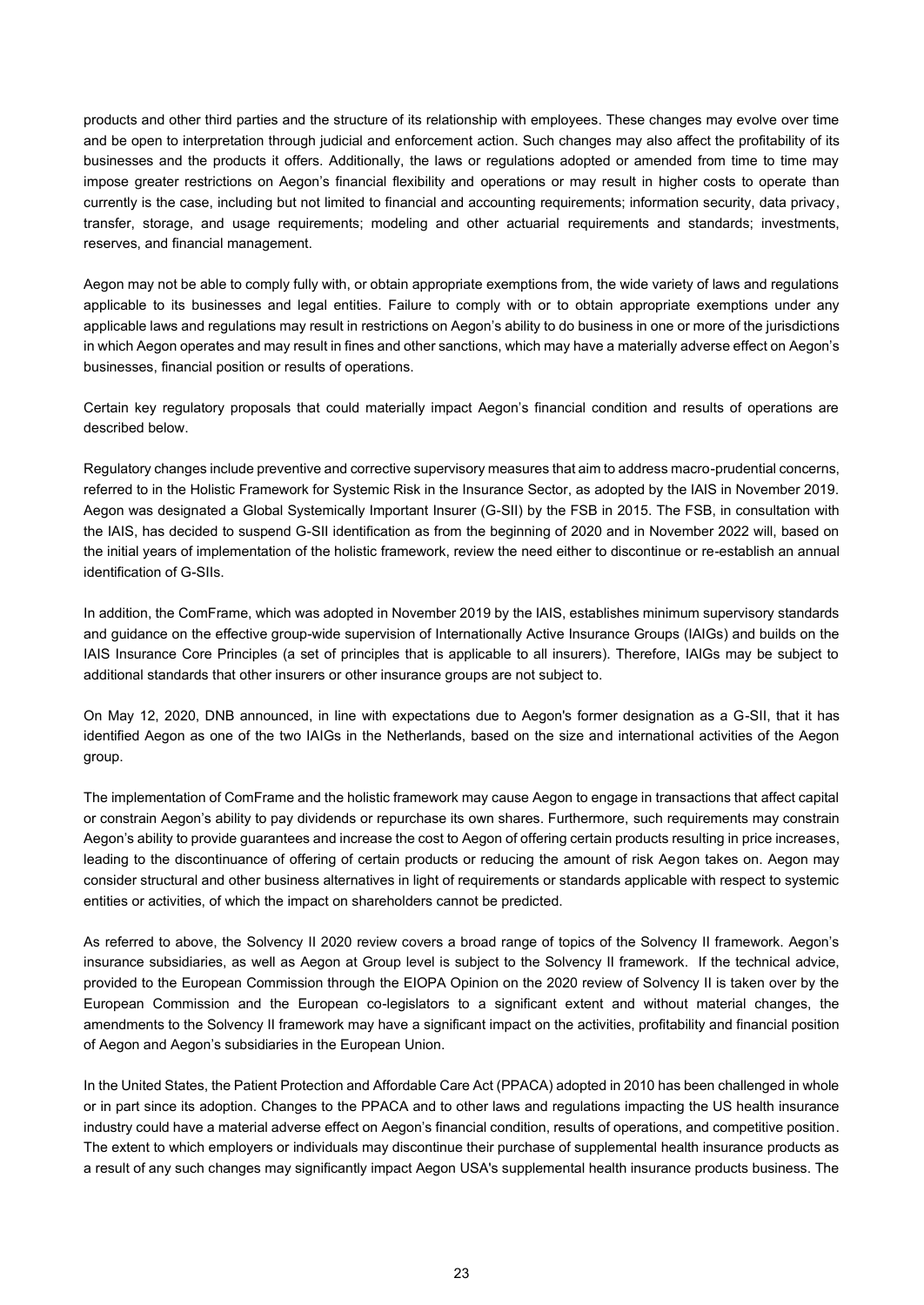products and other third parties and the structure of its relationship with employees. These changes may evolve over time and be open to interpretation through judicial and enforcement action. Such changes may also affect the profitability of its businesses and the products it offers. Additionally, the laws or regulations adopted or amended from time to time may impose greater restrictions on Aegon's financial flexibility and operations or may result in higher costs to operate than currently is the case, including but not limited to financial and accounting requirements; information security, data privacy, transfer, storage, and usage requirements; modeling and other actuarial requirements and standards; investments, reserves, and financial management.

Aegon may not be able to comply fully with, or obtain appropriate exemptions from, the wide variety of laws and regulations applicable to its businesses and legal entities. Failure to comply with or to obtain appropriate exemptions under any applicable laws and regulations may result in restrictions on Aegon's ability to do business in one or more of the jurisdictions in which Aegon operates and may result in fines and other sanctions, which may have a materially adverse effect on Aegon's businesses, financial position or results of operations.

Certain key regulatory proposals that could materially impact Aegon's financial condition and results of operations are described below.

Regulatory changes include preventive and corrective supervisory measures that aim to address macro-prudential concerns, referred to in the Holistic Framework for Systemic Risk in the Insurance Sector, as adopted by the IAIS in November 2019. Aegon was designated a Global Systemically Important Insurer (G-SII) by the FSB in 2015. The FSB, in consultation with the IAIS, has decided to suspend G-SII identification as from the beginning of 2020 and in November 2022 will, based on the initial years of implementation of the holistic framework, review the need either to discontinue or re-establish an annual identification of G-SIIs.

In addition, the ComFrame, which was adopted in November 2019 by the IAIS, establishes minimum supervisory standards and guidance on the effective group-wide supervision of Internationally Active Insurance Groups (IAIGs) and builds on the IAIS Insurance Core Principles (a set of principles that is applicable to all insurers). Therefore, IAIGs may be subject to additional standards that other insurers or other insurance groups are not subject to.

On May 12, 2020, DNB announced, in line with expectations due to Aegon's former designation as a G-SII, that it has identified Aegon as one of the two IAIGs in the Netherlands, based on the size and international activities of the Aegon group.

The implementation of ComFrame and the holistic framework may cause Aegon to engage in transactions that affect capital or constrain Aegon's ability to pay dividends or repurchase its own shares. Furthermore, such requirements may constrain Aegon's ability to provide guarantees and increase the cost to Aegon of offering certain products resulting in price increases, leading to the discontinuance of offering of certain products or reducing the amount of risk Aegon takes on. Aegon may consider structural and other business alternatives in light of requirements or standards applicable with respect to systemic entities or activities, of which the impact on shareholders cannot be predicted.

As referred to above, the Solvency II 2020 review covers a broad range of topics of the Solvency II framework. Aegon's insurance subsidiaries, as well as Aegon at Group level is subject to the Solvency II framework. If the technical advice, provided to the European Commission through the EIOPA Opinion on the 2020 review of Solvency II is taken over by the European Commission and the European co-legislators to a significant extent and without material changes, the amendments to the Solvency II framework may have a significant impact on the activities, profitability and financial position of Aegon and Aegon's subsidiaries in the European Union.

In the United States, the Patient Protection and Affordable Care Act (PPACA) adopted in 2010 has been challenged in whole or in part since its adoption. Changes to the PPACA and to other laws and regulations impacting the US health insurance industry could have a material adverse effect on Aegon's financial condition, results of operations, and competitive position. The extent to which employers or individuals may discontinue their purchase of supplemental health insurance products as a result of any such changes may significantly impact Aegon USA's supplemental health insurance products business. The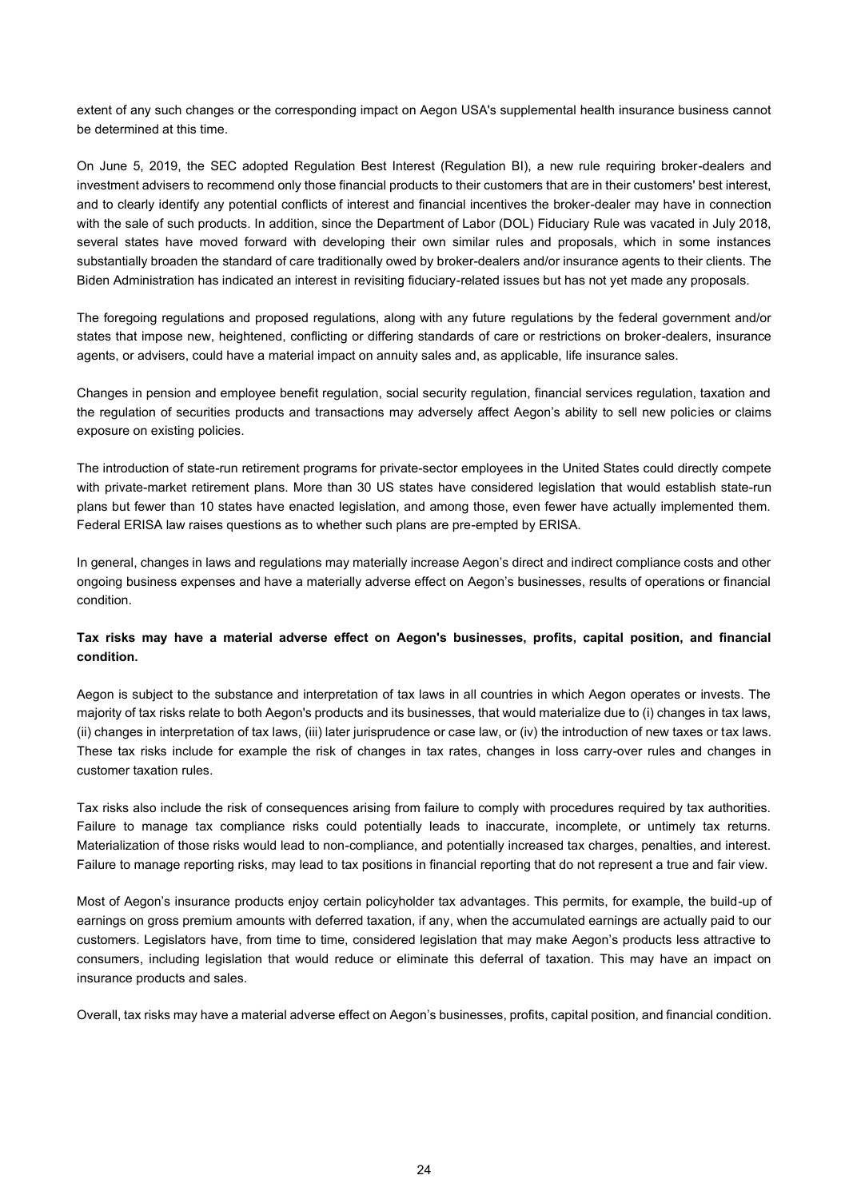extent of any such changes or the corresponding impact on Aegon USA's supplemental health insurance business cannot be determined at this time.

On June 5, 2019, the SEC adopted Regulation Best Interest (Regulation BI), a new rule requiring broker-dealers and investment advisers to recommend only those financial products to their customers that are in their customers' best interest, and to clearly identify any potential conflicts of interest and financial incentives the broker-dealer may have in connection with the sale of such products. In addition, since the Department of Labor (DOL) Fiduciary Rule was vacated in July 2018, several states have moved forward with developing their own similar rules and proposals, which in some instances substantially broaden the standard of care traditionally owed by broker-dealers and/or insurance agents to their clients. The Biden Administration has indicated an interest in revisiting fiduciary-related issues but has not yet made any proposals.

The foregoing regulations and proposed regulations, along with any future regulations by the federal government and/or states that impose new, heightened, conflicting or differing standards of care or restrictions on broker-dealers, insurance agents, or advisers, could have a material impact on annuity sales and, as applicable, life insurance sales.

Changes in pension and employee benefit regulation, social security regulation, financial services regulation, taxation and the regulation of securities products and transactions may adversely affect Aegon's ability to sell new policies or claims exposure on existing policies.

The introduction of state-run retirement programs for private-sector employees in the United States could directly compete with private-market retirement plans. More than 30 US states have considered legislation that would establish state-run plans but fewer than 10 states have enacted legislation, and among those, even fewer have actually implemented them. Federal ERISA law raises questions as to whether such plans are pre-empted by ERISA.

In general, changes in laws and regulations may materially increase Aegon's direct and indirect compliance costs and other ongoing business expenses and have a materially adverse effect on Aegon's businesses, results of operations or financial condition.

**Tax risks may have a material adverse effect on Aegon's businesses, profits, capital position, and financial condition.**

Aegon is subject to the substance and interpretation of tax laws in all countries in which Aegon operates or invests. The majority of tax risks relate to both Aegon's products and its businesses, that would materialize due to (i) changes in tax laws, (ii) changes in interpretation of tax laws, (iii) later jurisprudence or case law, or (iv) the introduction of new taxes or tax laws. These tax risks include for example the risk of changes in tax rates, changes in loss carry-over rules and changes in customer taxation rules.

Tax risks also include the risk of consequences arising from failure to comply with procedures required by tax authorities. Failure to manage tax compliance risks could potentially leads to inaccurate, incomplete, or untimely tax returns. Materialization of those risks would lead to non-compliance, and potentially increased tax charges, penalties, and interest. Failure to manage reporting risks, may lead to tax positions in financial reporting that do not represent a true and fair view.

Most of Aegon's insurance products enjoy certain policyholder tax advantages. This permits, for example, the build-up of earnings on gross premium amounts with deferred taxation, if any, when the accumulated earnings are actually paid to our customers. Legislators have, from time to time, considered legislation that may make Aegon's products less attractive to consumers, including legislation that would reduce or eliminate this deferral of taxation. This may have an impact on insurance products and sales.

Overall, tax risks may have a material adverse effect on Aegon's businesses, profits, capital position, and financial condition.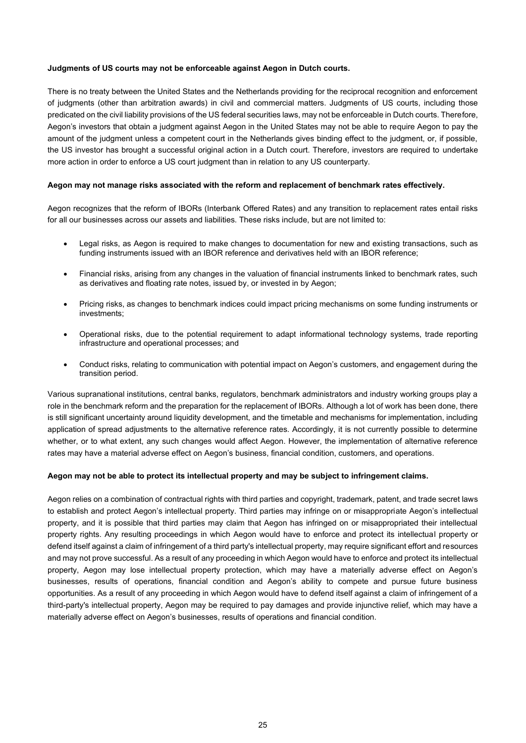**Judgments of US courts may not be enforceable against Aegon in Dutch courts.**

There is no treaty between the United States and the Netherlands providing for the reciprocal recognition and enforcement of judgments (other than arbitration awards) in civil and commercial matters. Judgments of US courts, including those predicated on the civil liability provisions of the US federal securities laws, may not be enforceable in Dutch courts. Therefore, Aegon's investors that obtain a judgment against Aegon in the United States may not be able to require Aegon to pay the amount of the judgment unless a competent court in the Netherlands gives binding effect to the judgment, or, if possible, the US investor has brought a successful original action in a Dutch court. Therefore, investors are required to undertake more action in order to enforce a US court judgment than in relation to any US counterparty.

**Aegon may not manage risks associated with the reform and replacement of benchmark rates effectively.**

Aegon recognizes that the reform of IBORs (Interbank Offered Rates) and any transition to replacement rates entail risks for all our businesses across our assets and liabilities. These risks include, but are not limited to:

- Legal risks, as Aegon is required to make changes to documentation for new and existing transactions, such as funding instruments issued with an IBOR reference and derivatives held with an IBOR reference;
- Financial risks, arising from any changes in the valuation of financial instruments linked to benchmark rates, such as derivatives and floating rate notes, issued by, or invested in by Aegon;
- Pricing risks, as changes to benchmark indices could impact pricing mechanisms on some funding instruments or investments;
- Operational risks, due to the potential requirement to adapt informational technology systems, trade reporting infrastructure and operational processes; and
- Conduct risks, relating to communication with potential impact on Aegon's customers, and engagement during the transition period.

Various supranational institutions, central banks, regulators, benchmark administrators and industry working groups play a role in the benchmark reform and the preparation for the replacement of IBORs. Although a lot of work has been done, there is still significant uncertainty around liquidity development, and the timetable and mechanisms for implementation, including application of spread adjustments to the alternative reference rates. Accordingly, it is not currently possible to determine whether, or to what extent, any such changes would affect Aegon. However, the implementation of alternative reference rates may have a material adverse effect on Aegon's business, financial condition, customers, and operations.

**Aegon may not be able to protect its intellectual property and may be subject to infringement claims.**

Aegon relies on a combination of contractual rights with third parties and copyright, trademark, patent, and trade secret laws to establish and protect Aegon's intellectual property. Third parties may infringe on or misappropriate Aegon's intellectual property, and it is possible that third parties may claim that Aegon has infringed on or misappropriated their intellectual property rights. Any resulting proceedings in which Aegon would have to enforce and protect its intellectual property or defend itself against a claim of infringement of a third party's intellectual property, may require significant effort and resources and may not prove successful. As a result of any proceeding in which Aegon would have to enforce and protect its intellectual property, Aegon may lose intellectual property protection, which may have a materially adverse effect on Aegon's businesses, results of operations, financial condition and Aegon's ability to compete and pursue future business opportunities. As a result of any proceeding in which Aegon would have to defend itself against a claim of infringement of a third-party's intellectual property, Aegon may be required to pay damages and provide injunctive relief, which may have a materially adverse effect on Aegon's businesses, results of operations and financial condition.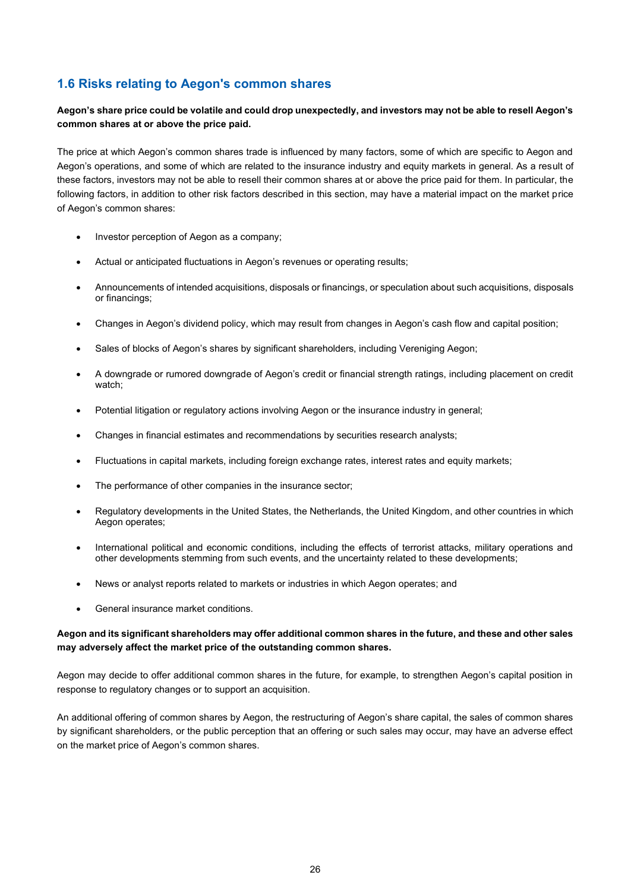## 1.6 Risks relating to Aegon's common shares

**Aegon's share price could be volatile and could drop unexpectedly, and investors may not be able to resell Aegon's common shares at or above the price paid.**

The price at which Aegon's common shares trade is influenced by many factors, some of which are specific to Aegon and Aegon's operations, and some of which are related to the insurance industry and equity markets in general. As a result of these factors, investors may not be able to resell their common shares at or above the price paid for them. In particular, the following factors, in addition to other risk factors described in this section, may have a material impact on the market price of Aegon's common shares:

- Investor perception of Aegon as a company;
- Actual or anticipated fluctuations in Aegon's revenues or operating results;
- Announcements of intended acquisitions, disposals or financings, or speculation about such acquisitions, disposals or financings;
- Changes in Aegon's dividend policy, which may result from changes in Aegon's cash flow and capital position;
- Sales of blocks of Aegon's shares by significant shareholders, including Vereniging Aegon;
- A downgrade or rumored downgrade of Aegon's credit or financial strength ratings, including placement on credit watch;
- Potential litigation or regulatory actions involving Aegon or the insurance industry in general;
- Changes in financial estimates and recommendations by securities research analysts;
- Fluctuations in capital markets, including foreign exchange rates, interest rates and equity markets;
- The performance of other companies in the insurance sector;
- Regulatory developments in the United States, the Netherlands, the United Kingdom, and other countries in which Aegon operates;
- International political and economic conditions, including the effects of terrorist attacks, military operations and other developments stemming from such events, and the uncertainty related to these developments;
- News or analyst reports related to markets or industries in which Aegon operates; and
- General insurance market conditions.

**Aegon and its significant shareholders may offer additional common shares in the future, and these and other sales may adversely affect the market price of the outstanding common shares.**

Aegon may decide to offer additional common shares in the future, for example, to strengthen Aegon's capital position in response to regulatory changes or to support an acquisition.

An additional offering of common shares by Aegon, the restructuring of Aegon's share capital, the sales of common shares by significant shareholders, or the public perception that an offering or such sales may occur, may have an adverse effect on the market price of Aegon's common shares.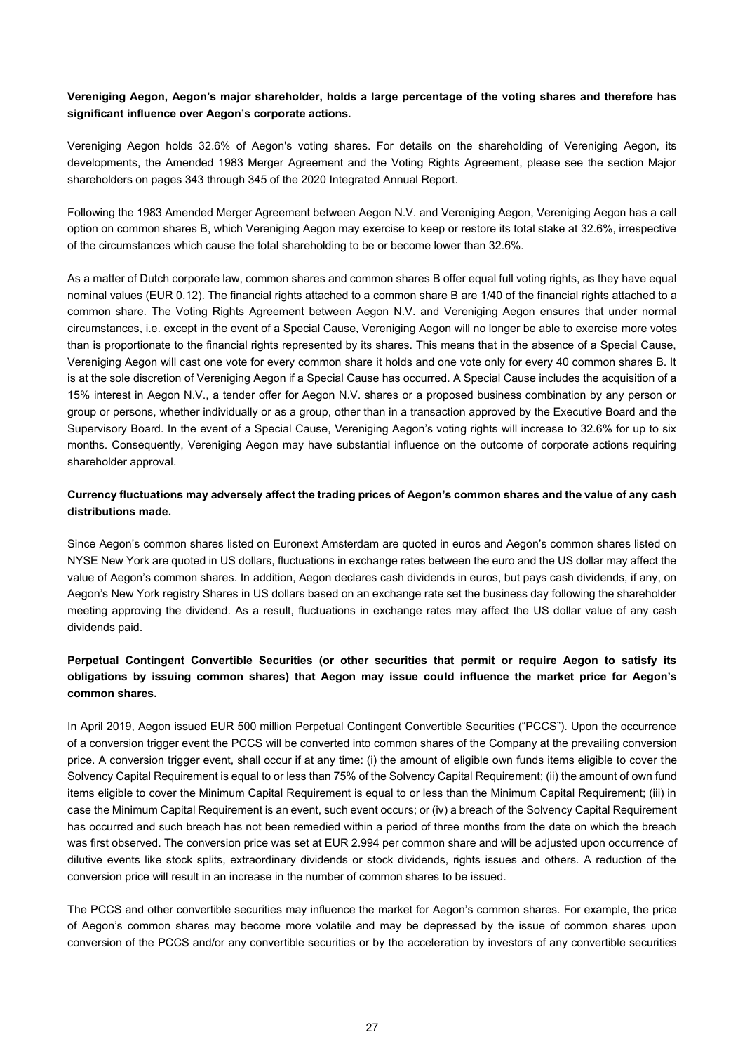**Vereniging Aegon, Aegon's major shareholder, holds a large percentage of the voting shares and therefore has significant influence over Aegon's corporate actions.**

Vereniging Aegon holds 32.6% of Aegon's voting shares. For details on the shareholding of Vereniging Aegon, its developments, the Amended 1983 Merger Agreement and the Voting Rights Agreement, please see the section Major shareholders on pages 343 through 345 of the 2020 Integrated Annual Report.

Following the 1983 Amended Merger Agreement between Aegon N.V. and Vereniging Aegon, Vereniging Aegon has a call option on common shares B, which Vereniging Aegon may exercise to keep or restore its total stake at 32.6%, irrespective of the circumstances which cause the total shareholding to be or become lower than 32.6%.

As a matter of Dutch corporate law, common shares and common shares B offer equal full voting rights, as they have equal nominal values (EUR 0.12). The financial rights attached to a common share B are 1/40 of the financial rights attached to a common share. The Voting Rights Agreement between Aegon N.V. and Vereniging Aegon ensures that under normal circumstances, i.e. except in the event of a Special Cause, Vereniging Aegon will no longer be able to exercise more votes than is proportionate to the financial rights represented by its shares. This means that in the absence of a Special Cause, Vereniging Aegon will cast one vote for every common share it holds and one vote only for every 40 common shares B. It is at the sole discretion of Vereniging Aegon if a Special Cause has occurred. A Special Cause includes the acquisition of a 15% interest in Aegon N.V., a tender offer for Aegon N.V. shares or a proposed business combination by any person or group or persons, whether individually or as a group, other than in a transaction approved by the Executive Board and the Supervisory Board. In the event of a Special Cause, Vereniging Aegon's voting rights will increase to 32.6% for up to six months. Consequently, Vereniging Aegon may have substantial influence on the outcome of corporate actions requiring shareholder approval.

**Currency fluctuations may adversely affect the trading prices of Aegon's common shares and the value of any cash distributions made.**

Since Aegon's common shares listed on Euronext Amsterdam are quoted in euros and Aegon's common shares listed on NYSE New York are quoted in US dollars, fluctuations in exchange rates between the euro and the US dollar may affect the value of Aegon's common shares. In addition, Aegon declares cash dividends in euros, but pays cash dividends, if any, on Aegon's New York registry Shares in US dollars based on an exchange rate set the business day following the shareholder meeting approving the dividend. As a result, fluctuations in exchange rates may affect the US dollar value of any cash dividends paid.

**Perpetual Contingent Convertible Securities (or other securities that permit or require Aegon to satisfy its obligations by issuing common shares) that Aegon may issue could influence the market price for Aegon's common shares.**

In April 2019, Aegon issued EUR 500 million Perpetual Contingent Convertible Securities ("PCCS"). Upon the occurrence of a conversion trigger event the PCCS will be converted into common shares of the Company at the prevailing conversion price. A conversion trigger event, shall occur if at any time: (i) the amount of eligible own funds items eligible to cover the Solvency Capital Requirement is equal to or less than 75% of the Solvency Capital Requirement; (ii) the amount of own fund items eligible to cover the Minimum Capital Requirement is equal to or less than the Minimum Capital Requirement; (iii) in case the Minimum Capital Requirement is an event, such event occurs; or (iv) a breach of the Solvency Capital Requirement has occurred and such breach has not been remedied within a period of three months from the date on which the breach was first observed. The conversion price was set at EUR 2.994 per common share and will be adjusted upon occurrence of dilutive events like stock splits, extraordinary dividends or stock dividends, rights issues and others. A reduction of the conversion price will result in an increase in the number of common shares to be issued.

The PCCS and other convertible securities may influence the market for Aegon's common shares. For example, the price of Aegon's common shares may become more volatile and may be depressed by the issue of common shares upon conversion of the PCCS and/or any convertible securities or by the acceleration by investors of any convertible securities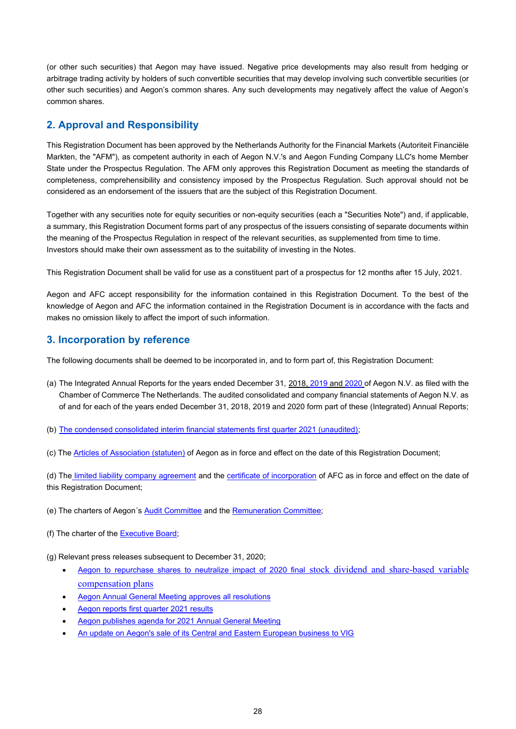(or other such securities) that Aegon may have issued. Negative price developments may also result from hedging or arbitrage trading activity by holders of such convertible securities that may develop involving such convertible securities (or other such securities) and Aegon's common shares. Any such developments may negatively affect the value of Aegon's common shares.

## 2. Approval and Responsibility

This Registration Document has been approved by the Netherlands Authority for the Financial Markets (Autoriteit Financiële Markten, the "AFM"), as competent authority in each of Aegon N.V.'s and Aegon Funding Company LLC's home Member State under the Prospectus Regulation. The AFM only approves this Registration Document as meeting the standards of completeness, comprehensibility and consistency imposed by the Prospectus Regulation. Such approval should not be considered as an endorsement of the issuers that are the subject of this Registration Document.

Together with any securities note for equity securities or non-equity securities (each a "Securities Note") and, if applicable, a summary, this Registration Document forms part of any prospectus of the issuers consisting of separate documents within the meaning of the Prospectus Regulation in respect of the relevant securities, as supplemented from time to time. Investors should make their own assessment as to the suitability of investing in the Notes.

This Registration Document shall be valid for use as a constituent part of a prospectus for 12 months after 15 July, 2021.

Aegon and AFC accept responsibility for the information contained in this Registration Document. To the best of the knowledge of Aegon and AFC the information contained in the Registration Document is in accordance with the facts and makes no omission likely to affect the import of such information.

## 3. Incorporation by reference

The following documents shall be deemed to be incorporated in, and to form part of, this Registration Document:

(a) The Integrated Annual Reports for the years ended December 31, 2018, 2019 and 2020 of Aegon N.V. as filed with the Chamber of Commerce The Netherlands. The audited consolidated and company financial statements of Aegon N.V. as of and for each of the years ended December 31, 2018, 2019 and 2020 form part of these (Integrated) Annual Reports;

(b) The condensed consolidated interim financial statements first quarter 2021 (unaudited);

(c) The Articles of Association (statuten) of Aegon as in force and effect on the date of this Registration Document;

(d) The limited liability company agreement and the certificate of incorporation of AFC as in force and effect on the date of this Registration Document;

(e) The charters of Aegon´s Audit Committee and the Remuneration Committee;

(f) The charter of the Executive Board;

(g) Relevant press releases subsequent to December 31, 2020;

- Aegon to repurchase shares to neutralize impact of 2020 final stock dividend and share-based variable compensation plans
- Aegon Annual General Meeting approves all resolutions
- Aegon reports first quarter 2021 results
- Aegon publishes agenda for 2021 Annual General Meeting
- An update on Aegon's sale of its Central and Eastern European business to VIG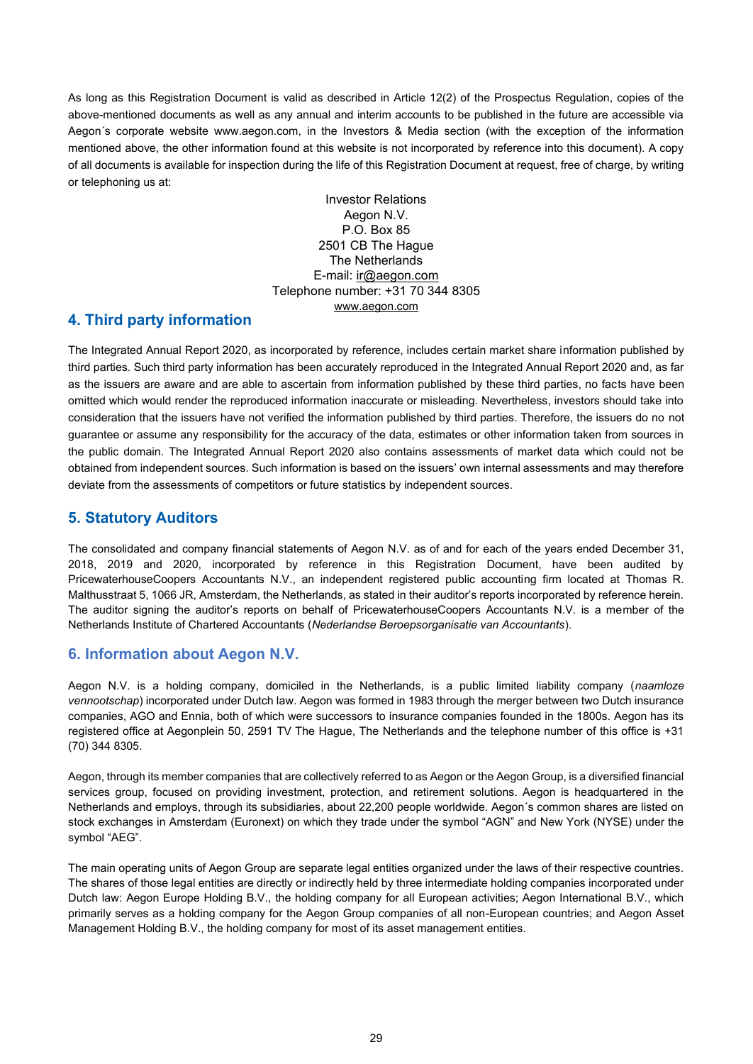As long as this Registration Document is valid as described in Article 12(2) of the Prospectus Regulation, copies of the above-mentioned documents as well as any annual and interim accounts to be published in the future are accessible via Aegon´s corporate website www.aegon.com, in the Investors & Media section (with the exception of the information mentioned above, the other information found at this website is not incorporated by reference into this document). A copy of all documents is available for inspection during the life of this Registration Document at request, free of charge, by writing or telephoning us at:

Investor Relations
Aegon N.V.
P.O. Box 85
2501 CB The Hague
The Netherlands
E-mail: ir@aegon.com
Telephone number: +31 70 344 8305
www.aegon.com

## 4. Third party information

The Integrated Annual Report 2020, as incorporated by reference, includes certain market share information published by third parties. Such third party information has been accurately reproduced in the Integrated Annual Report 2020 and, as far as the issuers are aware and are able to ascertain from information published by these third parties, no facts have been omitted which would render the reproduced information inaccurate or misleading. Nevertheless, investors should take into consideration that the issuers have not verified the information published by third parties. Therefore, the issuers do no not guarantee or assume any responsibility for the accuracy of the data, estimates or other information taken from sources in the public domain. The Integrated Annual Report 2020 also contains assessments of market data which could not be obtained from independent sources. Such information is based on the issuers' own internal assessments and may therefore deviate from the assessments of competitors or future statistics by independent sources.

## 5. Statutory Auditors

The consolidated and company financial statements of Aegon N.V. as of and for each of the years ended December 31, 2018, 2019 and 2020, incorporated by reference in this Registration Document, have been audited by PricewaterhouseCoopers Accountants N.V., an independent registered public accounting firm located at Thomas R. Malthusstraat 5, 1066 JR, Amsterdam, the Netherlands, as stated in their auditor's reports incorporated by reference herein. The auditor signing the auditor's reports on behalf of PricewaterhouseCoopers Accountants N.V. is a member of the Netherlands Institute of Chartered Accountants (*Nederlandse Beroepsorganisatie van Accountants*).

## 6. Information about Aegon N.V.

Aegon N.V. is a holding company, domiciled in the Netherlands, is a public limited liability company (*naamloze vennootschap*) incorporated under Dutch law. Aegon was formed in 1983 through the merger between two Dutch insurance companies, AGO and Ennia, both of which were successors to insurance companies founded in the 1800s. Aegon has its registered office at Aegonplein 50, 2591 TV The Hague, The Netherlands and the telephone number of this office is +31 (70) 344 8305.

Aegon, through its member companies that are collectively referred to as Aegon or the Aegon Group, is a diversified financial services group, focused on providing investment, protection, and retirement solutions. Aegon is headquartered in the Netherlands and employs, through its subsidiaries, about 22,200 people worldwide. Aegon´s common shares are listed on stock exchanges in Amsterdam (Euronext) on which they trade under the symbol "AGN" and New York (NYSE) under the symbol "AEG".

The main operating units of Aegon Group are separate legal entities organized under the laws of their respective countries. The shares of those legal entities are directly or indirectly held by three intermediate holding companies incorporated under Dutch law: Aegon Europe Holding B.V., the holding company for all European activities; Aegon International B.V., which primarily serves as a holding company for the Aegon Group companies of all non-European countries; and Aegon Asset Management Holding B.V., the holding company for most of its asset management entities.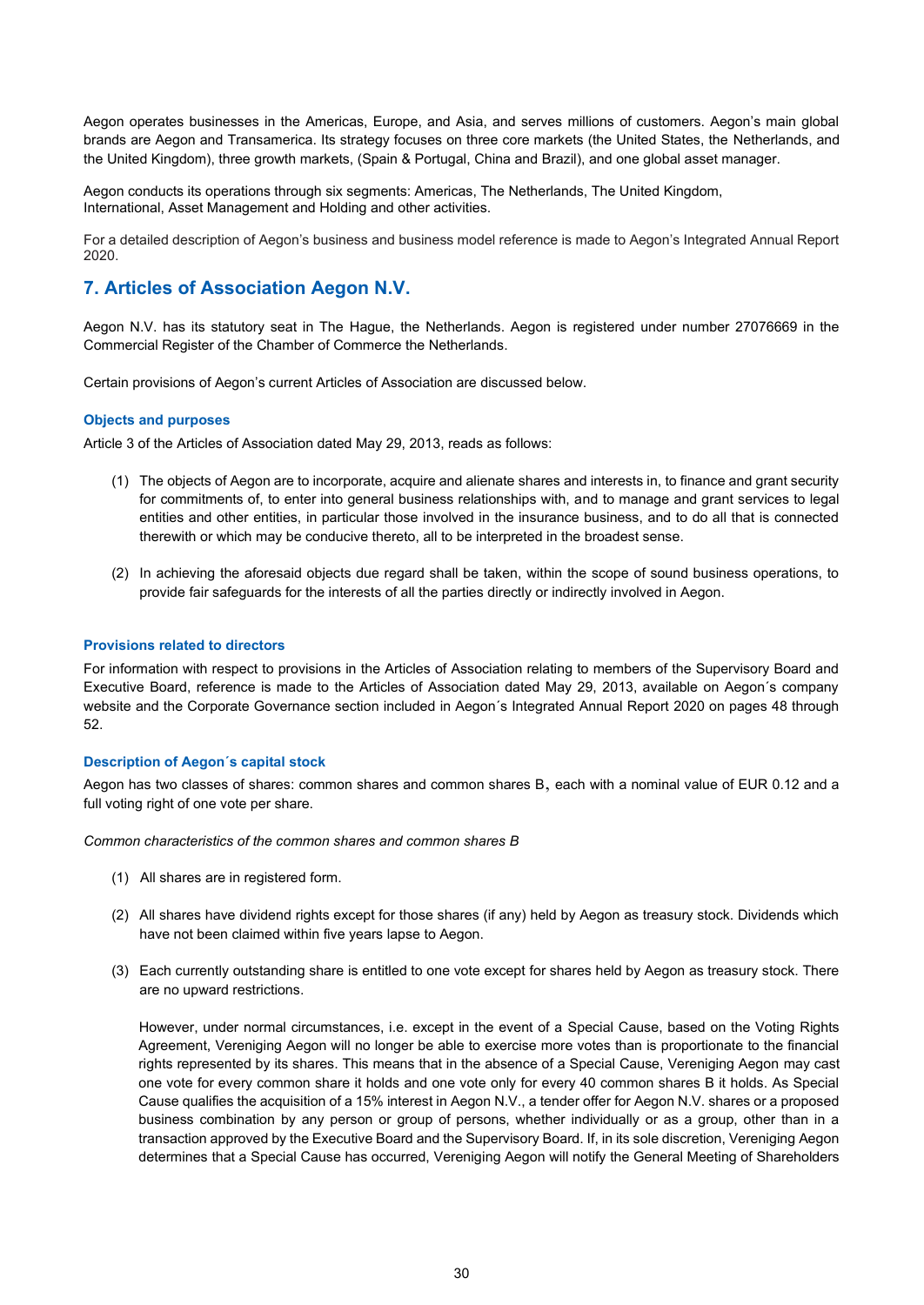Aegon operates businesses in the Americas, Europe, and Asia, and serves millions of customers. Aegon's main global brands are Aegon and Transamerica. Its strategy focuses on three core markets (the United States, the Netherlands, and the United Kingdom), three growth markets, (Spain & Portugal, China and Brazil), and one global asset manager.

Aegon conducts its operations through six segments: Americas, The Netherlands, The United Kingdom, International, Asset Management and Holding and other activities.

For a detailed description of Aegon's business and business model reference is made to Aegon's Integrated Annual Report 2020.

## 7. Articles of Association Aegon N.V.

Aegon N.V. has its statutory seat in The Hague, the Netherlands. Aegon is registered under number 27076669 in the Commercial Register of the Chamber of Commerce the Netherlands.

Certain provisions of Aegon's current Articles of Association are discussed below.

### Objects and purposes

Article 3 of the Articles of Association dated May 29, 2013, reads as follows:

(1) The objects of Aegon are to incorporate, acquire and alienate shares and interests in, to finance and grant security for commitments of, to enter into general business relationships with, and to manage and grant services to legal entities and other entities, in particular those involved in the insurance business, and to do all that is connected therewith or which may be conducive thereto, all to be interpreted in the broadest sense.

(2) In achieving the aforesaid objects due regard shall be taken, within the scope of sound business operations, to provide fair safeguards for the interests of all the parties directly or indirectly involved in Aegon.

### Provisions related to directors

For information with respect to provisions in the Articles of Association relating to members of the Supervisory Board and Executive Board, reference is made to the Articles of Association dated May 29, 2013, available on Aegon´s company website and the Corporate Governance section included in Aegon´s Integrated Annual Report 2020 on pages 48 through 52.

### Description of Aegon´s capital stock

Aegon has two classes of shares: common shares and common shares B, each with a nominal value of EUR 0.12 and a full voting right of one vote per share.

*Common characteristics of the common shares and common shares B*

(1) All shares are in registered form.

(2) All shares have dividend rights except for those shares (if any) held by Aegon as treasury stock. Dividends which have not been claimed within five years lapse to Aegon.

(3) Each currently outstanding share is entitled to one vote except for shares held by Aegon as treasury stock. There are no upward restrictions.

However, under normal circumstances, i.e. except in the event of a Special Cause, based on the Voting Rights Agreement, Vereniging Aegon will no longer be able to exercise more votes than is proportionate to the financial rights represented by its shares. This means that in the absence of a Special Cause, Vereniging Aegon may cast one vote for every common share it holds and one vote only for every 40 common shares B it holds. As Special Cause qualifies the acquisition of a 15% interest in Aegon N.V., a tender offer for Aegon N.V. shares or a proposed business combination by any person or group of persons, whether individually or as a group, other than in a transaction approved by the Executive Board and the Supervisory Board. If, in its sole discretion, Vereniging Aegon determines that a Special Cause has occurred, Vereniging Aegon will notify the General Meeting of Shareholders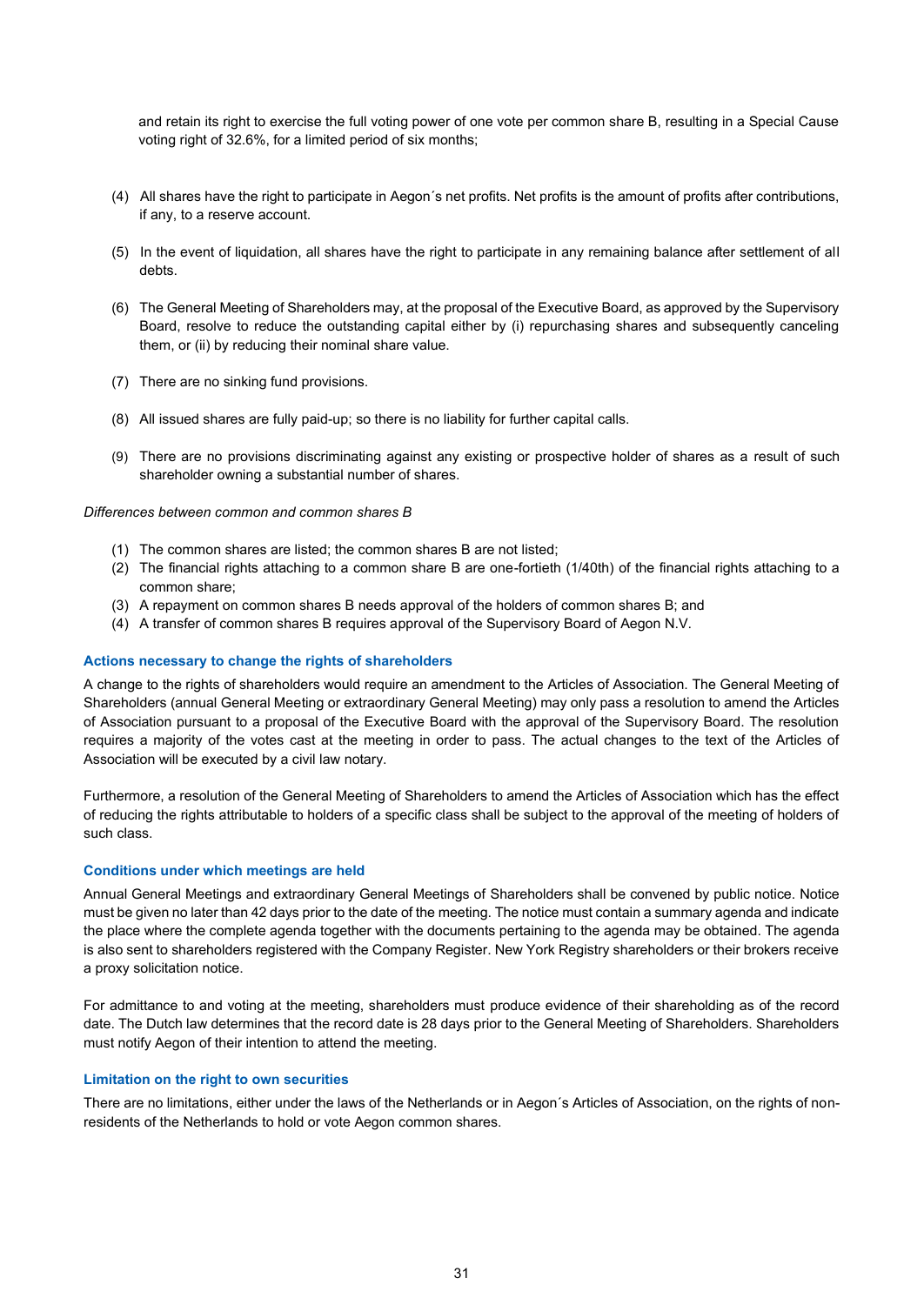and retain its right to exercise the full voting power of one vote per common share B, resulting in a Special Cause voting right of 32.6%, for a limited period of six months;

(4) All shares have the right to participate in Aegon´s net profits. Net profits is the amount of profits after contributions, if any, to a reserve account.

(5) In the event of liquidation, all shares have the right to participate in any remaining balance after settlement of all debts.

(6) The General Meeting of Shareholders may, at the proposal of the Executive Board, as approved by the Supervisory Board, resolve to reduce the outstanding capital either by (i) repurchasing shares and subsequently canceling them, or (ii) by reducing their nominal share value.

(7) There are no sinking fund provisions.

(8) All issued shares are fully paid-up; so there is no liability for further capital calls.

(9) There are no provisions discriminating against any existing or prospective holder of shares as a result of such shareholder owning a substantial number of shares.

*Differences between common and common shares B*

(1) The common shares are listed; the common shares B are not listed;
(2) The financial rights attaching to a common share B are one-fortieth (1/40th) of the financial rights attaching to a common share;
(3) A repayment on common shares B needs approval of the holders of common shares B; and
(4) A transfer of common shares B requires approval of the Supervisory Board of Aegon N.V.

### Actions necessary to change the rights of shareholders

A change to the rights of shareholders would require an amendment to the Articles of Association. The General Meeting of Shareholders (annual General Meeting or extraordinary General Meeting) may only pass a resolution to amend the Articles of Association pursuant to a proposal of the Executive Board with the approval of the Supervisory Board. The resolution requires a majority of the votes cast at the meeting in order to pass. The actual changes to the text of the Articles of Association will be executed by a civil law notary.

Furthermore, a resolution of the General Meeting of Shareholders to amend the Articles of Association which has the effect of reducing the rights attributable to holders of a specific class shall be subject to the approval of the meeting of holders of such class.

### Conditions under which meetings are held

Annual General Meetings and extraordinary General Meetings of Shareholders shall be convened by public notice. Notice must be given no later than 42 days prior to the date of the meeting. The notice must contain a summary agenda and indicate the place where the complete agenda together with the documents pertaining to the agenda may be obtained. The agenda is also sent to shareholders registered with the Company Register. New York Registry shareholders or their brokers receive a proxy solicitation notice.

For admittance to and voting at the meeting, shareholders must produce evidence of their shareholding as of the record date. The Dutch law determines that the record date is 28 days prior to the General Meeting of Shareholders. Shareholders must notify Aegon of their intention to attend the meeting.

### Limitation on the right to own securities

There are no limitations, either under the laws of the Netherlands or in Aegon´s Articles of Association, on the rights of non-residents of the Netherlands to hold or vote Aegon common shares.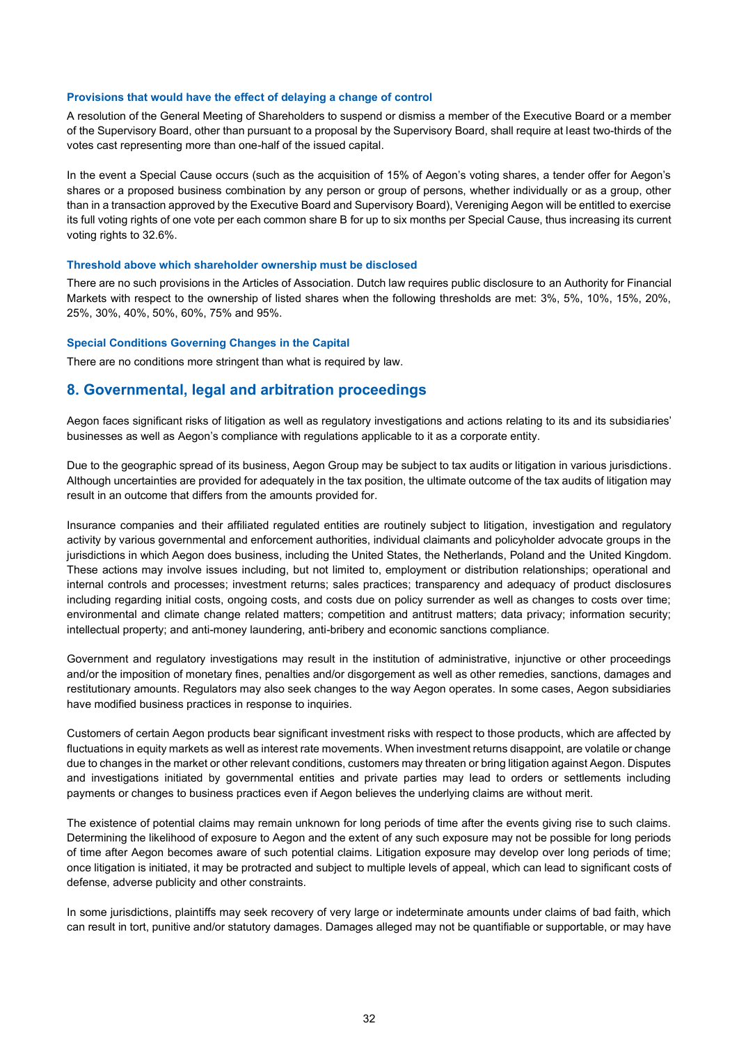### Provisions that would have the effect of delaying a change of control

A resolution of the General Meeting of Shareholders to suspend or dismiss a member of the Executive Board or a member of the Supervisory Board, other than pursuant to a proposal by the Supervisory Board, shall require at least two-thirds of the votes cast representing more than one-half of the issued capital.

In the event a Special Cause occurs (such as the acquisition of 15% of Aegon's voting shares, a tender offer for Aegon's shares or a proposed business combination by any person or group of persons, whether individually or as a group, other than in a transaction approved by the Executive Board and Supervisory Board), Vereniging Aegon will be entitled to exercise its full voting rights of one vote per each common share B for up to six months per Special Cause, thus increasing its current voting rights to 32.6%.

### Threshold above which shareholder ownership must be disclosed

There are no such provisions in the Articles of Association. Dutch law requires public disclosure to an Authority for Financial Markets with respect to the ownership of listed shares when the following thresholds are met: 3%, 5%, 10%, 15%, 20%, 25%, 30%, 40%, 50%, 60%, 75% and 95%.

### Special Conditions Governing Changes in the Capital

There are no conditions more stringent than what is required by law.

## 8. Governmental, legal and arbitration proceedings

Aegon faces significant risks of litigation as well as regulatory investigations and actions relating to its and its subsidiaries' businesses as well as Aegon's compliance with regulations applicable to it as a corporate entity.

Due to the geographic spread of its business, Aegon Group may be subject to tax audits or litigation in various jurisdictions. Although uncertainties are provided for adequately in the tax position, the ultimate outcome of the tax audits of litigation may result in an outcome that differs from the amounts provided for.

Insurance companies and their affiliated regulated entities are routinely subject to litigation, investigation and regulatory activity by various governmental and enforcement authorities, individual claimants and policyholder advocate groups in the jurisdictions in which Aegon does business, including the United States, the Netherlands, Poland and the United Kingdom. These actions may involve issues including, but not limited to, employment or distribution relationships; operational and internal controls and processes; investment returns; sales practices; transparency and adequacy of product disclosures including regarding initial costs, ongoing costs, and costs due on policy surrender as well as changes to costs over time; environmental and climate change related matters; competition and antitrust matters; data privacy; information security; intellectual property; and anti-money laundering, anti-bribery and economic sanctions compliance.

Government and regulatory investigations may result in the institution of administrative, injunctive or other proceedings and/or the imposition of monetary fines, penalties and/or disgorgement as well as other remedies, sanctions, damages and restitutionary amounts. Regulators may also seek changes to the way Aegon operates. In some cases, Aegon subsidiaries have modified business practices in response to inquiries.

Customers of certain Aegon products bear significant investment risks with respect to those products, which are affected by fluctuations in equity markets as well as interest rate movements. When investment returns disappoint, are volatile or change due to changes in the market or other relevant conditions, customers may threaten or bring litigation against Aegon. Disputes and investigations initiated by governmental entities and private parties may lead to orders or settlements including payments or changes to business practices even if Aegon believes the underlying claims are without merit.

The existence of potential claims may remain unknown for long periods of time after the events giving rise to such claims. Determining the likelihood of exposure to Aegon and the extent of any such exposure may not be possible for long periods of time after Aegon becomes aware of such potential claims. Litigation exposure may develop over long periods of time; once litigation is initiated, it may be protracted and subject to multiple levels of appeal, which can lead to significant costs of defense, adverse publicity and other constraints.

In some jurisdictions, plaintiffs may seek recovery of very large or indeterminate amounts under claims of bad faith, which can result in tort, punitive and/or statutory damages. Damages alleged may not be quantifiable or supportable, or may have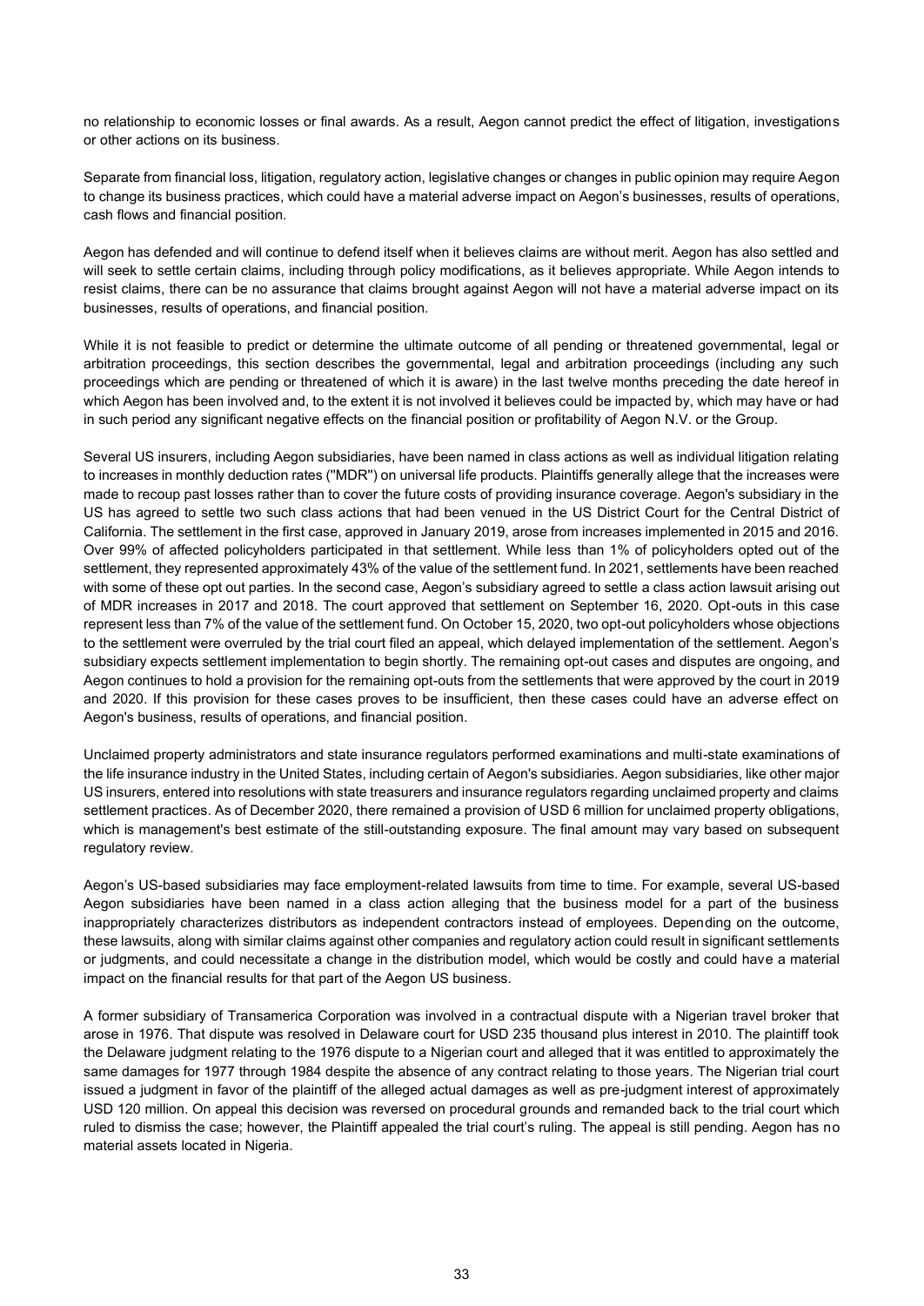no relationship to economic losses or final awards. As a result, Aegon cannot predict the effect of litigation, investigations or other actions on its business.

Separate from financial loss, litigation, regulatory action, legislative changes or changes in public opinion may require Aegon to change its business practices, which could have a material adverse impact on Aegon's businesses, results of operations, cash flows and financial position.

Aegon has defended and will continue to defend itself when it believes claims are without merit. Aegon has also settled and will seek to settle certain claims, including through policy modifications, as it believes appropriate. While Aegon intends to resist claims, there can be no assurance that claims brought against Aegon will not have a material adverse impact on its businesses, results of operations, and financial position.

While it is not feasible to predict or determine the ultimate outcome of all pending or threatened governmental, legal or arbitration proceedings, this section describes the governmental, legal and arbitration proceedings (including any such proceedings which are pending or threatened of which it is aware) in the last twelve months preceding the date hereof in which Aegon has been involved and, to the extent it is not involved it believes could be impacted by, which may have or had in such period any significant negative effects on the financial position or profitability of Aegon N.V. or the Group.

Several US insurers, including Aegon subsidiaries, have been named in class actions as well as individual litigation relating to increases in monthly deduction rates ("MDR") on universal life products. Plaintiffs generally allege that the increases were made to recoup past losses rather than to cover the future costs of providing insurance coverage. Aegon's subsidiary in the US has agreed to settle two such class actions that had been venued in the US District Court for the Central District of California. The settlement in the first case, approved in January 2019, arose from increases implemented in 2015 and 2016. Over 99% of affected policyholders participated in that settlement. While less than 1% of policyholders opted out of the settlement, they represented approximately 43% of the value of the settlement fund. In 2021, settlements have been reached with some of these opt out parties. In the second case, Aegon's subsidiary agreed to settle a class action lawsuit arising out of MDR increases in 2017 and 2018. The court approved that settlement on September 16, 2020. Opt-outs in this case represent less than 7% of the value of the settlement fund. On October 15, 2020, two opt-out policyholders whose objections to the settlement were overruled by the trial court filed an appeal, which delayed implementation of the settlement. Aegon's subsidiary expects settlement implementation to begin shortly. The remaining opt-out cases and disputes are ongoing, and Aegon continues to hold a provision for the remaining opt-outs from the settlements that were approved by the court in 2019 and 2020. If this provision for these cases proves to be insufficient, then these cases could have an adverse effect on Aegon's business, results of operations, and financial position.

Unclaimed property administrators and state insurance regulators performed examinations and multi-state examinations of the life insurance industry in the United States, including certain of Aegon's subsidiaries. Aegon subsidiaries, like other major US insurers, entered into resolutions with state treasurers and insurance regulators regarding unclaimed property and claims settlement practices. As of December 2020, there remained a provision of USD 6 million for unclaimed property obligations, which is management's best estimate of the still-outstanding exposure. The final amount may vary based on subsequent regulatory review.

Aegon's US-based subsidiaries may face employment-related lawsuits from time to time. For example, several US-based Aegon subsidiaries have been named in a class action alleging that the business model for a part of the business inappropriately characterizes distributors as independent contractors instead of employees. Depending on the outcome, these lawsuits, along with similar claims against other companies and regulatory action could result in significant settlements or judgments, and could necessitate a change in the distribution model, which would be costly and could have a material impact on the financial results for that part of the Aegon US business.

A former subsidiary of Transamerica Corporation was involved in a contractual dispute with a Nigerian travel broker that arose in 1976. That dispute was resolved in Delaware court for USD 235 thousand plus interest in 2010. The plaintiff took the Delaware judgment relating to the 1976 dispute to a Nigerian court and alleged that it was entitled to approximately the same damages for 1977 through 1984 despite the absence of any contract relating to those years. The Nigerian trial court issued a judgment in favor of the plaintiff of the alleged actual damages as well as pre-judgment interest of approximately USD 120 million. On appeal this decision was reversed on procedural grounds and remanded back to the trial court which ruled to dismiss the case; however, the Plaintiff appealed the trial court's ruling. The appeal is still pending. Aegon has no material assets located in Nigeria.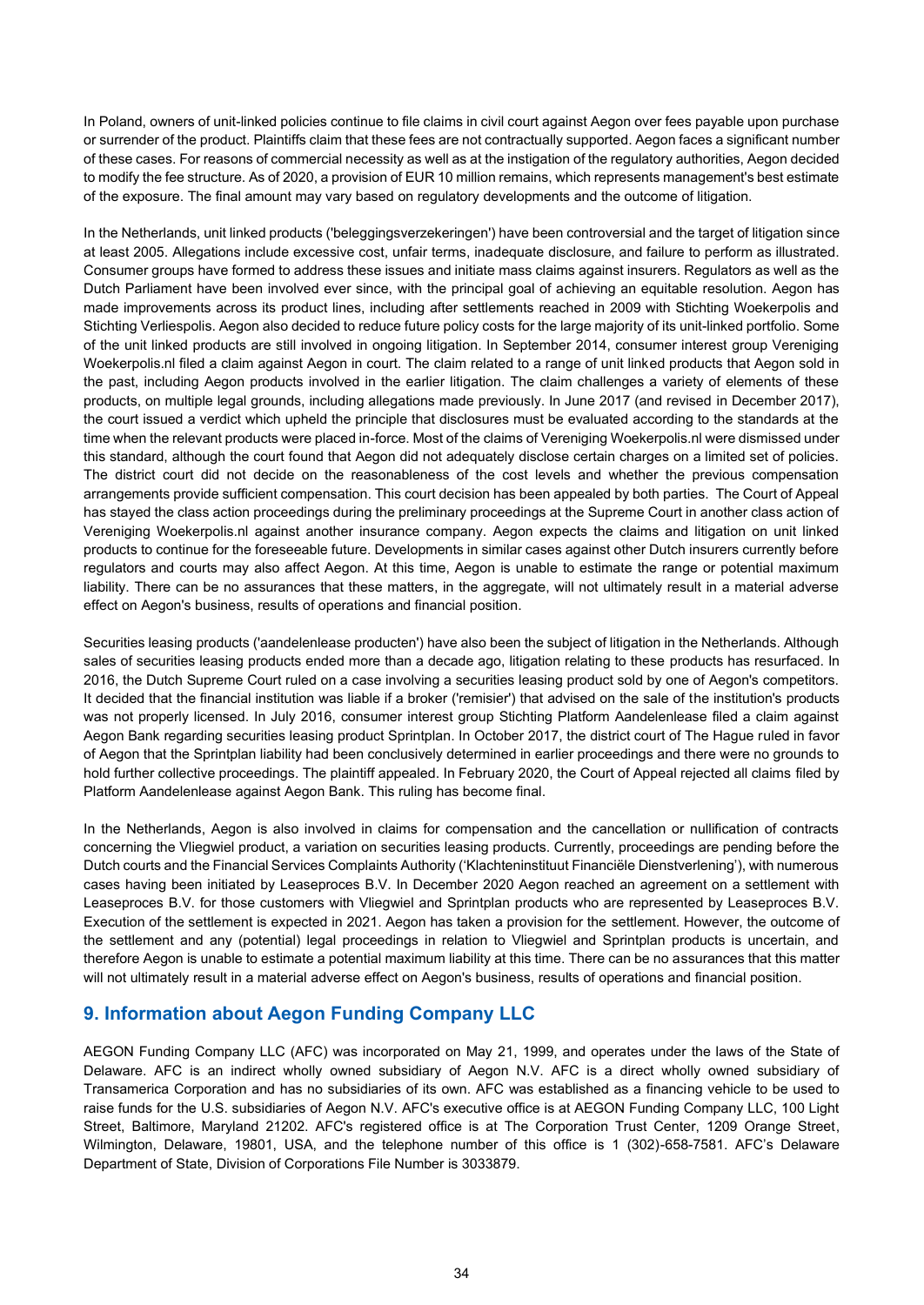In Poland, owners of unit-linked policies continue to file claims in civil court against Aegon over fees payable upon purchase or surrender of the product. Plaintiffs claim that these fees are not contractually supported. Aegon faces a significant number of these cases. For reasons of commercial necessity as well as at the instigation of the regulatory authorities, Aegon decided to modify the fee structure. As of 2020, a provision of EUR 10 million remains, which represents management's best estimate of the exposure. The final amount may vary based on regulatory developments and the outcome of litigation.

In the Netherlands, unit linked products ('beleggingsverzekeringen') have been controversial and the target of litigation since at least 2005. Allegations include excessive cost, unfair terms, inadequate disclosure, and failure to perform as illustrated. Consumer groups have formed to address these issues and initiate mass claims against insurers. Regulators as well as the Dutch Parliament have been involved ever since, with the principal goal of achieving an equitable resolution. Aegon has made improvements across its product lines, including after settlements reached in 2009 with Stichting Woekerpolis and Stichting Verliespolis. Aegon also decided to reduce future policy costs for the large majority of its unit-linked portfolio. Some of the unit linked products are still involved in ongoing litigation. In September 2014, consumer interest group Vereniging Woekerpolis.nl filed a claim against Aegon in court. The claim related to a range of unit linked products that Aegon sold in the past, including Aegon products involved in the earlier litigation. The claim challenges a variety of elements of these products, on multiple legal grounds, including allegations made previously. In June 2017 (and revised in December 2017), the court issued a verdict which upheld the principle that disclosures must be evaluated according to the standards at the time when the relevant products were placed in-force. Most of the claims of Vereniging Woekerpolis.nl were dismissed under this standard, although the court found that Aegon did not adequately disclose certain charges on a limited set of policies. The district court did not decide on the reasonableness of the cost levels and whether the previous compensation arrangements provide sufficient compensation. This court decision has been appealed by both parties. The Court of Appeal has stayed the class action proceedings during the preliminary proceedings at the Supreme Court in another class action of Vereniging Woekerpolis.nl against another insurance company. Aegon expects the claims and litigation on unit linked products to continue for the foreseeable future. Developments in similar cases against other Dutch insurers currently before regulators and courts may also affect Aegon. At this time, Aegon is unable to estimate the range or potential maximum liability. There can be no assurances that these matters, in the aggregate, will not ultimately result in a material adverse effect on Aegon's business, results of operations and financial position.

Securities leasing products ('aandelenlease producten') have also been the subject of litigation in the Netherlands. Although sales of securities leasing products ended more than a decade ago, litigation relating to these products has resurfaced. In 2016, the Dutch Supreme Court ruled on a case involving a securities leasing product sold by one of Aegon's competitors. It decided that the financial institution was liable if a broker ('remisier') that advised on the sale of the institution's products was not properly licensed. In July 2016, consumer interest group Stichting Platform Aandelenlease filed a claim against Aegon Bank regarding securities leasing product Sprintplan. In October 2017, the district court of The Hague ruled in favor of Aegon that the Sprintplan liability had been conclusively determined in earlier proceedings and there were no grounds to hold further collective proceedings. The plaintiff appealed. In February 2020, the Court of Appeal rejected all claims filed by Platform Aandelenlease against Aegon Bank. This ruling has become final.

In the Netherlands, Aegon is also involved in claims for compensation and the cancellation or nullification of contracts concerning the Vliegwiel product, a variation on securities leasing products. Currently, proceedings are pending before the Dutch courts and the Financial Services Complaints Authority ('Klachteninstituut Financiële Dienstverlening'), with numerous cases having been initiated by Leaseproces B.V. In December 2020 Aegon reached an agreement on a settlement with Leaseproces B.V. for those customers with Vliegwiel and Sprintplan products who are represented by Leaseproces B.V. Execution of the settlement is expected in 2021. Aegon has taken a provision for the settlement. However, the outcome of the settlement and any (potential) legal proceedings in relation to Vliegwiel and Sprintplan products is uncertain, and therefore Aegon is unable to estimate a potential maximum liability at this time. There can be no assurances that this matter will not ultimately result in a material adverse effect on Aegon's business, results of operations and financial position.

## 9. Information about Aegon Funding Company LLC

AEGON Funding Company LLC (AFC) was incorporated on May 21, 1999, and operates under the laws of the State of Delaware. AFC is an indirect wholly owned subsidiary of Aegon N.V. AFC is a direct wholly owned subsidiary of Transamerica Corporation and has no subsidiaries of its own. AFC was established as a financing vehicle to be used to raise funds for the U.S. subsidiaries of Aegon N.V. AFC's executive office is at AEGON Funding Company LLC, 100 Light Street, Baltimore, Maryland 21202. AFC's registered office is at The Corporation Trust Center, 1209 Orange Street, Wilmington, Delaware, 19801, USA, and the telephone number of this office is 1 (302)-658-7581. AFC's Delaware Department of State, Division of Corporations File Number is 3033879.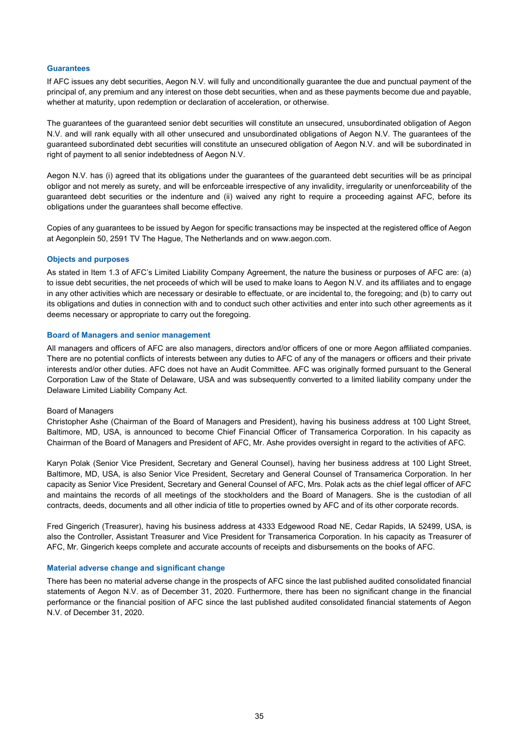### Guarantees

If AFC issues any debt securities, Aegon N.V. will fully and unconditionally guarantee the due and punctual payment of the principal of, any premium and any interest on those debt securities, when and as these payments become due and payable, whether at maturity, upon redemption or declaration of acceleration, or otherwise.

The guarantees of the guaranteed senior debt securities will constitute an unsecured, unsubordinated obligation of Aegon N.V. and will rank equally with all other unsecured and unsubordinated obligations of Aegon N.V. The guarantees of the guaranteed subordinated debt securities will constitute an unsecured obligation of Aegon N.V. and will be subordinated in right of payment to all senior indebtedness of Aegon N.V.

Aegon N.V. has (i) agreed that its obligations under the guarantees of the guaranteed debt securities will be as principal obligor and not merely as surety, and will be enforceable irrespective of any invalidity, irregularity or unenforceability of the guaranteed debt securities or the indenture and (ii) waived any right to require a proceeding against AFC, before its obligations under the guarantees shall become effective.

Copies of any guarantees to be issued by Aegon for specific transactions may be inspected at the registered office of Aegon at Aegonplein 50, 2591 TV The Hague, The Netherlands and on www.aegon.com.

### Objects and purposes

As stated in Item 1.3 of AFC's Limited Liability Company Agreement, the nature the business or purposes of AFC are: (a) to issue debt securities, the net proceeds of which will be used to make loans to Aegon N.V. and its affiliates and to engage in any other activities which are necessary or desirable to effectuate, or are incidental to, the foregoing; and (b) to carry out its obligations and duties in connection with and to conduct such other activities and enter into such other agreements as it deems necessary or appropriate to carry out the foregoing.

### Board of Managers and senior management

All managers and officers of AFC are also managers, directors and/or officers of one or more Aegon affiliated companies. There are no potential conflicts of interests between any duties to AFC of any of the managers or officers and their private interests and/or other duties. AFC does not have an Audit Committee. AFC was originally formed pursuant to the General Corporation Law of the State of Delaware, USA and was subsequently converted to a limited liability company under the Delaware Limited Liability Company Act.

Board of Managers

Christopher Ashe (Chairman of the Board of Managers and President), having his business address at 100 Light Street, Baltimore, MD, USA, is announced to become Chief Financial Officer of Transamerica Corporation. In his capacity as Chairman of the Board of Managers and President of AFC, Mr. Ashe provides oversight in regard to the activities of AFC.

Karyn Polak (Senior Vice President, Secretary and General Counsel), having her business address at 100 Light Street, Baltimore, MD, USA, is also Senior Vice President, Secretary and General Counsel of Transamerica Corporation. In her capacity as Senior Vice President, Secretary and General Counsel of AFC, Mrs. Polak acts as the chief legal officer of AFC and maintains the records of all meetings of the stockholders and the Board of Managers. She is the custodian of all contracts, deeds, documents and all other indicia of title to properties owned by AFC and of its other corporate records.

Fred Gingerich (Treasurer), having his business address at 4333 Edgewood Road NE, Cedar Rapids, IA 52499, USA, is also the Controller, Assistant Treasurer and Vice President for Transamerica Corporation. In his capacity as Treasurer of AFC, Mr. Gingerich keeps complete and accurate accounts of receipts and disbursements on the books of AFC.

### Material adverse change and significant change

There has been no material adverse change in the prospects of AFC since the last published audited consolidated financial statements of Aegon N.V. as of December 31, 2020. Furthermore, there has been no significant change in the financial performance or the financial position of AFC since the last published audited consolidated financial statements of Aegon N.V. of December 31, 2020.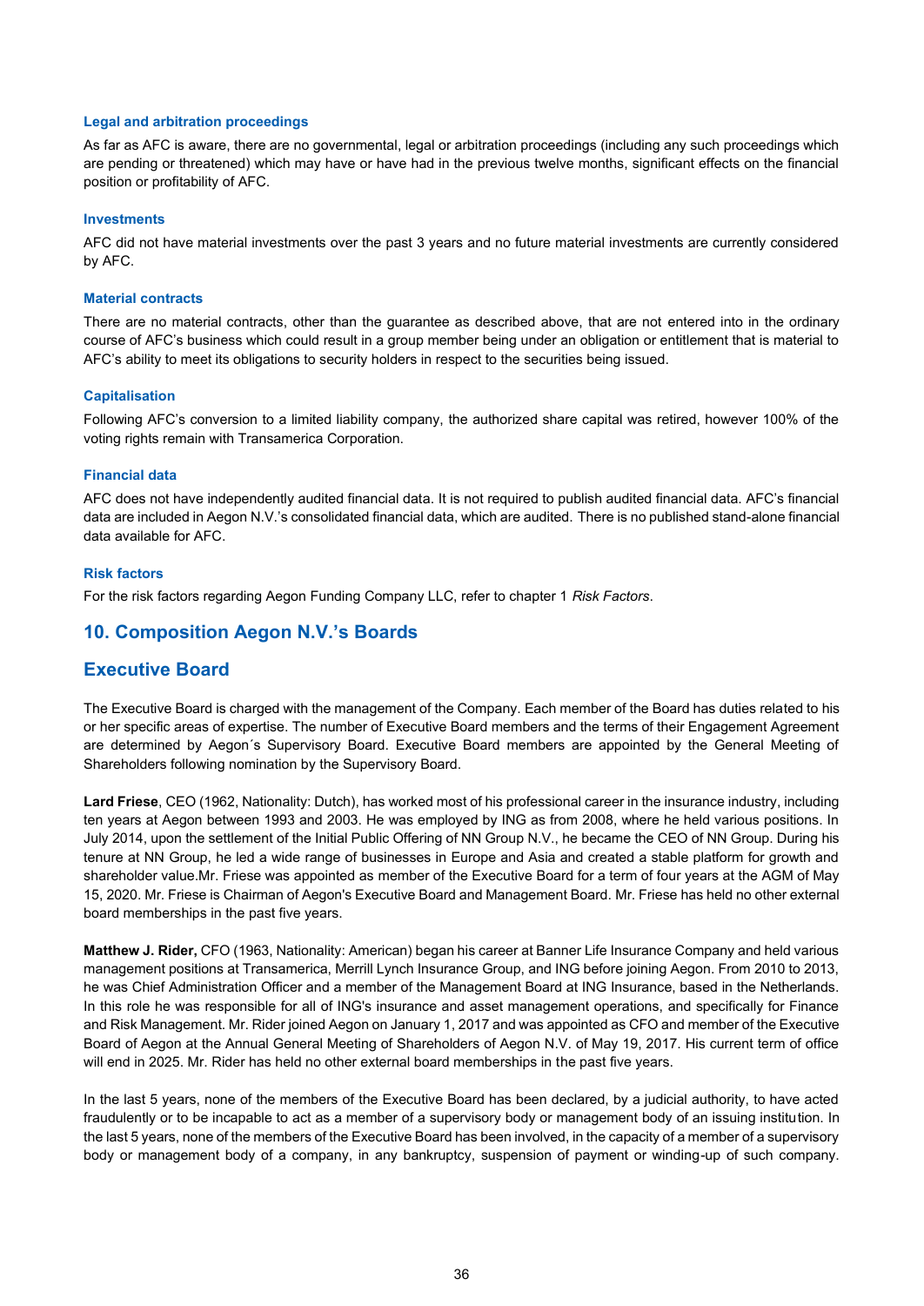### Legal and arbitration proceedings

As far as AFC is aware, there are no governmental, legal or arbitration proceedings (including any such proceedings which are pending or threatened) which may have or have had in the previous twelve months, significant effects on the financial position or profitability of AFC.

### Investments

AFC did not have material investments over the past 3 years and no future material investments are currently considered by AFC.

### Material contracts

There are no material contracts, other than the guarantee as described above, that are not entered into in the ordinary course of AFC's business which could result in a group member being under an obligation or entitlement that is material to AFC's ability to meet its obligations to security holders in respect to the securities being issued.

### Capitalisation

Following AFC's conversion to a limited liability company, the authorized share capital was retired, however 100% of the voting rights remain with Transamerica Corporation.

### Financial data

AFC does not have independently audited financial data. It is not required to publish audited financial data. AFC's financial data are included in Aegon N.V.'s consolidated financial data, which are audited. There is no published stand-alone financial data available for AFC.

### Risk factors

For the risk factors regarding Aegon Funding Company LLC, refer to chapter 1 *Risk Factors*.

## 10. Composition Aegon N.V.'s Boards

## Executive Board

The Executive Board is charged with the management of the Company. Each member of the Board has duties related to his or her specific areas of expertise. The number of Executive Board members and the terms of their Engagement Agreement are determined by Aegon´s Supervisory Board. Executive Board members are appointed by the General Meeting of Shareholders following nomination by the Supervisory Board.

**Lard Friese**, CEO (1962, Nationality: Dutch), has worked most of his professional career in the insurance industry, including ten years at Aegon between 1993 and 2003. He was employed by ING as from 2008, where he held various positions. In July 2014, upon the settlement of the Initial Public Offering of NN Group N.V., he became the CEO of NN Group. During his tenure at NN Group, he led a wide range of businesses in Europe and Asia and created a stable platform for growth and shareholder value.Mr. Friese was appointed as member of the Executive Board for a term of four years at the AGM of May 15, 2020. Mr. Friese is Chairman of Aegon's Executive Board and Management Board. Mr. Friese has held no other external board memberships in the past five years.

**Matthew J. Rider,** CFO (1963, Nationality: American) began his career at Banner Life Insurance Company and held various management positions at Transamerica, Merrill Lynch Insurance Group, and ING before joining Aegon. From 2010 to 2013, he was Chief Administration Officer and a member of the Management Board at ING Insurance, based in the Netherlands. In this role he was responsible for all of ING's insurance and asset management operations, and specifically for Finance and Risk Management. Mr. Rider joined Aegon on January 1, 2017 and was appointed as CFO and member of the Executive Board of Aegon at the Annual General Meeting of Shareholders of Aegon N.V. of May 19, 2017. His current term of office will end in 2025. Mr. Rider has held no other external board memberships in the past five years.

In the last 5 years, none of the members of the Executive Board has been declared, by a judicial authority, to have acted fraudulently or to be incapable to act as a member of a supervisory body or management body of an issuing institution. In the last 5 years, none of the members of the Executive Board has been involved, in the capacity of a member of a supervisory body or management body of a company, in any bankruptcy, suspension of payment or winding-up of such company.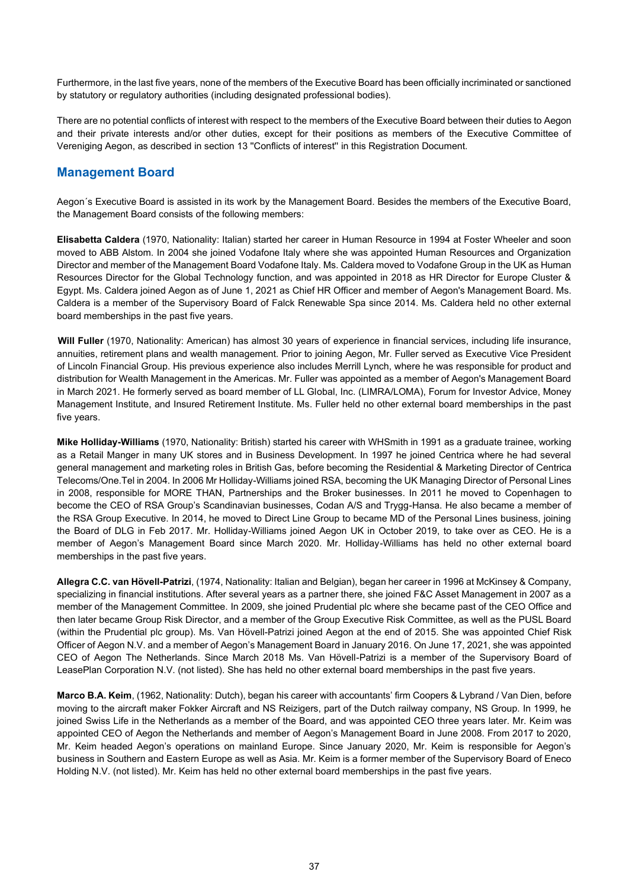Furthermore, in the last five years, none of the members of the Executive Board has been officially incriminated or sanctioned by statutory or regulatory authorities (including designated professional bodies).

There are no potential conflicts of interest with respect to the members of the Executive Board between their duties to Aegon and their private interests and/or other duties, except for their positions as members of the Executive Committee of Vereniging Aegon, as described in section 13 "Conflicts of interest" in this Registration Document.

## Management Board

Aegon´s Executive Board is assisted in its work by the Management Board. Besides the members of the Executive Board, the Management Board consists of the following members:

**Elisabetta Caldera** (1970, Nationality: Italian) started her career in Human Resource in 1994 at Foster Wheeler and soon moved to ABB Alstom. In 2004 she joined Vodafone Italy where she was appointed Human Resources and Organization Director and member of the Management Board Vodafone Italy. Ms. Caldera moved to Vodafone Group in the UK as Human Resources Director for the Global Technology function, and was appointed in 2018 as HR Director for Europe Cluster & Egypt. Ms. Caldera joined Aegon as of June 1, 2021 as Chief HR Officer and member of Aegon's Management Board. Ms. Caldera is a member of the Supervisory Board of Falck Renewable Spa since 2014. Ms. Caldera held no other external board memberships in the past five years.

**Will Fuller** (1970, Nationality: American) has almost 30 years of experience in financial services, including life insurance, annuities, retirement plans and wealth management. Prior to joining Aegon, Mr. Fuller served as Executive Vice President of Lincoln Financial Group. His previous experience also includes Merrill Lynch, where he was responsible for product and distribution for Wealth Management in the Americas. Mr. Fuller was appointed as a member of Aegon's Management Board in March 2021. He formerly served as board member of LL Global, Inc. (LIMRA/LOMA), Forum for Investor Advice, Money Management Institute, and Insured Retirement Institute. Ms. Fuller held no other external board memberships in the past five years.

**Mike Holliday-Williams** (1970, Nationality: British) started his career with WHSmith in 1991 as a graduate trainee, working as a Retail Manger in many UK stores and in Business Development. In 1997 he joined Centrica where he had several general management and marketing roles in British Gas, before becoming the Residential & Marketing Director of Centrica Telecoms/One.Tel in 2004. In 2006 Mr Holliday-Williams joined RSA, becoming the UK Managing Director of Personal Lines in 2008, responsible for MORE THAN, Partnerships and the Broker businesses. In 2011 he moved to Copenhagen to become the CEO of RSA Group's Scandinavian businesses, Codan A/S and Trygg-Hansa. He also became a member of the RSA Group Executive. In 2014, he moved to Direct Line Group to became MD of the Personal Lines business, joining the Board of DLG in Feb 2017. Mr. Holliday-Williams joined Aegon UK in October 2019, to take over as CEO. He is a member of Aegon's Management Board since March 2020. Mr. Holliday-Williams has held no other external board memberships in the past five years.

**Allegra C.C. van Hövell-Patrizi**, (1974, Nationality: Italian and Belgian), began her career in 1996 at McKinsey & Company, specializing in financial institutions. After several years as a partner there, she joined F&C Asset Management in 2007 as a member of the Management Committee. In 2009, she joined Prudential plc where she became past of the CEO Office and then later became Group Risk Director, and a member of the Group Executive Risk Committee, as well as the PUSL Board (within the Prudential plc group). Ms. Van Hövell-Patrizi joined Aegon at the end of 2015. She was appointed Chief Risk Officer of Aegon N.V. and a member of Aegon's Management Board in January 2016. On June 17, 2021, she was appointed CEO of Aegon The Netherlands. Since March 2018 Ms. Van Hövell-Patrizi is a member of the Supervisory Board of LeasePlan Corporation N.V. (not listed). She has held no other external board memberships in the past five years.

**Marco B.A. Keim**, (1962, Nationality: Dutch), began his career with accountants' firm Coopers & Lybrand / Van Dien, before moving to the aircraft maker Fokker Aircraft and NS Reizigers, part of the Dutch railway company, NS Group. In 1999, he joined Swiss Life in the Netherlands as a member of the Board, and was appointed CEO three years later. Mr. Keim was appointed CEO of Aegon the Netherlands and member of Aegon's Management Board in June 2008. From 2017 to 2020, Mr. Keim headed Aegon's operations on mainland Europe. Since January 2020, Mr. Keim is responsible for Aegon's business in Southern and Eastern Europe as well as Asia. Mr. Keim is a former member of the Supervisory Board of Eneco Holding N.V. (not listed). Mr. Keim has held no other external board memberships in the past five years.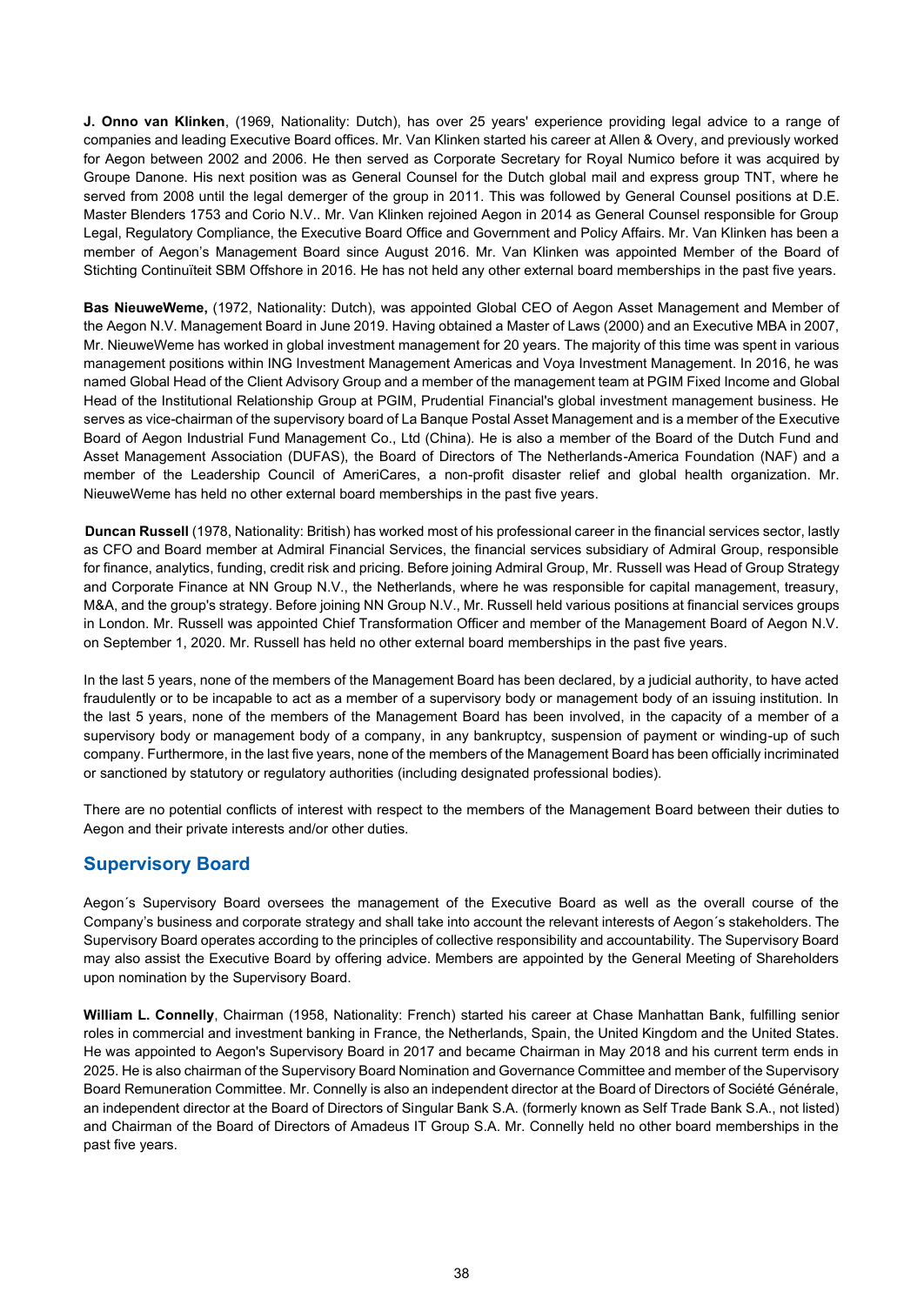**J. Onno van Klinken**, (1969, Nationality: Dutch), has over 25 years' experience providing legal advice to a range of companies and leading Executive Board offices. Mr. Van Klinken started his career at Allen & Overy, and previously worked for Aegon between 2002 and 2006. He then served as Corporate Secretary for Royal Numico before it was acquired by Groupe Danone. His next position was as General Counsel for the Dutch global mail and express group TNT, where he served from 2008 until the legal demerger of the group in 2011. This was followed by General Counsel positions at D.E. Master Blenders 1753 and Corio N.V.. Mr. Van Klinken rejoined Aegon in 2014 as General Counsel responsible for Group Legal, Regulatory Compliance, the Executive Board Office and Government and Policy Affairs. Mr. Van Klinken has been a member of Aegon's Management Board since August 2016. Mr. Van Klinken was appointed Member of the Board of Stichting Continuïteit SBM Offshore in 2016. He has not held any other external board memberships in the past five years.

**Bas NieuweWeme,** (1972, Nationality: Dutch), was appointed Global CEO of Aegon Asset Management and Member of the Aegon N.V. Management Board in June 2019. Having obtained a Master of Laws (2000) and an Executive MBA in 2007, Mr. NieuweWeme has worked in global investment management for 20 years. The majority of this time was spent in various management positions within ING Investment Management Americas and Voya Investment Management. In 2016, he was named Global Head of the Client Advisory Group and a member of the management team at PGIM Fixed Income and Global Head of the Institutional Relationship Group at PGIM, Prudential Financial's global investment management business. He serves as vice-chairman of the supervisory board of La Banque Postal Asset Management and is a member of the Executive Board of Aegon Industrial Fund Management Co., Ltd (China). He is also a member of the Board of the Dutch Fund and Asset Management Association (DUFAS), the Board of Directors of The Netherlands-America Foundation (NAF) and a member of the Leadership Council of AmeriCares, a non-profit disaster relief and global health organization. Mr. NieuweWeme has held no other external board memberships in the past five years.

**Duncan Russell** (1978, Nationality: British) has worked most of his professional career in the financial services sector, lastly as CFO and Board member at Admiral Financial Services, the financial services subsidiary of Admiral Group, responsible for finance, analytics, funding, credit risk and pricing. Before joining Admiral Group, Mr. Russell was Head of Group Strategy and Corporate Finance at NN Group N.V., the Netherlands, where he was responsible for capital management, treasury, M&A, and the group's strategy. Before joining NN Group N.V., Mr. Russell held various positions at financial services groups in London. Mr. Russell was appointed Chief Transformation Officer and member of the Management Board of Aegon N.V. on September 1, 2020. Mr. Russell has held no other external board memberships in the past five years.

In the last 5 years, none of the members of the Management Board has been declared, by a judicial authority, to have acted fraudulently or to be incapable to act as a member of a supervisory body or management body of an issuing institution. In the last 5 years, none of the members of the Management Board has been involved, in the capacity of a member of a supervisory body or management body of a company, in any bankruptcy, suspension of payment or winding-up of such company. Furthermore, in the last five years, none of the members of the Management Board has been officially incriminated or sanctioned by statutory or regulatory authorities (including designated professional bodies).

There are no potential conflicts of interest with respect to the members of the Management Board between their duties to Aegon and their private interests and/or other duties.

## Supervisory Board

Aegon´s Supervisory Board oversees the management of the Executive Board as well as the overall course of the Company's business and corporate strategy and shall take into account the relevant interests of Aegon´s stakeholders. The Supervisory Board operates according to the principles of collective responsibility and accountability. The Supervisory Board may also assist the Executive Board by offering advice. Members are appointed by the General Meeting of Shareholders upon nomination by the Supervisory Board.

**William L. Connelly**, Chairman (1958, Nationality: French) started his career at Chase Manhattan Bank, fulfilling senior roles in commercial and investment banking in France, the Netherlands, Spain, the United Kingdom and the United States. He was appointed to Aegon's Supervisory Board in 2017 and became Chairman in May 2018 and his current term ends in 2025. He is also chairman of the Supervisory Board Nomination and Governance Committee and member of the Supervisory Board Remuneration Committee. Mr. Connelly is also an independent director at the Board of Directors of Société Générale, an independent director at the Board of Directors of Singular Bank S.A. (formerly known as Self Trade Bank S.A., not listed) and Chairman of the Board of Directors of Amadeus IT Group S.A. Mr. Connelly held no other board memberships in the past five years.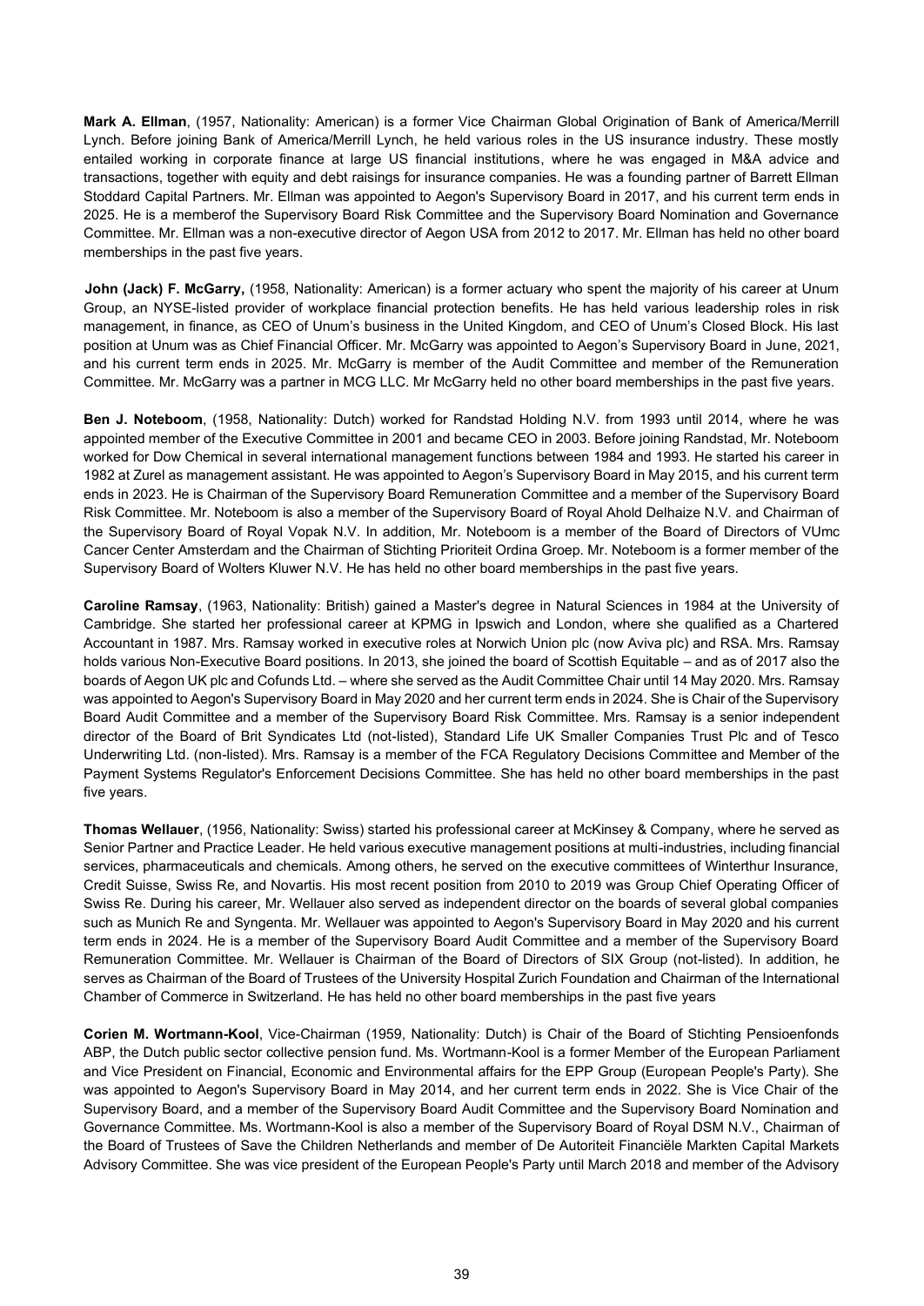**Mark A. Ellman**, (1957, Nationality: American) is a former Vice Chairman Global Origination of Bank of America/Merrill Lynch. Before joining Bank of America/Merrill Lynch, he held various roles in the US insurance industry. These mostly entailed working in corporate finance at large US financial institutions, where he was engaged in M&A advice and transactions, together with equity and debt raisings for insurance companies. He was a founding partner of Barrett Ellman Stoddard Capital Partners. Mr. Ellman was appointed to Aegon's Supervisory Board in 2017, and his current term ends in 2025. He is a memberof the Supervisory Board Risk Committee and the Supervisory Board Nomination and Governance Committee. Mr. Ellman was a non-executive director of Aegon USA from 2012 to 2017. Mr. Ellman has held no other board memberships in the past five years.

**John (Jack) F. McGarry,** (1958, Nationality: American) is a former actuary who spent the majority of his career at Unum Group, an NYSE-listed provider of workplace financial protection benefits. He has held various leadership roles in risk management, in finance, as CEO of Unum's business in the United Kingdom, and CEO of Unum's Closed Block. His last position at Unum was as Chief Financial Officer. Mr. McGarry was appointed to Aegon's Supervisory Board in June, 2021, and his current term ends in 2025. Mr. McGarry is member of the Audit Committee and member of the Remuneration Committee. Mr. McGarry was a partner in MCG LLC. Mr McGarry held no other board memberships in the past five years.

**Ben J. Noteboom**, (1958, Nationality: Dutch) worked for Randstad Holding N.V. from 1993 until 2014, where he was appointed member of the Executive Committee in 2001 and became CEO in 2003. Before joining Randstad, Mr. Noteboom worked for Dow Chemical in several international management functions between 1984 and 1993. He started his career in 1982 at Zurel as management assistant. He was appointed to Aegon's Supervisory Board in May 2015, and his current term ends in 2023. He is Chairman of the Supervisory Board Remuneration Committee and a member of the Supervisory Board Risk Committee. Mr. Noteboom is also a member of the Supervisory Board of Royal Ahold Delhaize N.V. and Chairman of the Supervisory Board of Royal Vopak N.V. In addition, Mr. Noteboom is a member of the Board of Directors of VUmc Cancer Center Amsterdam and the Chairman of Stichting Prioriteit Ordina Groep. Mr. Noteboom is a former member of the Supervisory Board of Wolters Kluwer N.V. He has held no other board memberships in the past five years.

**Caroline Ramsay**, (1963, Nationality: British) gained a Master's degree in Natural Sciences in 1984 at the University of Cambridge. She started her professional career at KPMG in Ipswich and London, where she qualified as a Chartered Accountant in 1987. Mrs. Ramsay worked in executive roles at Norwich Union plc (now Aviva plc) and RSA. Mrs. Ramsay holds various Non-Executive Board positions. In 2013, she joined the board of Scottish Equitable – and as of 2017 also the boards of Aegon UK plc and Cofunds Ltd. – where she served as the Audit Committee Chair until 14 May 2020. Mrs. Ramsay was appointed to Aegon's Supervisory Board in May 2020 and her current term ends in 2024. She is Chair of the Supervisory Board Audit Committee and a member of the Supervisory Board Risk Committee. Mrs. Ramsay is a senior independent director of the Board of Brit Syndicates Ltd (not-listed), Standard Life UK Smaller Companies Trust Plc and of Tesco Underwriting Ltd. (non-listed). Mrs. Ramsay is a member of the FCA Regulatory Decisions Committee and Member of the Payment Systems Regulator's Enforcement Decisions Committee. She has held no other board memberships in the past five years.

**Thomas Wellauer**, (1956, Nationality: Swiss) started his professional career at McKinsey & Company, where he served as Senior Partner and Practice Leader. He held various executive management positions at multi-industries, including financial services, pharmaceuticals and chemicals. Among others, he served on the executive committees of Winterthur Insurance, Credit Suisse, Swiss Re, and Novartis. His most recent position from 2010 to 2019 was Group Chief Operating Officer of Swiss Re. During his career, Mr. Wellauer also served as independent director on the boards of several global companies such as Munich Re and Syngenta. Mr. Wellauer was appointed to Aegon's Supervisory Board in May 2020 and his current term ends in 2024. He is a member of the Supervisory Board Audit Committee and a member of the Supervisory Board Remuneration Committee. Mr. Wellauer is Chairman of the Board of Directors of SIX Group (not-listed). In addition, he serves as Chairman of the Board of Trustees of the University Hospital Zurich Foundation and Chairman of the International Chamber of Commerce in Switzerland. He has held no other board memberships in the past five years

**Corien M. Wortmann-Kool**, Vice-Chairman (1959, Nationality: Dutch) is Chair of the Board of Stichting Pensioenfonds ABP, the Dutch public sector collective pension fund. Ms. Wortmann-Kool is a former Member of the European Parliament and Vice President on Financial, Economic and Environmental affairs for the EPP Group (European People's Party). She was appointed to Aegon's Supervisory Board in May 2014, and her current term ends in 2022. She is Vice Chair of the Supervisory Board, and a member of the Supervisory Board Audit Committee and the Supervisory Board Nomination and Governance Committee. Ms. Wortmann-Kool is also a member of the Supervisory Board of Royal DSM N.V., Chairman of the Board of Trustees of Save the Children Netherlands and member of De Autoriteit Financiële Markten Capital Markets Advisory Committee. She was vice president of the European People's Party until March 2018 and member of the Advisory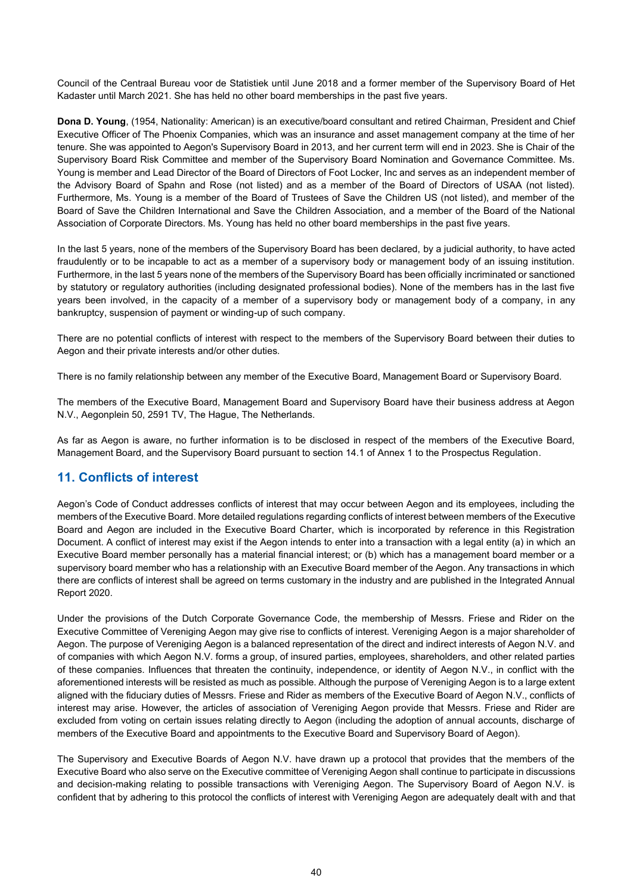Council of the Centraal Bureau voor de Statistiek until June 2018 and a former member of the Supervisory Board of Het Kadaster until March 2021. She has held no other board memberships in the past five years.

**Dona D. Young**, (1954, Nationality: American) is an executive/board consultant and retired Chairman, President and Chief Executive Officer of The Phoenix Companies, which was an insurance and asset management company at the time of her tenure. She was appointed to Aegon's Supervisory Board in 2013, and her current term will end in 2023. She is Chair of the Supervisory Board Risk Committee and member of the Supervisory Board Nomination and Governance Committee. Ms. Young is member and Lead Director of the Board of Directors of Foot Locker, Inc and serves as an independent member of the Advisory Board of Spahn and Rose (not listed) and as a member of the Board of Directors of USAA (not listed). Furthermore, Ms. Young is a member of the Board of Trustees of Save the Children US (not listed), and member of the Board of Save the Children International and Save the Children Association, and a member of the Board of the National Association of Corporate Directors. Ms. Young has held no other board memberships in the past five years.

In the last 5 years, none of the members of the Supervisory Board has been declared, by a judicial authority, to have acted fraudulently or to be incapable to act as a member of a supervisory body or management body of an issuing institution. Furthermore, in the last 5 years none of the members of the Supervisory Board has been officially incriminated or sanctioned by statutory or regulatory authorities (including designated professional bodies). None of the members has in the last five years been involved, in the capacity of a member of a supervisory body or management body of a company, in any bankruptcy, suspension of payment or winding-up of such company.

There are no potential conflicts of interest with respect to the members of the Supervisory Board between their duties to Aegon and their private interests and/or other duties.

There is no family relationship between any member of the Executive Board, Management Board or Supervisory Board.

The members of the Executive Board, Management Board and Supervisory Board have their business address at Aegon N.V., Aegonplein 50, 2591 TV, The Hague, The Netherlands.

As far as Aegon is aware, no further information is to be disclosed in respect of the members of the Executive Board, Management Board, and the Supervisory Board pursuant to section 14.1 of Annex 1 to the Prospectus Regulation.

## 11. Conflicts of interest

Aegon's Code of Conduct addresses conflicts of interest that may occur between Aegon and its employees, including the members of the Executive Board. More detailed regulations regarding conflicts of interest between members of the Executive Board and Aegon are included in the Executive Board Charter, which is incorporated by reference in this Registration Document. A conflict of interest may exist if the Aegon intends to enter into a transaction with a legal entity (a) in which an Executive Board member personally has a material financial interest; or (b) which has a management board member or a supervisory board member who has a relationship with an Executive Board member of the Aegon. Any transactions in which there are conflicts of interest shall be agreed on terms customary in the industry and are published in the Integrated Annual Report 2020.

Under the provisions of the Dutch Corporate Governance Code, the membership of Messrs. Friese and Rider on the Executive Committee of Vereniging Aegon may give rise to conflicts of interest. Vereniging Aegon is a major shareholder of Aegon. The purpose of Vereniging Aegon is a balanced representation of the direct and indirect interests of Aegon N.V. and of companies with which Aegon N.V. forms a group, of insured parties, employees, shareholders, and other related parties of these companies. Influences that threaten the continuity, independence, or identity of Aegon N.V., in conflict with the aforementioned interests will be resisted as much as possible. Although the purpose of Vereniging Aegon is to a large extent aligned with the fiduciary duties of Messrs. Friese and Rider as members of the Executive Board of Aegon N.V., conflicts of interest may arise. However, the articles of association of Vereniging Aegon provide that Messrs. Friese and Rider are excluded from voting on certain issues relating directly to Aegon (including the adoption of annual accounts, discharge of members of the Executive Board and appointments to the Executive Board and Supervisory Board of Aegon).

The Supervisory and Executive Boards of Aegon N.V. have drawn up a protocol that provides that the members of the Executive Board who also serve on the Executive committee of Vereniging Aegon shall continue to participate in discussions and decision-making relating to possible transactions with Vereniging Aegon. The Supervisory Board of Aegon N.V. is confident that by adhering to this protocol the conflicts of interest with Vereniging Aegon are adequately dealt with and that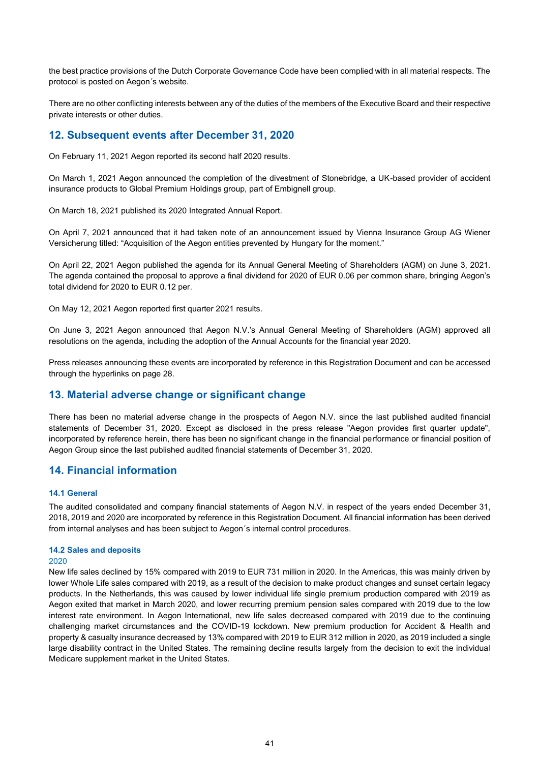the best practice provisions of the Dutch Corporate Governance Code have been complied with in all material respects. The protocol is posted on Aegon´s website.

There are no other conflicting interests between any of the duties of the members of the Executive Board and their respective private interests or other duties.

## 12. Subsequent events after December 31, 2020

On February 11, 2021 Aegon reported its second half 2020 results.

On March 1, 2021 Aegon announced the completion of the divestment of Stonebridge, a UK-based provider of accident insurance products to Global Premium Holdings group, part of Embignell group.

On March 18, 2021 published its 2020 Integrated Annual Report.

On April 7, 2021 announced that it had taken note of an announcement issued by Vienna Insurance Group AG Wiener Versicherung titled: "Acquisition of the Aegon entities prevented by Hungary for the moment."

On April 22, 2021 Aegon published the agenda for its Annual General Meeting of Shareholders (AGM) on June 3, 2021. The agenda contained the proposal to approve a final dividend for 2020 of EUR 0.06 per common share, bringing Aegon's total dividend for 2020 to EUR 0.12 per.

On May 12, 2021 Aegon reported first quarter 2021 results.

On June 3, 2021 Aegon announced that Aegon N.V.'s Annual General Meeting of Shareholders (AGM) approved all resolutions on the agenda, including the adoption of the Annual Accounts for the financial year 2020.

Press releases announcing these events are incorporated by reference in this Registration Document and can be accessed through the hyperlinks on page 28.

## 13. Material adverse change or significant change

There has been no material adverse change in the prospects of Aegon N.V. since the last published audited financial statements of December 31, 2020. Except as disclosed in the press release "Aegon provides first quarter update", incorporated by reference herein, there has been no significant change in the financial performance or financial position of Aegon Group since the last published audited financial statements of December 31, 2020.

## 14. Financial information

### 14.1 General

The audited consolidated and company financial statements of Aegon N.V. in respect of the years ended December 31, 2018, 2019 and 2020 are incorporated by reference in this Registration Document. All financial information has been derived from internal analyses and has been subject to Aegon´s internal control procedures.

### 14.2 Sales and deposits

2020

New life sales declined by 15% compared with 2019 to EUR 731 million in 2020. In the Americas, this was mainly driven by lower Whole Life sales compared with 2019, as a result of the decision to make product changes and sunset certain legacy products. In the Netherlands, this was caused by lower individual life single premium production compared with 2019 as Aegon exited that market in March 2020, and lower recurring premium pension sales compared with 2019 due to the low interest rate environment. In Aegon International, new life sales decreased compared with 2019 due to the continuing challenging market circumstances and the COVID-19 lockdown. New premium production for Accident & Health and property & casualty insurance decreased by 13% compared with 2019 to EUR 312 million in 2020, as 2019 included a single large disability contract in the United States. The remaining decline results largely from the decision to exit the individual Medicare supplement market in the United States.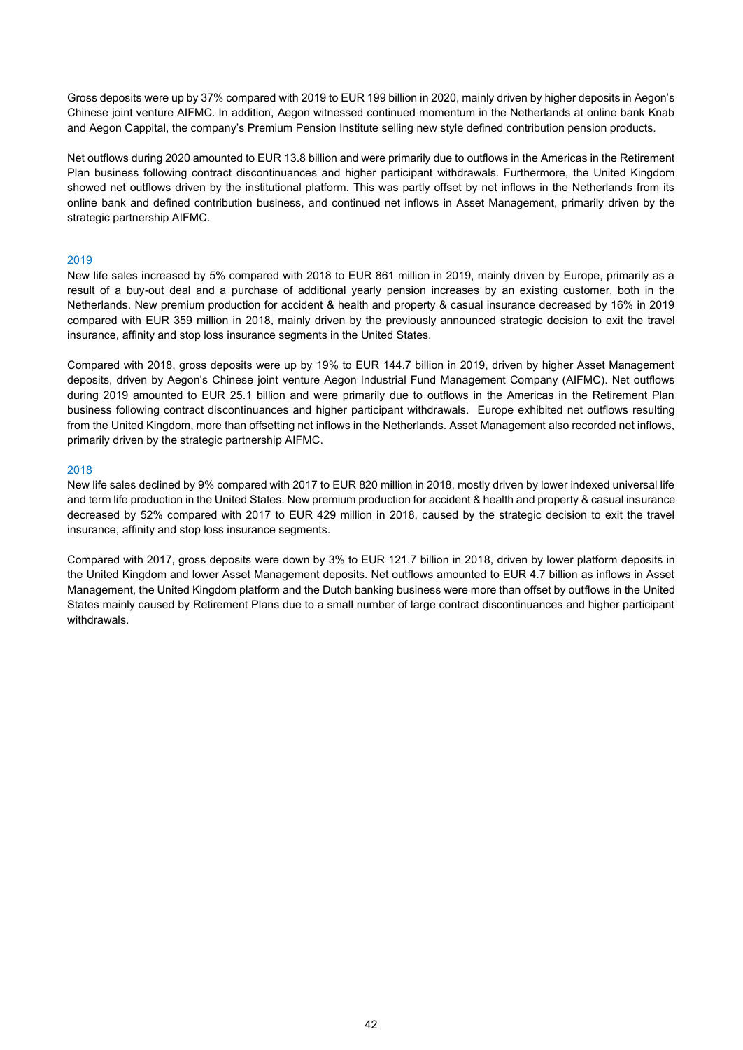Gross deposits were up by 37% compared with 2019 to EUR 199 billion in 2020, mainly driven by higher deposits in Aegon's Chinese joint venture AIFMC. In addition, Aegon witnessed continued momentum in the Netherlands at online bank Knab and Aegon Cappital, the company's Premium Pension Institute selling new style defined contribution pension products.

Net outflows during 2020 amounted to EUR 13.8 billion and were primarily due to outflows in the Americas in the Retirement Plan business following contract discontinuances and higher participant withdrawals. Furthermore, the United Kingdom showed net outflows driven by the institutional platform. This was partly offset by net inflows in the Netherlands from its online bank and defined contribution business, and continued net inflows in Asset Management, primarily driven by the strategic partnership AIFMC.

### 2019

New life sales increased by 5% compared with 2018 to EUR 861 million in 2019, mainly driven by Europe, primarily as a result of a buy-out deal and a purchase of additional yearly pension increases by an existing customer, both in the Netherlands. New premium production for accident & health and property & casual insurance decreased by 16% in 2019 compared with EUR 359 million in 2018, mainly driven by the previously announced strategic decision to exit the travel insurance, affinity and stop loss insurance segments in the United States.

Compared with 2018, gross deposits were up by 19% to EUR 144.7 billion in 2019, driven by higher Asset Management deposits, driven by Aegon's Chinese joint venture Aegon Industrial Fund Management Company (AIFMC). Net outflows during 2019 amounted to EUR 25.1 billion and were primarily due to outflows in the Americas in the Retirement Plan business following contract discontinuances and higher participant withdrawals. Europe exhibited net outflows resulting from the United Kingdom, more than offsetting net inflows in the Netherlands. Asset Management also recorded net inflows, primarily driven by the strategic partnership AIFMC.

### 2018

New life sales declined by 9% compared with 2017 to EUR 820 million in 2018, mostly driven by lower indexed universal life and term life production in the United States. New premium production for accident & health and property & casual insurance decreased by 52% compared with 2017 to EUR 429 million in 2018, caused by the strategic decision to exit the travel insurance, affinity and stop loss insurance segments.

Compared with 2017, gross deposits were down by 3% to EUR 121.7 billion in 2018, driven by lower platform deposits in the United Kingdom and lower Asset Management deposits. Net outflows amounted to EUR 4.7 billion as inflows in Asset Management, the United Kingdom platform and the Dutch banking business were more than offset by outflows in the United States mainly caused by Retirement Plans due to a small number of large contract discontinuances and higher participant withdrawals.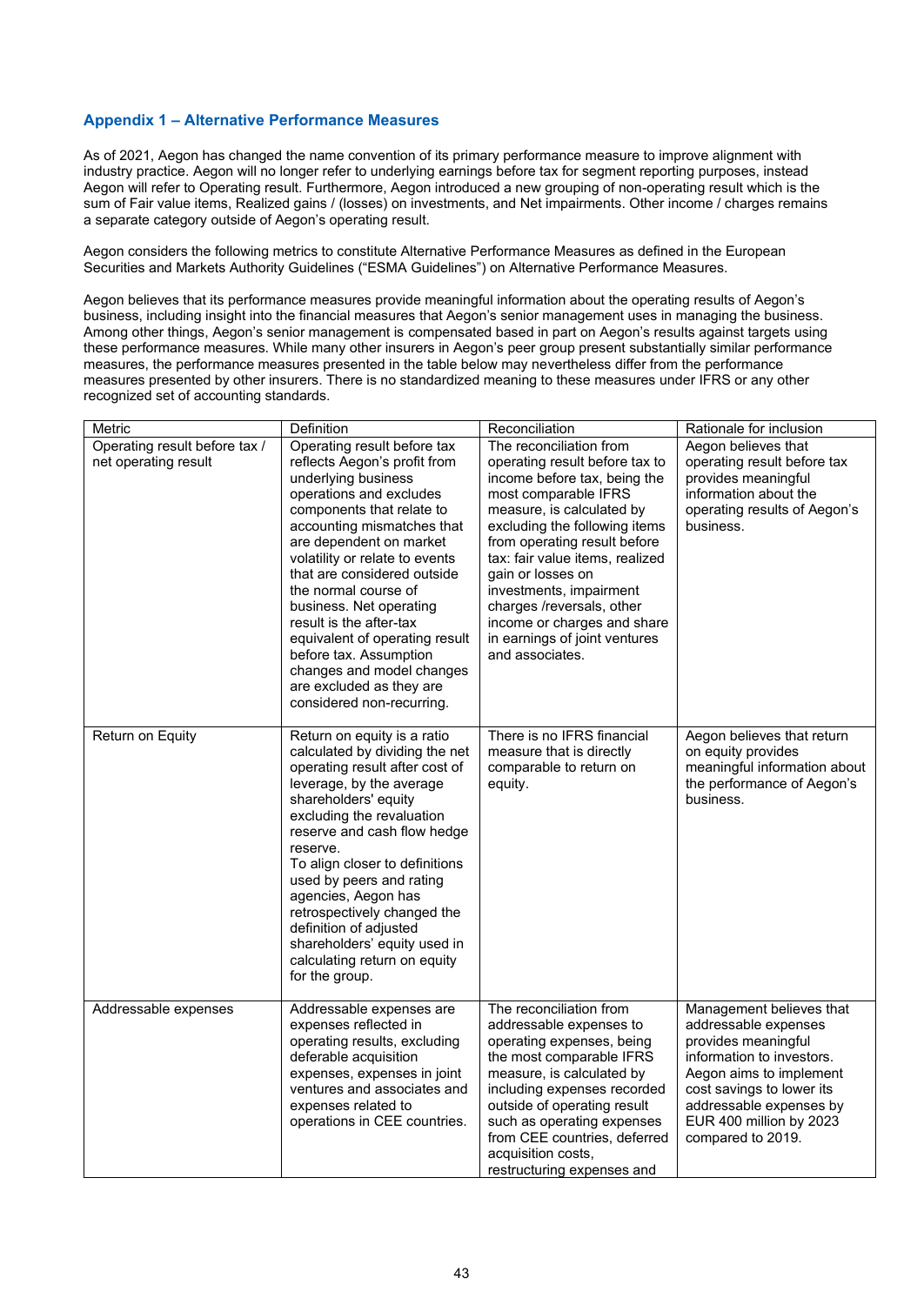## Appendix 1 – Alternative Performance Measures

As of 2021, Aegon has changed the name convention of its primary performance measure to improve alignment with industry practice. Aegon will no longer refer to underlying earnings before tax for segment reporting purposes, instead Aegon will refer to Operating result. Furthermore, Aegon introduced a new grouping of non-operating result which is the sum of Fair value items, Realized gains / (losses) on investments, and Net impairments. Other income / charges remains a separate category outside of Aegon's operating result.

Aegon considers the following metrics to constitute Alternative Performance Measures as defined in the European Securities and Markets Authority Guidelines ("ESMA Guidelines") on Alternative Performance Measures.

Aegon believes that its performance measures provide meaningful information about the operating results of Aegon's business, including insight into the financial measures that Aegon's senior management uses in managing the business. Among other things, Aegon's senior management is compensated based in part on Aegon's results against targets using these performance measures. While many other insurers in Aegon's peer group present substantially similar performance measures, the performance measures presented in the table below may nevertheless differ from the performance measures presented by other insurers. There is no standardized meaning to these measures under IFRS or any other recognized set of accounting standards.

| Metric | Definition | Reconciliation | Rationale for inclusion |
|---|---|---|---|
| Operating result before tax / net operating result | Operating result before tax reflects Aegon's profit from underlying business operations and excludes components that relate to accounting mismatches that are dependent on market volatility or relate to events that are considered outside the normal course of business. Net operating result is the after-tax equivalent of operating result before tax. Assumption changes and model changes are excluded as they are considered non-recurring. | The reconciliation from operating result before tax to income before tax, being the most comparable IFRS measure, is calculated by excluding the following items from operating result before tax: fair value items, realized gain or losses on investments, impairment charges /reversals, other income or charges and share in earnings of joint ventures and associates. | Aegon believes that operating result before tax provides meaningful information about the operating results of Aegon's business. |
| Return on Equity | Return on equity is a ratio calculated by dividing the net operating result after cost of leverage, by the average shareholders' equity excluding the revaluation reserve and cash flow hedge reserve. To align closer to definitions used by peers and rating agencies, Aegon has retrospectively changed the definition of adjusted shareholders' equity used in calculating return on equity for the group. | There is no IFRS financial measure that is directly comparable to return on equity. | Aegon believes that return on equity provides meaningful information about the performance of Aegon's business. |
| Addressable expenses | Addressable expenses are expenses reflected in operating results, excluding deferable acquisition expenses, expenses in joint ventures and associates and expenses related to operations in CEE countries. | The reconciliation from addressable expenses to operating expenses, being the most comparable IFRS measure, is calculated by including expenses recorded outside of operating result such as operating expenses from CEE countries, deferred acquisition costs, restructuring expenses and | Management believes that addressable expenses provides meaningful information to investors. Aegon aims to implement cost savings to lower its addressable expenses by EUR 400 million by 2023 compared to 2019. |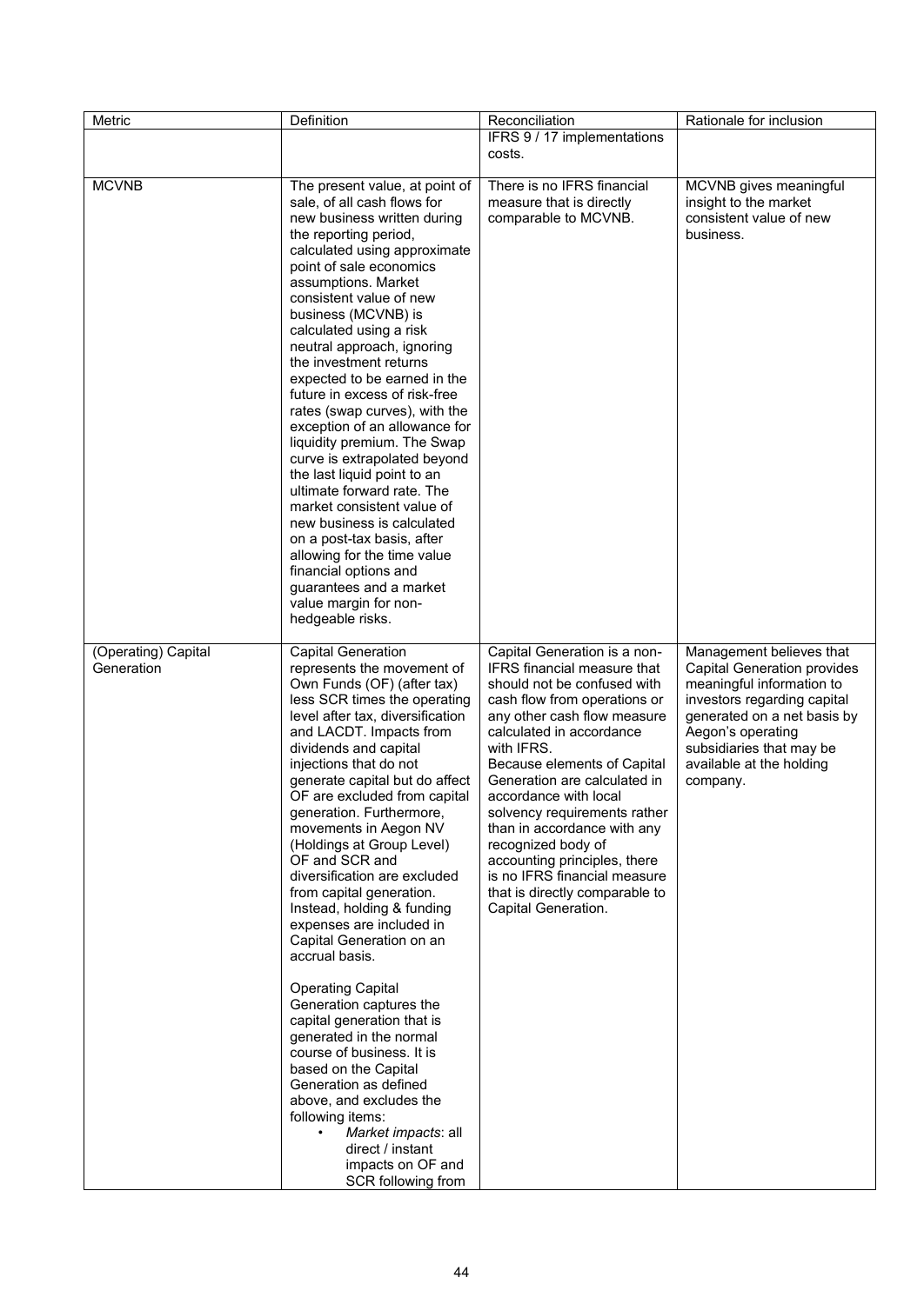| Metric | Definition | Reconciliation | Rationale for inclusion |
|---|---|---|---|
| | | IFRS 9 / 17 implementations costs. | |
| MCVNB | The present value, at point of sale, of all cash flows for new business written during the reporting period, calculated using approximate point of sale economics assumptions. Market consistent value of new business (MCVNB) is calculated using a risk neutral approach, ignoring the investment returns expected to be earned in the future in excess of risk-free rates (swap curves), with the exception of an allowance for liquidity premium. The Swap curve is extrapolated beyond the last liquid point to an ultimate forward rate. The market consistent value of new business is calculated on a post-tax basis, after allowing for the time value financial options and guarantees and a market value margin for non-hedgeable risks. | There is no IFRS financial measure that is directly comparable to MCVNB. | MCVNB gives meaningful insight to the market consistent value of new business. |
| (Operating) Capital Generation | Capital Generation represents the movement of Own Funds (OF) (after tax) less SCR times the operating level after tax, diversification and LACDT. Impacts from dividends and capital injections that do not generate capital but do affect OF are excluded from capital generation. Furthermore, movements in Aegon NV (Holdings at Group Level) OF and SCR and diversification are excluded from capital generation. Instead, holding & funding expenses are included in Capital Generation on an accrual basis.<br><br>Operating Capital Generation captures the capital generation that is generated in the normal course of business. It is based on the Capital Generation as defined above, and excludes the following items:<br>• *Market impacts*: all direct / instant impacts on OF and SCR following from | Capital Generation is a non-IFRS financial measure that should not be confused with cash flow from operations or any other cash flow measure calculated in accordance with IFRS.<br>Because elements of Capital Generation are calculated in accordance with local solvency requirements rather than in accordance with any recognized body of accounting principles, there is no IFRS financial measure that is directly comparable to Capital Generation. | Management believes that Capital Generation provides meaningful information to investors regarding capital generated on a net basis by Aegon's operating subsidiaries that may be available at the holding company. |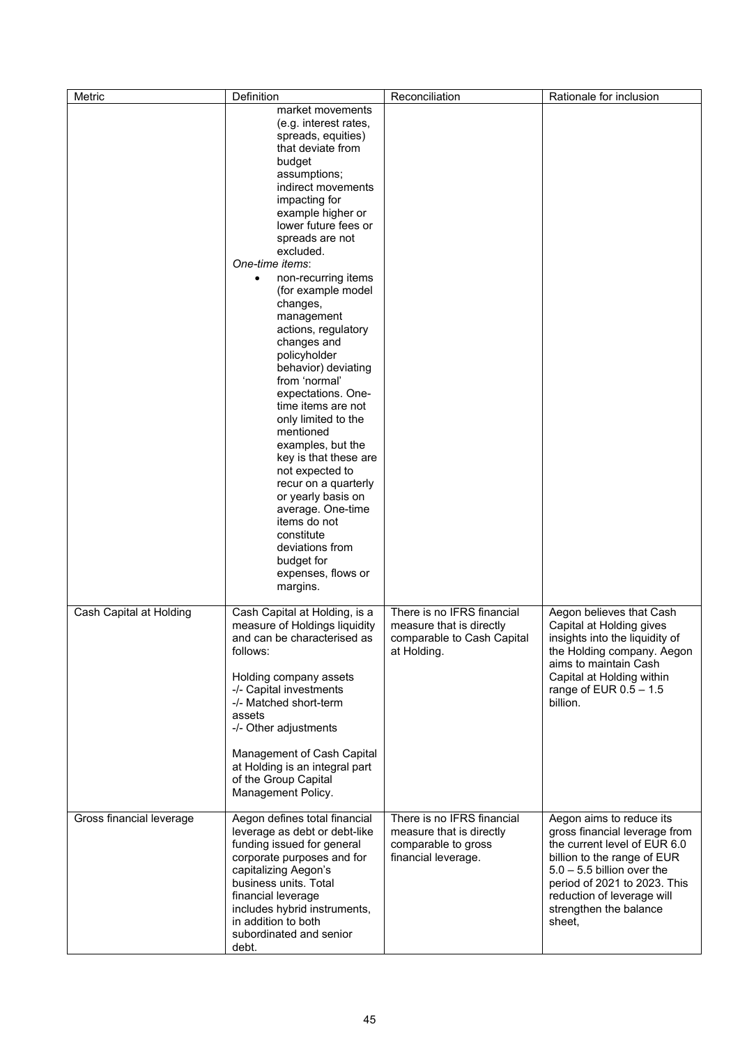| Metric | Definition | Reconciliation | Rationale for inclusion |
|---|---|---|---|
| | market movements (e.g. interest rates, spreads, equities) that deviate from budget assumptions; indirect movements impacting for example higher or lower future fees or spreads are not excluded.<br>*One-time items*:<br>• non-recurring items (for example model changes, management actions, regulatory changes and policyholder behavior) deviating from 'normal' expectations. One-time items are not only limited to the mentioned examples, but the key is that these are not expected to recur on a quarterly or yearly basis on average. One-time items do not constitute deviations from budget for expenses, flows or margins. | | |
| Cash Capital at Holding | Cash Capital at Holding, is a measure of Holdings liquidity and can be characterised as follows:<br><br>Holding company assets<br>-/- Capital investments<br>-/- Matched short-term assets<br>-/- Other adjustments<br><br>Management of Cash Capital at Holding is an integral part of the Group Capital Management Policy. | There is no IFRS financial measure that is directly comparable to Cash Capital at Holding. | Aegon believes that Cash Capital at Holding gives insights into the liquidity of the Holding company. Aegon aims to maintain Cash Capital at Holding within range of EUR 0.5 – 1.5 billion. |
| Gross financial leverage | Aegon defines total financial leverage as debt or debt-like funding issued for general corporate purposes and for capitalizing Aegon's business units. Total financial leverage includes hybrid instruments, in addition to both subordinated and senior debt. | There is no IFRS financial measure that is directly comparable to gross financial leverage. | Aegon aims to reduce its gross financial leverage from the current level of EUR 6.0 billion to the range of EUR 5.0 – 5.5 billion over the period of 2021 to 2023. This reduction of leverage will strengthen the balance sheet, |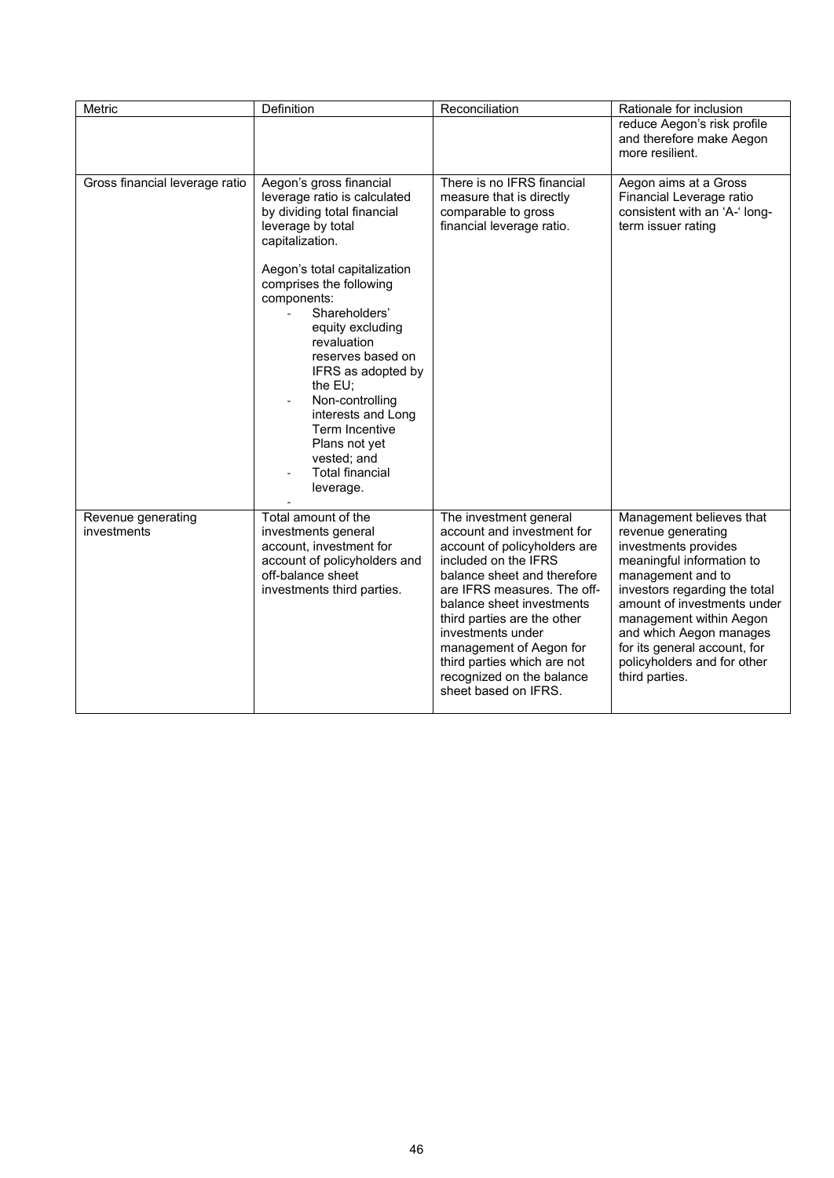| Metric | Definition | Reconciliation | Rationale for inclusion |
|---|---|---|---|
| | | | reduce Aegon's risk profile and therefore make Aegon more resilient. |
| Gross financial leverage ratio | Aegon's gross financial leverage ratio is calculated by dividing total financial leverage by total capitalization.<br><br>Aegon's total capitalization comprises the following components:<br>- Shareholders' equity excluding revaluation reserves based on IFRS as adopted by the EU;<br>- Non-controlling interests and Long Term Incentive Plans not yet vested; and<br>- Total financial leverage.<br>- | There is no IFRS financial measure that is directly comparable to gross financial leverage ratio. | Aegon aims at a Gross Financial Leverage ratio consistent with an 'A-' long-term issuer rating |
| Revenue generating investments | Total amount of the investments general account, investment for account of policyholders and off-balance sheet investments third parties. | The investment general account and investment for account of policyholders are included on the IFRS balance sheet and therefore are IFRS measures. The off-balance sheet investments third parties are the other investments under management of Aegon for third parties which are not recognized on the balance sheet based on IFRS. | Management believes that revenue generating investments provides meaningful information to management and to investors regarding the total amount of investments under management within Aegon and which Aegon manages for its general account, for policyholders and for other third parties. |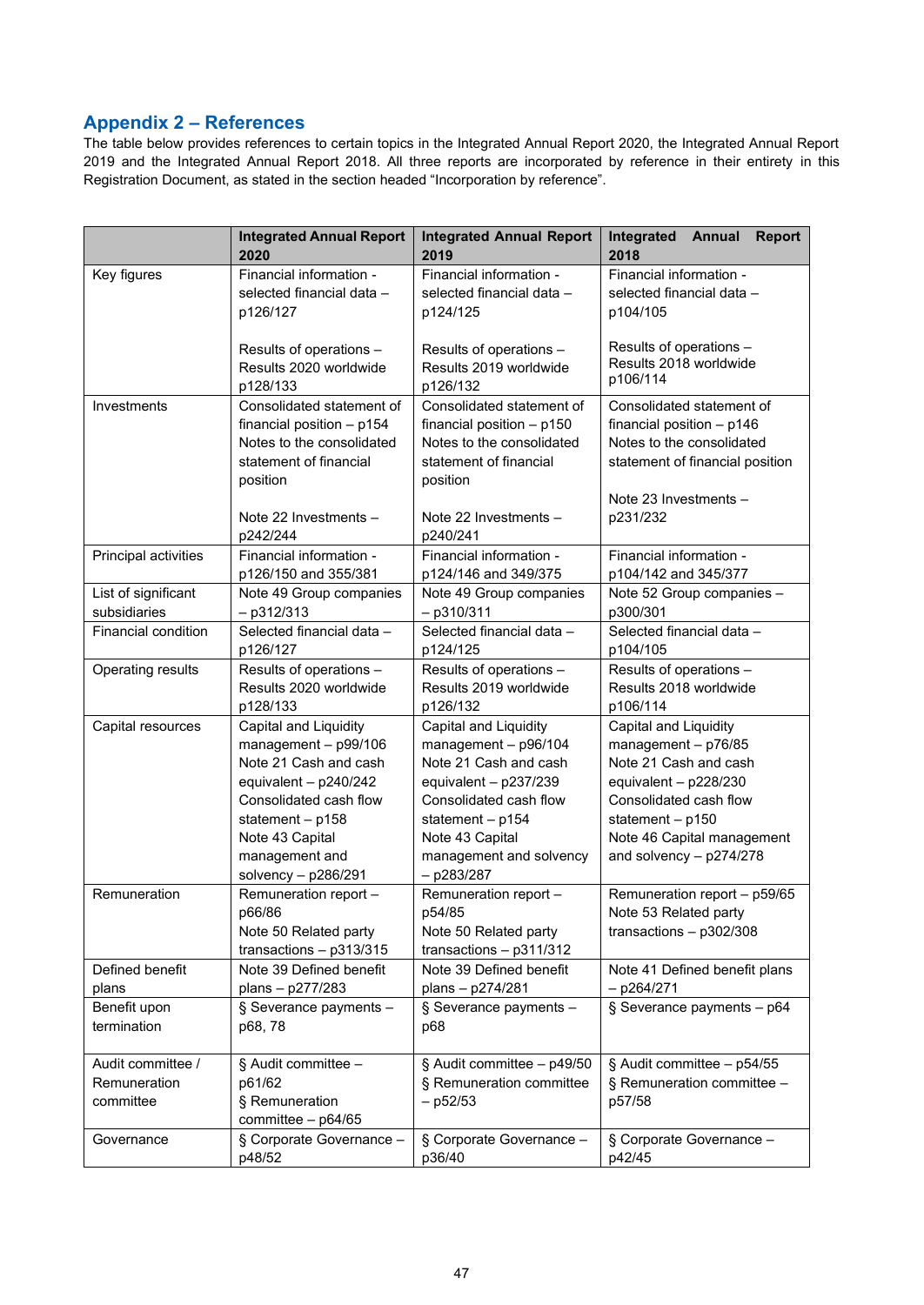## Appendix 2 – References

The table below provides references to certain topics in the Integrated Annual Report 2020, the Integrated Annual Report 2019 and the Integrated Annual Report 2018. All three reports are incorporated by reference in their entirety in this Registration Document, as stated in the section headed "Incorporation by reference".

| | **Integrated Annual Report 2020** | **Integrated Annual Report 2019** | **Integrated Annual Report 2018** |
|---|---|---|---|
| Key figures | Financial information - selected financial data – p126/127<br><br>Results of operations – Results 2020 worldwide p128/133 | Financial information - selected financial data – p124/125<br><br>Results of operations – Results 2019 worldwide p126/132 | Financial information - selected financial data – p104/105<br><br>Results of operations – Results 2018 worldwide p106/114 |
| Investments | Consolidated statement of financial position – p154<br>Notes to the consolidated statement of financial position<br><br>Note 22 Investments – p242/244 | Consolidated statement of financial position – p150<br>Notes to the consolidated statement of financial position<br><br>Note 22 Investments – p240/241 | Consolidated statement of financial position – p146<br>Notes to the consolidated statement of financial position<br><br>Note 23 Investments – p231/232 |
| Principal activities | Financial information - p126/150 and 355/381 | Financial information - p124/146 and 349/375 | Financial information - p104/142 and 345/377 |
| List of significant subsidiaries | Note 49 Group companies – p312/313 | Note 49 Group companies – p310/311 | Note 52 Group companies – p300/301 |
| Financial condition | Selected financial data – p126/127 | Selected financial data – p124/125 | Selected financial data – p104/105 |
| Operating results | Results of operations – Results 2020 worldwide p128/133 | Results of operations – Results 2019 worldwide p126/132 | Results of operations – Results 2018 worldwide p106/114 |
| Capital resources | Capital and Liquidity management – p99/106<br>Note 21 Cash and cash equivalent – p240/242<br>Consolidated cash flow statement – p158<br>Note 43 Capital management and solvency – p286/291 | Capital and Liquidity management – p96/104<br>Note 21 Cash and cash equivalent – p237/239<br>Consolidated cash flow statement – p154<br>Note 43 Capital management and solvency – p283/287 | Capital and Liquidity management – p76/85<br>Note 21 Cash and cash equivalent – p228/230<br>Consolidated cash flow statement – p150<br>Note 46 Capital management and solvency – p274/278 |
| Remuneration | Remuneration report – p66/86<br>Note 50 Related party transactions – p313/315 | Remuneration report – p54/85<br>Note 50 Related party transactions – p311/312 | Remuneration report – p59/65<br>Note 53 Related party transactions – p302/308 |
| Defined benefit plans | Note 39 Defined benefit plans – p277/283 | Note 39 Defined benefit plans – p274/281 | Note 41 Defined benefit plans – p264/271 |
| Benefit upon termination | § Severance payments – p68, 78 | § Severance payments – p68 | § Severance payments – p64 |
| Audit committee / Remuneration committee | § Audit committee – p61/62<br>§ Remuneration committee – p64/65 | § Audit committee – p49/50<br>§ Remuneration committee – p52/53 | § Audit committee – p54/55<br>§ Remuneration committee – p57/58 |
| Governance | § Corporate Governance – p48/52 | § Corporate Governance – p36/40 | § Corporate Governance – p42/45 |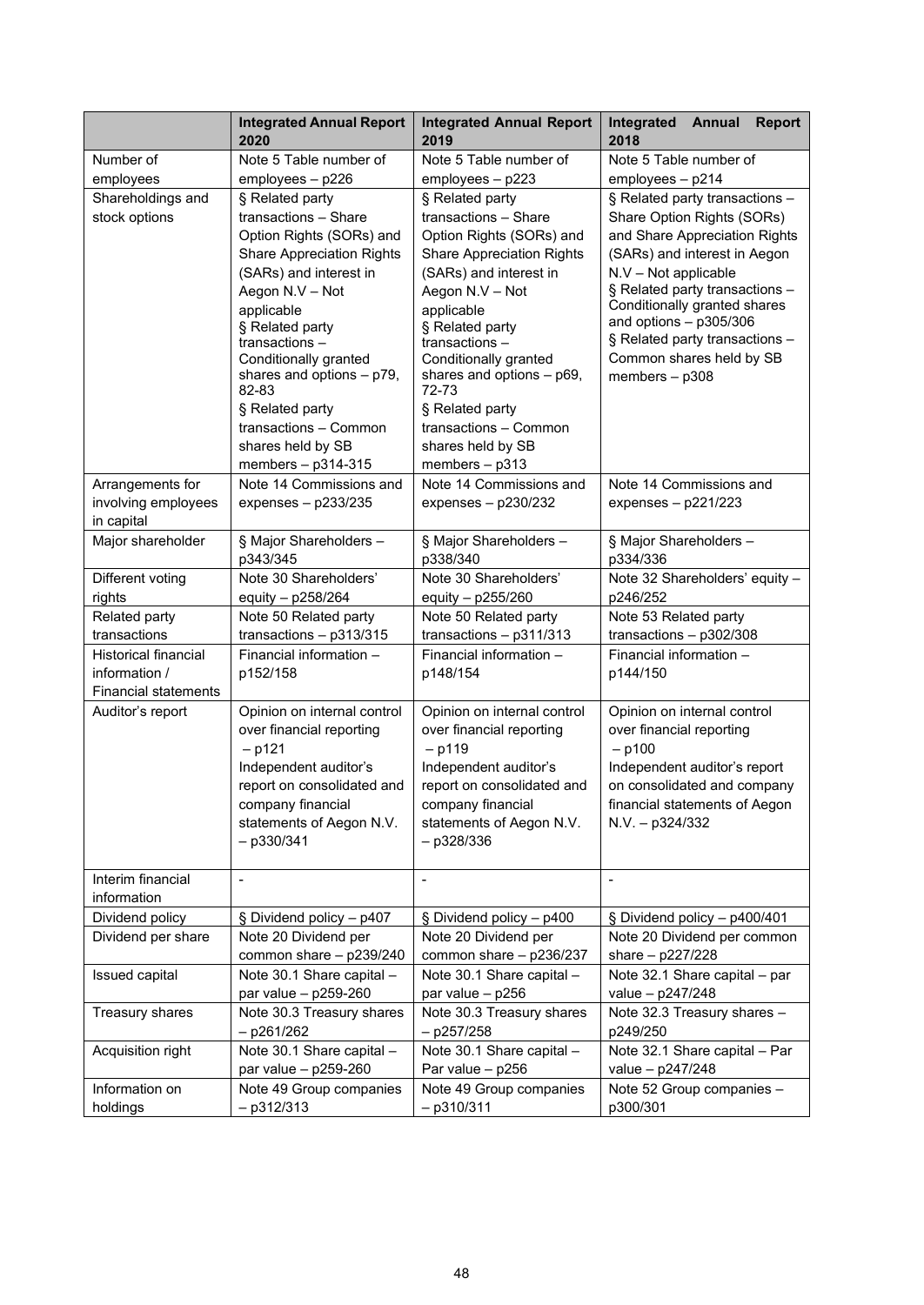| | Integrated Annual Report 2020 | Integrated Annual Report 2019 | Integrated Annual Report 2018 |
|---|---|---|---|
| Number of employees | Note 5 Table number of employees – p226 | Note 5 Table number of employees – p223 | Note 5 Table number of employees – p214 |
| Shareholdings and stock options | § Related party transactions – Share Option Rights (SORs) and Share Appreciation Rights (SARs) and interest in Aegon N.V – Not applicable<br>§ Related party transactions – Conditionally granted shares and options – p79, 82-83<br>§ Related party transactions – Common shares held by SB members – p314-315 | § Related party transactions – Share Option Rights (SORs) and Share Appreciation Rights (SARs) and interest in Aegon N.V – Not applicable<br>§ Related party transactions – Conditionally granted shares and options – p69, 72-73<br>§ Related party transactions – Common shares held by SB members – p313 | § Related party transactions – Share Option Rights (SORs) and Share Appreciation Rights (SARs) and interest in Aegon N.V – Not applicable<br>§ Related party transactions – Conditionally granted shares and options – p305/306<br>§ Related party transactions – Common shares held by SB members – p308 |
| Arrangements for involving employees in capital | Note 14 Commissions and expenses – p233/235 | Note 14 Commissions and expenses – p230/232 | Note 14 Commissions and expenses – p221/223 |
| Major shareholder | § Major Shareholders – p343/345 | § Major Shareholders – p338/340 | § Major Shareholders – p334/336 |
| Different voting rights | Note 30 Shareholders' equity – p258/264 | Note 30 Shareholders' equity – p255/260 | Note 32 Shareholders' equity – p246/252 |
| Related party transactions | Note 50 Related party transactions – p313/315 | Note 50 Related party transactions – p311/313 | Note 53 Related party transactions – p302/308 |
| Historical financial information / Financial statements | Financial information – p152/158 | Financial information – p148/154 | Financial information – p144/150 |
| Auditor's report | Opinion on internal control over financial reporting – p121<br>Independent auditor's report on consolidated and company financial statements of Aegon N.V. – p330/341 | Opinion on internal control over financial reporting – p119<br>Independent auditor's report on consolidated and company financial statements of Aegon N.V. – p328/336 | Opinion on internal control over financial reporting – p100<br>Independent auditor's report on consolidated and company financial statements of Aegon N.V. – p324/332 |
| Interim financial information | - | - | - |
| Dividend policy | § Dividend policy – p407 | § Dividend policy – p400 | § Dividend policy – p400/401 |
| Dividend per share | Note 20 Dividend per common share – p239/240 | Note 20 Dividend per common share – p236/237 | Note 20 Dividend per common share – p227/228 |
| Issued capital | Note 30.1 Share capital – par value – p259-260 | Note 30.1 Share capital – par value – p256 | Note 32.1 Share capital – par value – p247/248 |
| Treasury shares | Note 30.3 Treasury shares – p261/262 | Note 30.3 Treasury shares – p257/258 | Note 32.3 Treasury shares – p249/250 |
| Acquisition right | Note 30.1 Share capital – par value – p259-260 | Note 30.1 Share capital – Par value – p256 | Note 32.1 Share capital – Par value – p247/248 |
| Information on holdings | Note 49 Group companies – p312/313 | Note 49 Group companies – p310/311 | Note 52 Group companies – p300/301 |